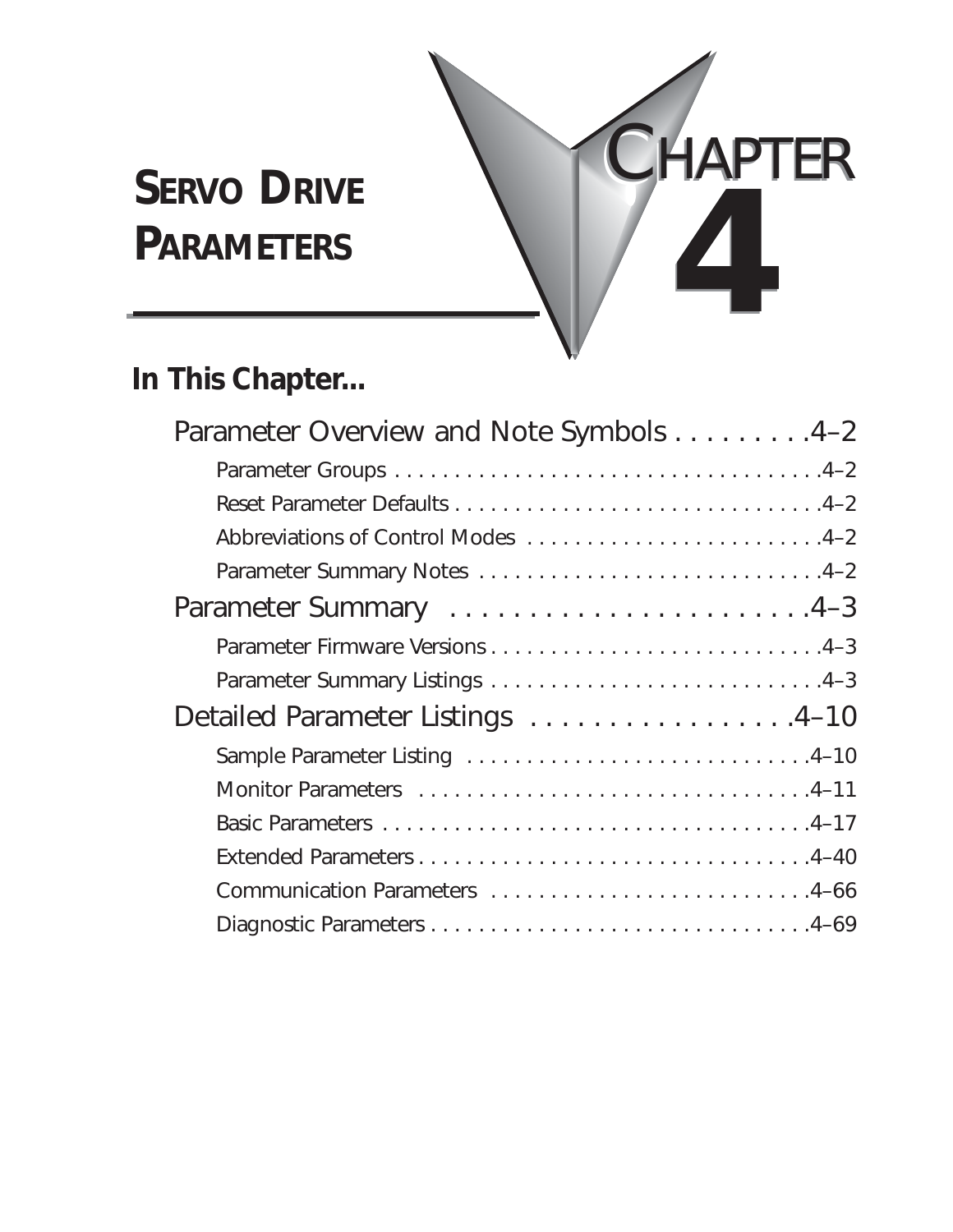# SERVO DRIVE PARAMETERS

# CHAPTER 4

## In This Chapter...

Parameter Overview and Note Symbols . . . . . . . . . 4–2

- Parameter Groups . . . . . . . . . . . . . . . . . . . . . . . . . . . . . . . . . . . 4–2
- Reset Parameter Defaults . . . . . . . . . . . . . . . . . . . . . . . . . . . . . . 4–2
- Abbreviations of Control Modes . . . . . . . . . . . . . . . . . . . . . . . . 4–2
- Parameter Summary Notes . . . . . . . . . . . . . . . . . . . . . . . . . . . . 4–2

Parameter Summary . . . . . . . . . . . . . . . . . . . . . . . 4–3

- Parameter Firmware Versions . . . . . . . . . . . . . . . . . . . . . . . . . . . 4–3
- Parameter Summary Listings . . . . . . . . . . . . . . . . . . . . . . . . . . . 4–3

Detailed Parameter Listings . . . . . . . . . . . . . . . . . 4–10

- Sample Parameter Listing . . . . . . . . . . . . . . . . . . . . . . . . . . . . 4–10
- Monitor Parameters . . . . . . . . . . . . . . . . . . . . . . . . . . . . . . . . 4–11
- Basic Parameters . . . . . . . . . . . . . . . . . . . . . . . . . . . . . . . . . . . 4–17
- Extended Parameters . . . . . . . . . . . . . . . . . . . . . . . . . . . . . . . . 4–40
- Communication Parameters . . . . . . . . . . . . . . . . . . . . . . . . . . 4–66
- Diagnostic Parameters . . . . . . . . . . . . . . . . . . . . . . . . . . . . . . . 4–69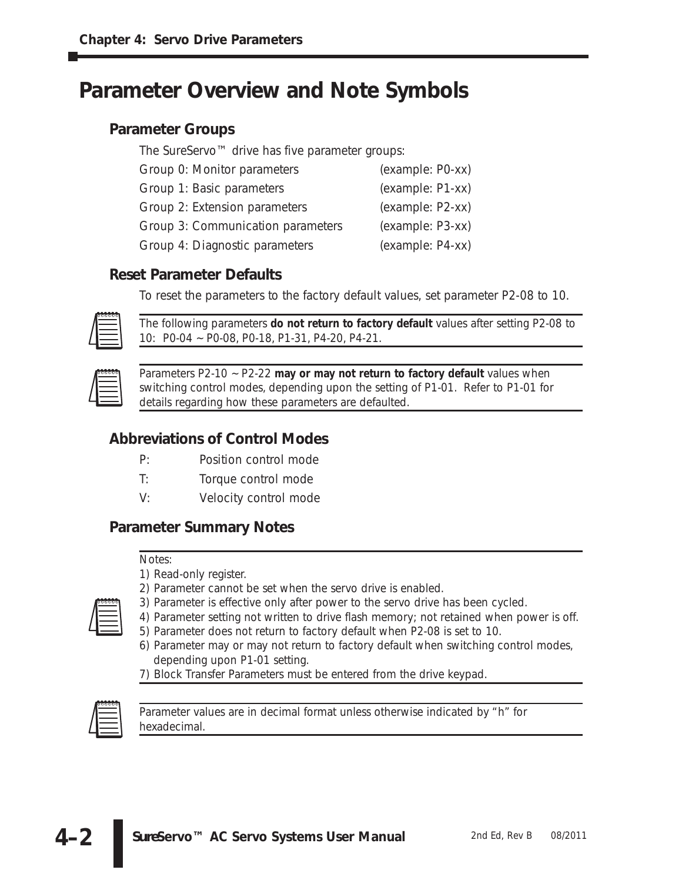# Parameter Overview and Note Symbols

## Parameter Groups

The SureServo™ drive has five parameter groups:

| | |
|---|---|
| Group 0: Monitor parameters | (example: P0-xx) |
| Group 1: Basic parameters | (example: P1-xx) |
| Group 2: Extension parameters | (example: P2-xx) |
| Group 3: Communication parameters | (example: P3-xx) |
| Group 4: Diagnostic parameters | (example: P4-xx) |

## Reset Parameter Defaults

To reset the parameters to the factory default values, set parameter P2-08 to 10.

The following parameters **do not return to factory default** values after setting P2-08 to 10: P0-04 ~ P0-08, P0-18, P1-31, P4-20, P4-21.

Parameters P2-10 ~ P2-22 **may or may not return to factory default** values when switching control modes, depending upon the setting of P1-01. Refer to P1-01 for details regarding how these parameters are defaulted.

## Abbreviations of Control Modes

- P: Position control mode
- T: Torque control mode
- V: Velocity control mode

## Parameter Summary Notes

Notes:

1) Read-only register.
2) Parameter cannot be set when the servo drive is enabled.
3) Parameter is effective only after power to the servo drive has been cycled.
4) Parameter setting not written to drive flash memory; not retained when power is off.
5) Parameter does not return to factory default when P2-08 is set to 10.
6) Parameter may or may not return to factory default when switching control modes, depending upon P1-01 setting.
7) Block Transfer Parameters must be entered from the drive keypad.

Parameter values are in decimal format unless otherwise indicated by "h" for hexadecimal.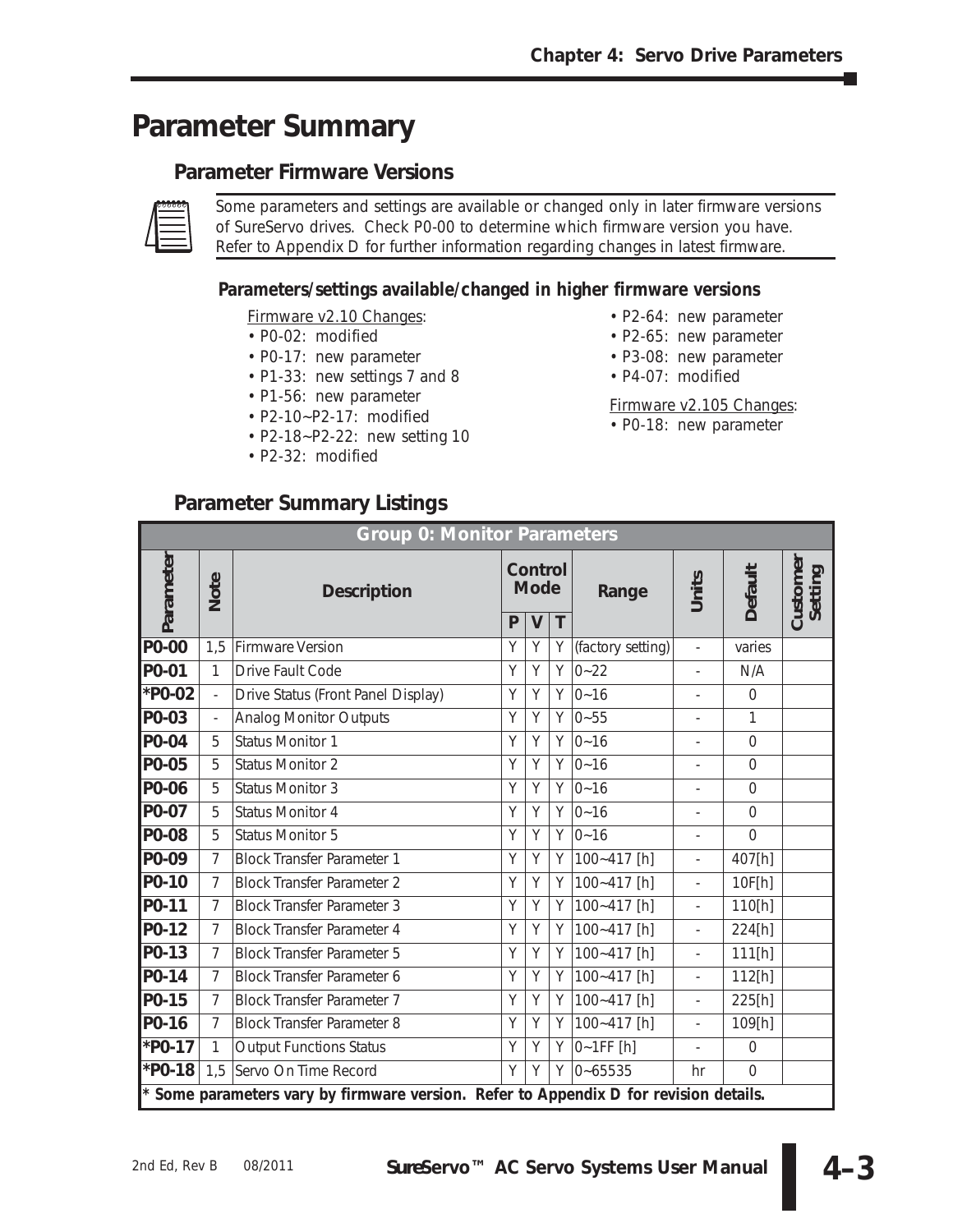## Parameter Summary

### Parameter Firmware Versions

Some parameters and settings are available or changed only in later firmware versions of SureServo drives. Check P0-00 to determine which firmware version you have. Refer to Appendix D for further information regarding changes in latest firmware.

#### Parameters/settings available/changed in higher firmware versions

Firmware v2.10 Changes:

- P0-02: modified
- P0-17: new parameter
- P1-33: new settings 7 and 8
- P1-56: new parameter
- P2-10~P2-17: modified
- P2-18~P2-22: new setting 10
- P2-32: modified
- P2-64: new parameter
- P2-65: new parameter
- P3-08: new parameter
- P4-07: modified

Firmware v2.105 Changes:

- P0-18: new parameter

### Parameter Summary Listings

| Group 0: Monitor Parameters | | | | | | | | | |
|---|---|---|---|---|---|---|---|---|---|
| Parameter | Note | Description | Control Mode | | | Range | Units | Default | Customer Setting |
| | | | P | V | T | | | | |
| P0-00 | 1,5 | Firmware Version | Y | Y | Y | (factory setting) | - | varies | |
| P0-01 | 1 | Drive Fault Code | Y | Y | Y | 0~22 | - | N/A | |
| *P0-02 | - | Drive Status (Front Panel Display) | Y | Y | Y | 0~16 | - | 0 | |
| P0-03 | - | Analog Monitor Outputs | Y | Y | Y | 0~55 | - | 1 | |
| P0-04 | 5 | Status Monitor 1 | Y | Y | Y | 0~16 | - | 0 | |
| P0-05 | 5 | Status Monitor 2 | Y | Y | Y | 0~16 | - | 0 | |
| P0-06 | 5 | Status Monitor 3 | Y | Y | Y | 0~16 | - | 0 | |
| P0-07 | 5 | Status Monitor 4 | Y | Y | Y | 0~16 | - | 0 | |
| P0-08 | 5 | Status Monitor 5 | Y | Y | Y | 0~16 | - | 0 | |
| P0-09 | 7 | Block Transfer Parameter 1 | Y | Y | Y | 100~417 [h] | - | 407[h] | |
| P0-10 | 7 | Block Transfer Parameter 2 | Y | Y | Y | 100~417 [h] | - | 10F[h] | |
| P0-11 | 7 | Block Transfer Parameter 3 | Y | Y | Y | 100~417 [h] | - | 110[h] | |
| P0-12 | 7 | Block Transfer Parameter 4 | Y | Y | Y | 100~417 [h] | - | 224[h] | |
| P0-13 | 7 | Block Transfer Parameter 5 | Y | Y | Y | 100~417 [h] | - | 111[h] | |
| P0-14 | 7 | Block Transfer Parameter 6 | Y | Y | Y | 100~417 [h] | - | 112[h] | |
| P0-15 | 7 | Block Transfer Parameter 7 | Y | Y | Y | 100~417 [h] | - | 225[h] | |
| P0-16 | 7 | Block Transfer Parameter 8 | Y | Y | Y | 100~417 [h] | - | 109[h] | |
| *P0-17 | 1 | Output Functions Status | Y | Y | Y | 0~1FF [h] | - | 0 | |
| *P0-18 | 1,5 | Servo On Time Record | Y | Y | Y | 0~65535 | hr | 0 | |

**\* Some parameters vary by firmware version. Refer to Appendix D for revision details.**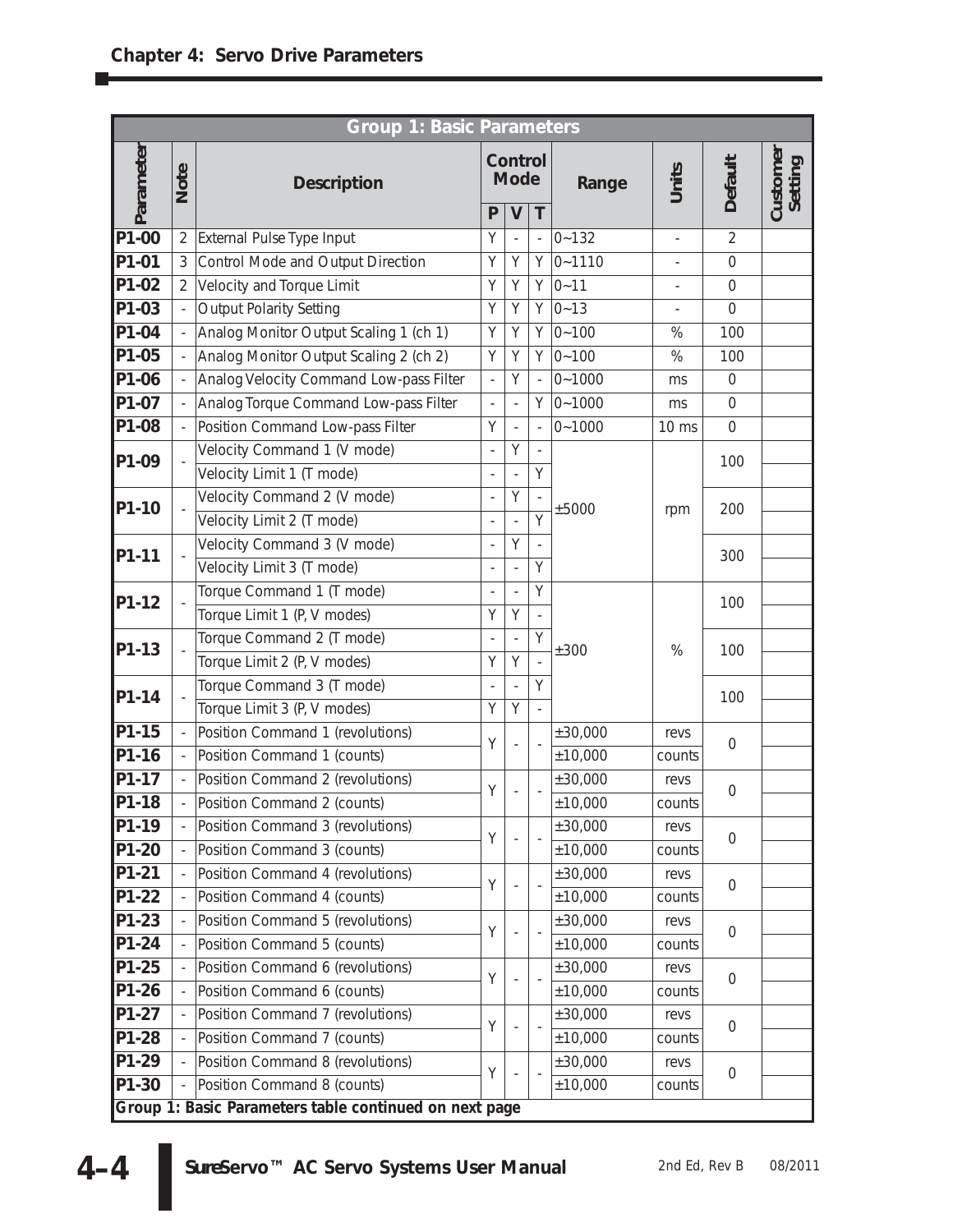## Chapter 4: Servo Drive Parameters

| Group 1: Basic Parameters | | | | | | | | | |
|---|---|---|---|---|---|---|---|---|---|
| Parameter | Note | Description | Control Mode | | | Range | Units | Default | Customer Setting |
| | | | P | V | T | | | | |
| P1-00 | 2 | External Pulse Type Input | Y | - | - | 0~132 | - | 2 | |
| P1-01 | 3 | Control Mode and Output Direction | Y | Y | Y | 0~1110 | - | 0 | |
| P1-02 | 2 | Velocity and Torque Limit | Y | Y | Y | 0~11 | - | 0 | |
| P1-03 | - | Output Polarity Setting | Y | Y | Y | 0~13 | - | 0 | |
| P1-04 | - | Analog Monitor Output Scaling 1 (ch 1) | Y | Y | Y | 0~100 | % | 100 | |
| P1-05 | - | Analog Monitor Output Scaling 2 (ch 2) | Y | Y | Y | 0~100 | % | 100 | |
| P1-06 | - | Analog Velocity Command Low-pass Filter | - | Y | - | 0~1000 | ms | 0 | |
| P1-07 | - | Analog Torque Command Low-pass Filter | - | - | Y | 0~1000 | ms | 0 | |
| P1-08 | - | Position Command Low-pass Filter | Y | - | - | 0~1000 | 10 ms | 0 | |
| P1-09 | - | Velocity Command 1 (V mode) | - | Y | - | ±5000 | rpm | 100 | |
| | | Velocity Limit 1 (T mode) | - | - | Y | | | | |
| P1-10 | - | Velocity Command 2 (V mode) | - | Y | - | ±5000 | rpm | 200 | |
| | | Velocity Limit 2 (T mode) | - | - | Y | | | | |
| P1-11 | - | Velocity Command 3 (V mode) | - | Y | - | ±5000 | rpm | 300 | |
| | | Velocity Limit 3 (T mode) | - | - | Y | | | | |
| P1-12 | - | Torque Command 1 (T mode) | - | - | Y | ±300 | % | 100 | |
| | | Torque Limit 1 (P, V modes) | Y | Y | - | | | | |
| P1-13 | - | Torque Command 2 (T mode) | - | - | Y | ±300 | % | 100 | |
| | | Torque Limit 2 (P, V modes) | Y | Y | - | | | | |
| P1-14 | - | Torque Command 3 (T mode) | - | - | Y | ±300 | % | 100 | |
| | | Torque Limit 3 (P, V modes) | Y | Y | - | | | | |
| P1-15 | - | Position Command 1 (revolutions) | Y | - | - | ±30,000 | revs | 0 | |
| P1-16 | - | Position Command 1 (counts) | | | | ±10,000 | counts | | |
| P1-17 | - | Position Command 2 (revolutions) | Y | - | - | ±30,000 | revs | 0 | |
| P1-18 | - | Position Command 2 (counts) | | | | ±10,000 | counts | | |
| P1-19 | - | Position Command 3 (revolutions) | Y | - | - | ±30,000 | revs | 0 | |
| P1-20 | - | Position Command 3 (counts) | | | | ±10,000 | counts | | |
| P1-21 | - | Position Command 4 (revolutions) | Y | - | - | ±30,000 | revs | 0 | |
| P1-22 | - | Position Command 4 (counts) | | | | ±10,000 | counts | | |
| P1-23 | - | Position Command 5 (revolutions) | Y | - | - | ±30,000 | revs | 0 | |
| P1-24 | - | Position Command 5 (counts) | | | | ±10,000 | counts | | |
| P1-25 | - | Position Command 6 (revolutions) | Y | - | - | ±30,000 | revs | 0 | |
| P1-26 | - | Position Command 6 (counts) | | | | ±10,000 | counts | | |
| P1-27 | - | Position Command 7 (revolutions) | Y | - | - | ±30,000 | revs | 0 | |
| P1-28 | - | Position Command 7 (counts) | | | | ±10,000 | counts | | |
| P1-29 | - | Position Command 8 (revolutions) | Y | - | - | ±30,000 | revs | 0 | |
| P1-30 | - | Position Command 8 (counts) | | | | ±10,000 | counts | | |

**Group 1: Basic Parameters table continued on next page**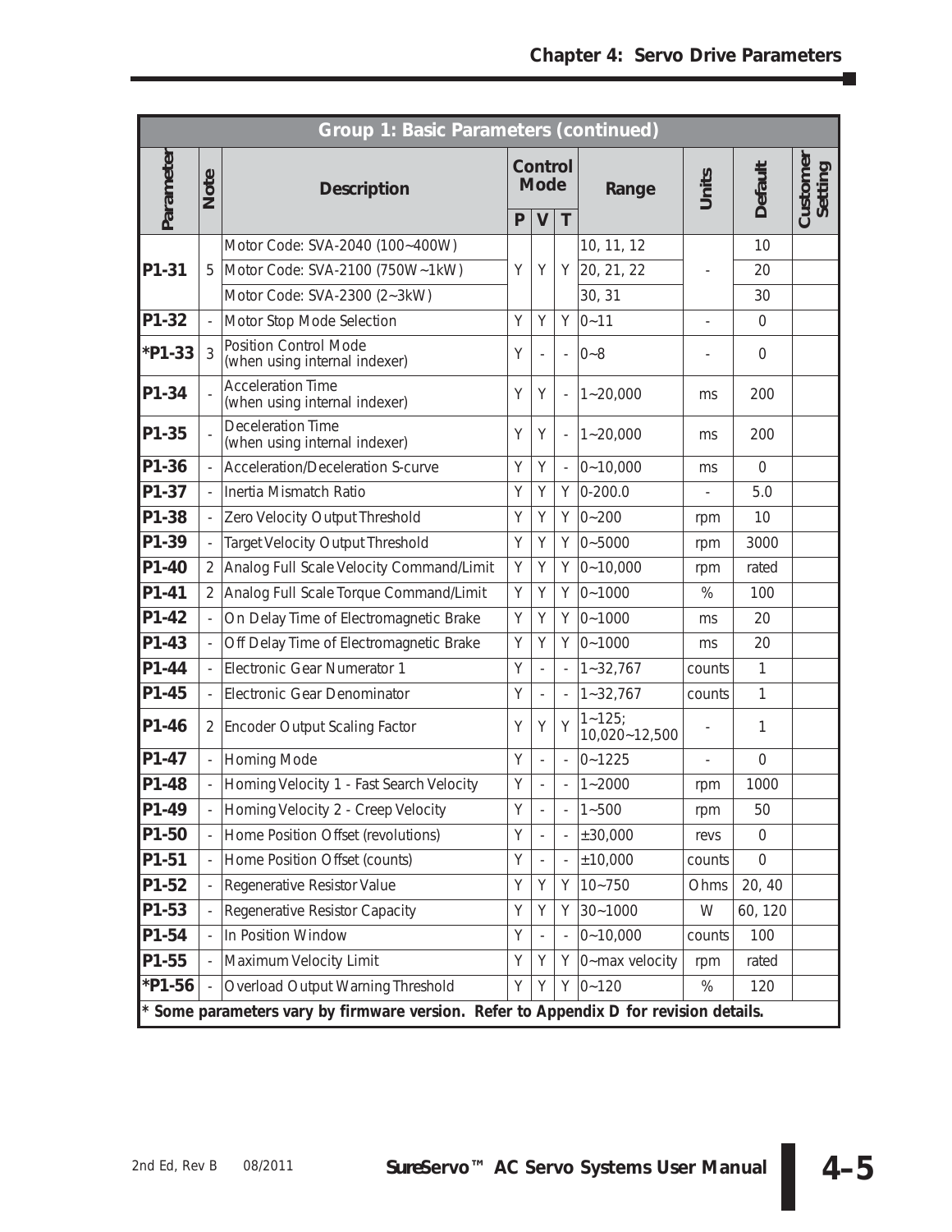| Group 1: Basic Parameters (continued) | | | | | | | | | |
|---|---|---|---|---|---|---|---|---|---|
| Parameter | Note | Description | Control Mode | | | Range | Units | Default | Customer Setting |
| | | | P | V | T | | | | |
| P1-31 | 5 | Motor Code: SVA-2040 (100~400W) | Y | Y | Y | 10, 11, 12 | - | 10 | |
| | | Motor Code: SVA-2100 (750W~1kW) | | | | 20, 21, 22 | | 20 | |
| | | Motor Code: SVA-2300 (2~3kW) | | | | 30, 31 | | 30 | |
| P1-32 | - | Motor Stop Mode Selection | Y | Y | Y | 0~11 | - | 0 | |
| *P1-33 | 3 | Position Control Mode (when using internal indexer) | Y | - | - | 0~8 | - | 0 | |
| P1-34 | - | Acceleration Time (when using internal indexer) | Y | Y | - | 1~20,000 | ms | 200 | |
| P1-35 | - | Deceleration Time (when using internal indexer) | Y | Y | - | 1~20,000 | ms | 200 | |
| P1-36 | - | Acceleration/Deceleration S-curve | Y | Y | - | 0~10,000 | ms | 0 | |
| P1-37 | - | Inertia Mismatch Ratio | Y | Y | Y | 0-200.0 | - | 5.0 | |
| P1-38 | - | Zero Velocity Output Threshold | Y | Y | Y | 0~200 | rpm | 10 | |
| P1-39 | - | Target Velocity Output Threshold | Y | Y | Y | 0~5000 | rpm | 3000 | |
| P1-40 | 2 | Analog Full Scale Velocity Command/Limit | Y | Y | Y | 0~10,000 | rpm | rated | |
| P1-41 | 2 | Analog Full Scale Torque Command/Limit | Y | Y | Y | 0~1000 | % | 100 | |
| P1-42 | - | On Delay Time of Electromagnetic Brake | Y | Y | Y | 0~1000 | ms | 20 | |
| P1-43 | - | Off Delay Time of Electromagnetic Brake | Y | Y | Y | 0~1000 | ms | 20 | |
| P1-44 | - | Electronic Gear Numerator 1 | Y | - | - | 1~32,767 | counts | 1 | |
| P1-45 | - | Electronic Gear Denominator | Y | - | - | 1~32,767 | counts | 1 | |
| P1-46 | 2 | Encoder Output Scaling Factor | Y | Y | Y | 1~125; 10,020~12,500 | - | 1 | |
| P1-47 | - | Homing Mode | Y | - | - | 0~1225 | - | 0 | |
| P1-48 | - | Homing Velocity 1 - Fast Search Velocity | Y | - | - | 1~2000 | rpm | 1000 | |
| P1-49 | - | Homing Velocity 2 - Creep Velocity | Y | - | - | 1~500 | rpm | 50 | |
| P1-50 | - | Home Position Offset (revolutions) | Y | - | - | ±30,000 | revs | 0 | |
| P1-51 | - | Home Position Offset (counts) | Y | - | - | ±10,000 | counts | 0 | |
| P1-52 | - | Regenerative Resistor Value | Y | Y | Y | 10~750 | Ohms | 20, 40 | |
| P1-53 | - | Regenerative Resistor Capacity | Y | Y | Y | 30~1000 | W | 60, 120 | |
| P1-54 | - | In Position Window | Y | - | - | 0~10,000 | counts | 100 | |
| P1-55 | - | Maximum Velocity Limit | Y | Y | Y | 0~max velocity | rpm | rated | |
| *P1-56 | - | Overload Output Warning Threshold | Y | Y | Y | 0~120 | % | 120 | |

**\* Some parameters vary by firmware version. Refer to Appendix D for revision details.**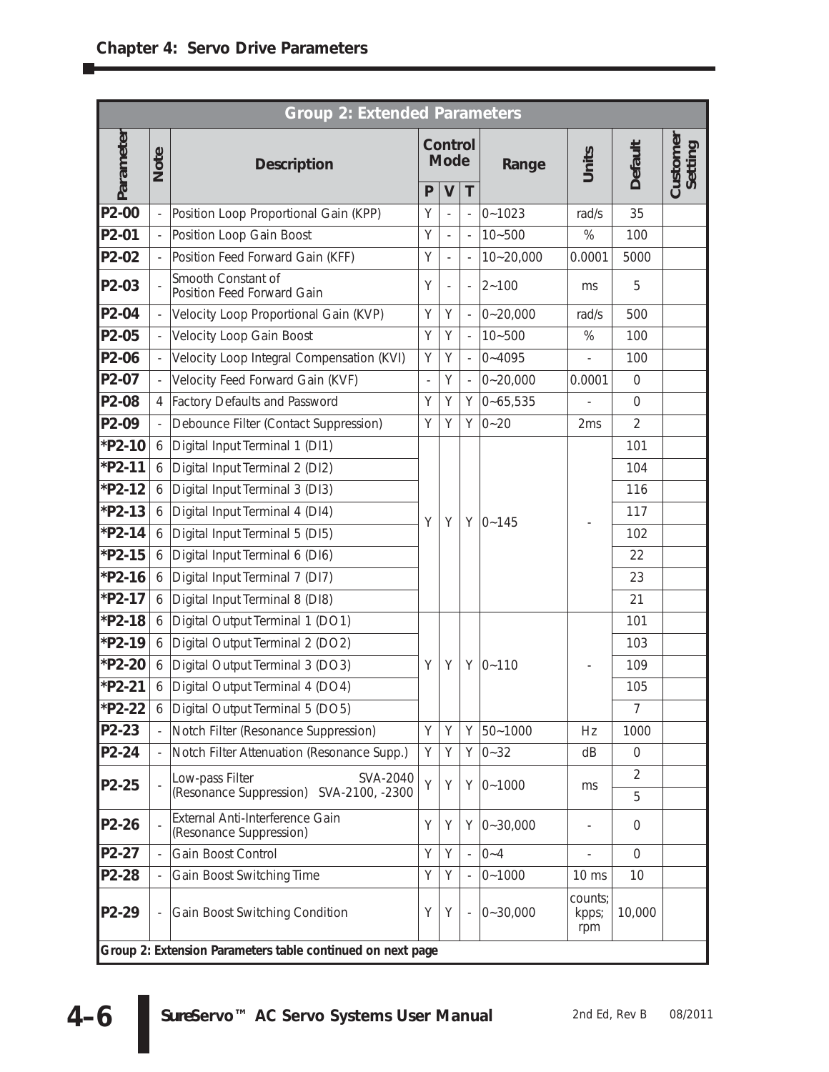## Chapter 4: Servo Drive Parameters

| Group 2: Extended Parameters | | | | | | | | | |
|---|---|---|---|---|---|---|---|---|---|
| Parameter | Note | Description | Control Mode | | | Range | Units | Default | Customer Setting |
| | | | P | V | T | | | | |
| P2-00 | - | Position Loop Proportional Gain (KPP) | Y | - | - | 0~1023 | rad/s | 35 | |
| P2-01 | - | Position Loop Gain Boost | Y | - | - | 10~500 | % | 100 | |
| P2-02 | - | Position Feed Forward Gain (KFF) | Y | - | - | 10~20,000 | 0.0001 | 5000 | |
| P2-03 | - | Smooth Constant of Position Feed Forward Gain | Y | - | - | 2~100 | ms | 5 | |
| P2-04 | - | Velocity Loop Proportional Gain (KVP) | Y | Y | - | 0~20,000 | rad/s | 500 | |
| P2-05 | - | Velocity Loop Gain Boost | Y | Y | - | 10~500 | % | 100 | |
| P2-06 | - | Velocity Loop Integral Compensation (KVI) | Y | Y | - | 0~4095 | - | 100 | |
| P2-07 | - | Velocity Feed Forward Gain (KVF) | - | Y | - | 0~20,000 | 0.0001 | 0 | |
| P2-08 | 4 | Factory Defaults and Password | Y | Y | Y | 0~65,535 | - | 0 | |
| P2-09 | - | Debounce Filter (Contact Suppression) | Y | Y | Y | 0~20 | 2ms | 2 | |
| *P2-10 | 6 | Digital Input Terminal 1 (DI1) | Y | Y | Y | 0~145 | - | 101 | |
| *P2-11 | 6 | Digital Input Terminal 2 (DI2) | | | | | | 104 | |
| *P2-12 | 6 | Digital Input Terminal 3 (DI3) | | | | | | 116 | |
| *P2-13 | 6 | Digital Input Terminal 4 (DI4) | | | | | | 117 | |
| *P2-14 | 6 | Digital Input Terminal 5 (DI5) | | | | | | 102 | |
| *P2-15 | 6 | Digital Input Terminal 6 (DI6) | | | | | | 22 | |
| *P2-16 | 6 | Digital Input Terminal 7 (DI7) | | | | | | 23 | |
| *P2-17 | 6 | Digital Input Terminal 8 (DI8) | | | | | | 21 | |
| *P2-18 | 6 | Digital Output Terminal 1 (DO1) | Y | Y | Y | 0~110 | - | 101 | |
| *P2-19 | 6 | Digital Output Terminal 2 (DO2) | | | | | | 103 | |
| *P2-20 | 6 | Digital Output Terminal 3 (DO3) | | | | | | 109 | |
| *P2-21 | 6 | Digital Output Terminal 4 (DO4) | | | | | | 105 | |
| *P2-22 | 6 | Digital Output Terminal 5 (DO5) | | | | | | 7 | |
| P2-23 | - | Notch Filter (Resonance Suppression) | Y | Y | Y | 50~1000 | Hz | 1000 | |
| P2-24 | - | Notch Filter Attenuation (Resonance Supp.) | Y | Y | Y | 0~32 | dB | 0 | |
| P2-25 | - | Low-pass Filter (Resonance Suppression) SVA-2040 | Y | Y | Y | 0~1000 | ms | 2 | |
| | | SVA-2100, -2300 | | | | | | 5 | |
| P2-26 | - | External Anti-Interference Gain (Resonance Suppression) | Y | Y | Y | 0~30,000 | - | 0 | |
| P2-27 | - | Gain Boost Control | Y | Y | - | 0~4 | - | 0 | |
| P2-28 | - | Gain Boost Switching Time | Y | Y | - | 0~1000 | 10 ms | 10 | |
| P2-29 | - | Gain Boost Switching Condition | Y | Y | - | 0~30,000 | counts; kpps; rpm | 10,000 | |

**Group 2: Extension Parameters table continued on next page**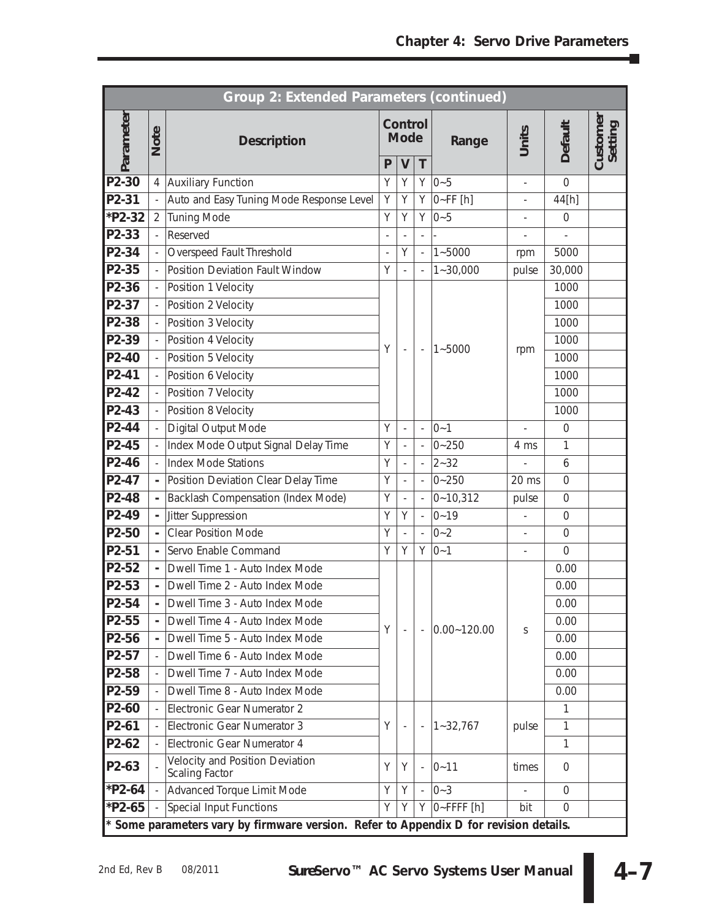| Group 2: Extended Parameters (continued) | | | | | | | | | |
|---|---|---|---|---|---|---|---|---|---|
| Parameter | Note | Description | Control Mode | | | Range | Units | Default | Customer Setting |
| | | | P | V | T | | | | |
| P2-30 | 4 | Auxiliary Function | Y | Y | Y | 0~5 | - | 0 | |
| P2-31 | - | Auto and Easy Tuning Mode Response Level | Y | Y | Y | 0~FF [h] | - | 44[h] | |
| *P2-32 | 2 | Tuning Mode | Y | Y | Y | 0~5 | - | 0 | |
| P2-33 | - | Reserved | - | - | - | - | - | - | |
| P2-34 | - | Overspeed Fault Threshold | - | Y | - | 1~5000 | rpm | 5000 | |
| P2-35 | - | Position Deviation Fault Window | Y | - | - | 1~30,000 | pulse | 30,000 | |
| P2-36 | - | Position 1 Velocity | Y | - | - | 1~5000 | rpm | 1000 | |
| P2-37 | - | Position 2 Velocity | Y | - | - | 1~5000 | rpm | 1000 | |
| P2-38 | - | Position 3 Velocity | Y | - | - | 1~5000 | rpm | 1000 | |
| P2-39 | - | Position 4 Velocity | Y | - | - | 1~5000 | rpm | 1000 | |
| P2-40 | - | Position 5 Velocity | Y | - | - | 1~5000 | rpm | 1000 | |
| P2-41 | - | Position 6 Velocity | Y | - | - | 1~5000 | rpm | 1000 | |
| P2-42 | - | Position 7 Velocity | Y | - | - | 1~5000 | rpm | 1000 | |
| P2-43 | - | Position 8 Velocity | Y | - | - | 1~5000 | rpm | 1000 | |
| P2-44 | - | Digital Output Mode | Y | - | - | 0~1 | - | 0 | |
| P2-45 | - | Index Mode Output Signal Delay Time | Y | - | - | 0~250 | 4 ms | 1 | |
| P2-46 | - | Index Mode Stations | Y | - | - | 2~32 | - | 6 | |
| P2-47 | - | Position Deviation Clear Delay Time | Y | - | - | 0~250 | 20 ms | 0 | |
| P2-48 | - | Backlash Compensation (Index Mode) | Y | - | - | 0~10,312 | pulse | 0 | |
| P2-49 | - | Jitter Suppression | Y | Y | - | 0~19 | - | 0 | |
| P2-50 | - | Clear Position Mode | Y | - | - | 0~2 | - | 0 | |
| P2-51 | - | Servo Enable Command | Y | Y | Y | 0~1 | - | 0 | |
| P2-52 | - | Dwell Time 1 - Auto Index Mode | Y | - | - | 0.00~120.00 | s | 0.00 | |
| P2-53 | - | Dwell Time 2 - Auto Index Mode | Y | - | - | 0.00~120.00 | s | 0.00 | |
| P2-54 | - | Dwell Time 3 - Auto Index Mode | Y | - | - | 0.00~120.00 | s | 0.00 | |
| P2-55 | - | Dwell Time 4 - Auto Index Mode | Y | - | - | 0.00~120.00 | s | 0.00 | |
| P2-56 | - | Dwell Time 5 - Auto Index Mode | Y | - | - | 0.00~120.00 | s | 0.00 | |
| P2-57 | - | Dwell Time 6 - Auto Index Mode | Y | - | - | 0.00~120.00 | s | 0.00 | |
| P2-58 | - | Dwell Time 7 - Auto Index Mode | Y | - | - | 0.00~120.00 | s | 0.00 | |
| P2-59 | - | Dwell Time 8 - Auto Index Mode | Y | - | - | 0.00~120.00 | s | 0.00 | |
| P2-60 | - | Electronic Gear Numerator 2 | Y | - | - | 1~32,767 | pulse | 1 | |
| P2-61 | - | Electronic Gear Numerator 3 | Y | - | - | 1~32,767 | pulse | 1 | |
| P2-62 | - | Electronic Gear Numerator 4 | Y | - | - | 1~32,767 | pulse | 1 | |
| P2-63 | - | Velocity and Position Deviation Scaling Factor | Y | Y | - | 0~11 | times | 0 | |
| *P2-64 | - | Advanced Torque Limit Mode | Y | Y | - | 0~3 | - | 0 | |
| *P2-65 | - | Special Input Functions | Y | Y | Y | 0~FFFF [h] | bit | 0 | |

**\* Some parameters vary by firmware version. Refer to Appendix D for revision details.**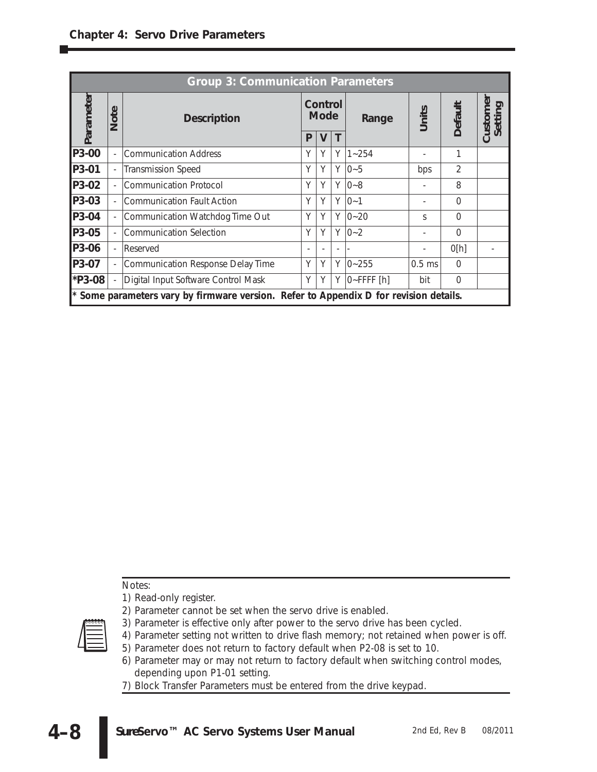## Group 3: Communication Parameters

| Parameter | Note | Description | Control Mode | | | Range | Units | Default | Customer Setting |
|---|---|---|---|---|---|---|---|---|---|
| | | | P | V | T | | | | |
| **P3-00** | - | Communication Address | Y | Y | Y | 1~254 | - | 1 | |
| **P3-01** | - | Transmission Speed | Y | Y | Y | 0~5 | bps | 2 | |
| **P3-02** | - | Communication Protocol | Y | Y | Y | 0~8 | - | 8 | |
| **P3-03** | - | Communication Fault Action | Y | Y | Y | 0~1 | - | 0 | |
| **P3-04** | - | Communication Watchdog Time Out | Y | Y | Y | 0~20 | s | 0 | |
| **P3-05** | - | Communication Selection | Y | Y | Y | 0~2 | - | 0 | |
| **P3-06** | - | Reserved | - | - | - | - | - | 0[h] | - |
| **P3-07** | - | Communication Response Delay Time | Y | Y | Y | 0~255 | 0.5 ms | 0 | |
| ***P3-08** | - | Digital Input Software Control Mask | Y | Y | Y | 0~FFFF [h] | bit | 0 | |

**\* Some parameters vary by firmware version. Refer to Appendix D for revision details.**

Notes:
1) Read-only register.
2) Parameter cannot be set when the servo drive is enabled.
3) Parameter is effective only after power to the servo drive has been cycled.
4) Parameter setting not written to drive flash memory; not retained when power is off.
5) Parameter does not return to factory default when P2-08 is set to 10.
6) Parameter may or may not return to factory default when switching control modes, depending upon P1-01 setting.
7) Block Transfer Parameters must be entered from the drive keypad.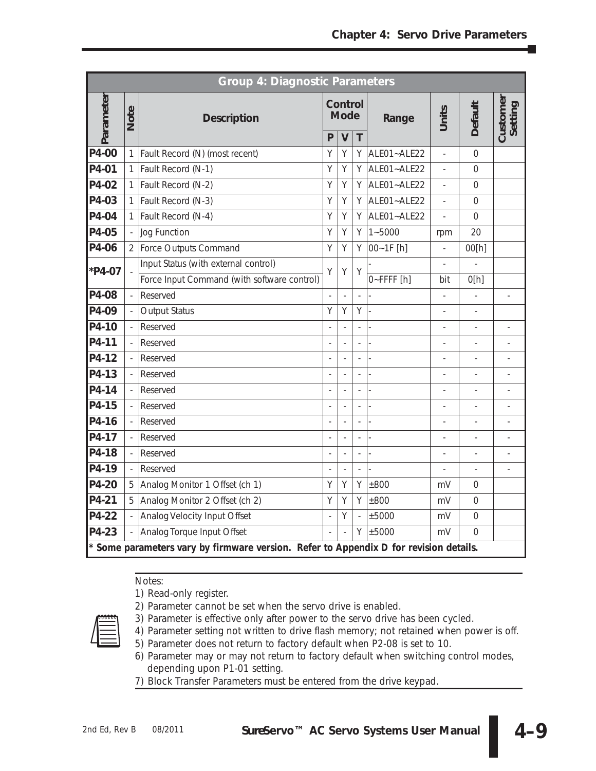| Group 4: Diagnostic Parameters | | | | | | | | | |
|---|---|---|---|---|---|---|---|---|---|
| Parameter | Note | Description | Control Mode | | | Range | Units | Default | Customer Setting |
| | | | P | V | T | | | | |
| P4-00 | 1 | Fault Record (N) (most recent) | Y | Y | Y | ALE01~ALE22 | - | 0 | |
| P4-01 | 1 | Fault Record (N-1) | Y | Y | Y | ALE01~ALE22 | - | 0 | |
| P4-02 | 1 | Fault Record (N-2) | Y | Y | Y | ALE01~ALE22 | - | 0 | |
| P4-03 | 1 | Fault Record (N-3) | Y | Y | Y | ALE01~ALE22 | - | 0 | |
| P4-04 | 1 | Fault Record (N-4) | Y | Y | Y | ALE01~ALE22 | - | 0 | |
| P4-05 | - | Jog Function | Y | Y | Y | 1~5000 | rpm | 20 | |
| P4-06 | 2 | Force Outputs Command | Y | Y | Y | 00~1F [h] | - | 00[h] | |
| *P4-07 | - | Input Status (with external control) | Y | Y | Y | - | - | - | |
| | | Force Input Command (with software control) | | | | 0~FFFF [h] | bit | 0[h] | |
| P4-08 | - | Reserved | - | - | - | - | - | - | - |
| P4-09 | - | Output Status | Y | Y | Y | - | - | - | |
| P4-10 | - | Reserved | - | - | - | - | - | - | - |
| P4-11 | - | Reserved | - | - | - | - | - | - | - |
| P4-12 | - | Reserved | - | - | - | - | - | - | - |
| P4-13 | - | Reserved | - | - | - | - | - | - | - |
| P4-14 | - | Reserved | - | - | - | - | - | - | - |
| P4-15 | - | Reserved | - | - | - | - | - | - | - |
| P4-16 | - | Reserved | - | - | - | - | - | - | - |
| P4-17 | - | Reserved | - | - | - | - | - | - | - |
| P4-18 | - | Reserved | - | - | - | - | - | - | - |
| P4-19 | - | Reserved | - | - | - | - | - | - | - |
| P4-20 | 5 | Analog Monitor 1 Offset (ch 1) | Y | Y | Y | ±800 | mV | 0 | |
| P4-21 | 5 | Analog Monitor 2 Offset (ch 2) | Y | Y | Y | ±800 | mV | 0 | |
| P4-22 | - | Analog Velocity Input Offset | - | Y | - | ±5000 | mV | 0 | |
| P4-23 | - | Analog Torque Input Offset | - | - | Y | ±5000 | mV | 0 | |

**\* Some parameters vary by firmware version. Refer to Appendix D for revision details.**

Notes:

1) Read-only register.
2) Parameter cannot be set when the servo drive is enabled.
3) Parameter is effective only after power to the servo drive has been cycled.
4) Parameter setting not written to drive flash memory; not retained when power is off.
5) Parameter does not return to factory default when P2-08 is set to 10.
6) Parameter may or may not return to factory default when switching control modes, depending upon P1-01 setting.
7) Block Transfer Parameters must be entered from the drive keypad.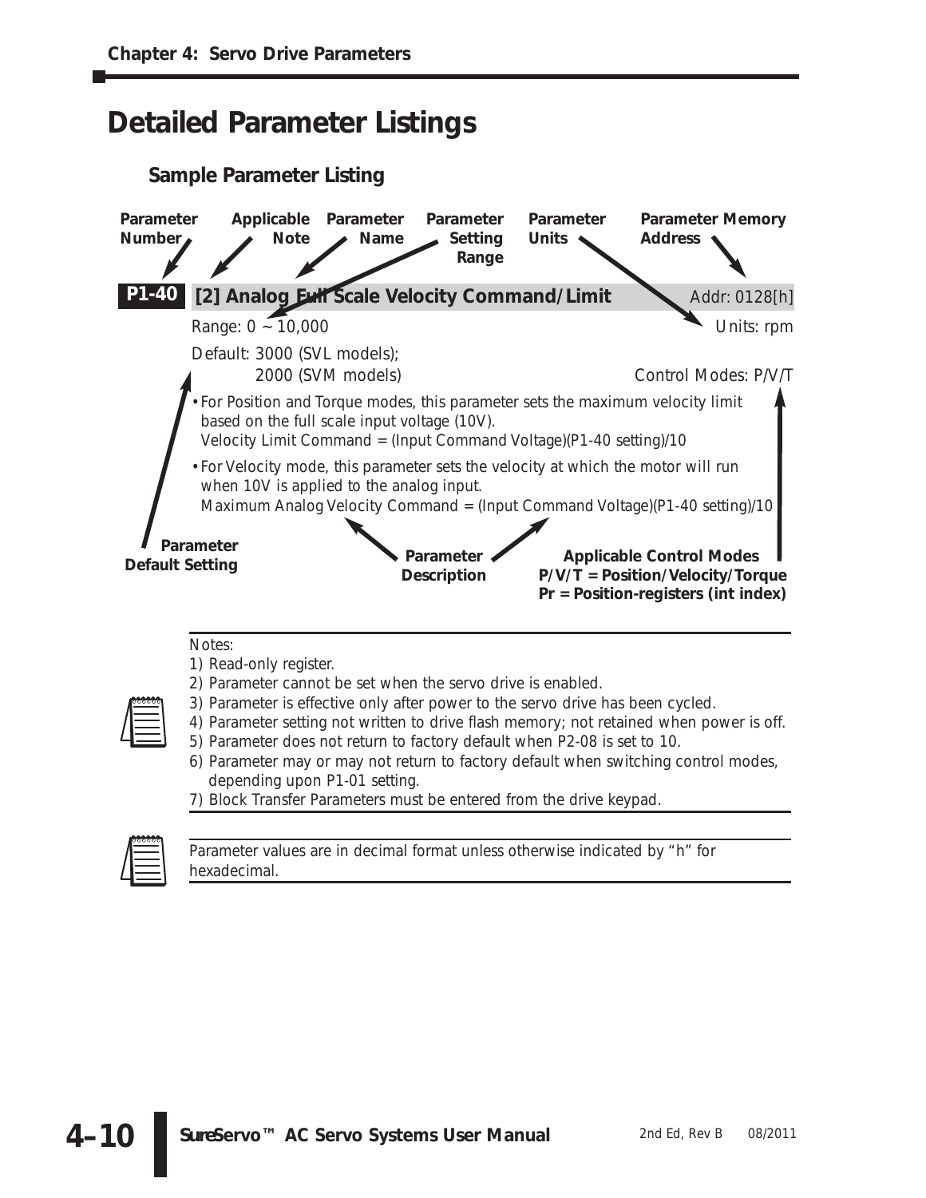# Detailed Parameter Listings

## Sample Parameter Listing

Parameter Number — Applicable Note — Parameter Name — Parameter Setting Range — Parameter Units — Parameter Memory Address

**P1-40** **[2] Analog Full Scale Velocity Command/Limit** Addr: 0128[h]

Range: 0 ~ 10,000 Units: rpm

Default: 3000 (SVL models);
2000 (SVM models) Control Modes: P/V/T

- For Position and Torque modes, this parameter sets the maximum velocity limit based on the full scale input voltage (10V).
  Velocity Limit Command = (Input Command Voltage)(P1-40 setting)/10
- For Velocity mode, this parameter sets the velocity at which the motor will run when 10V is applied to the analog input.
  Maximum Analog Velocity Command = (Input Command Voltage)(P1-40 setting)/10

**Parameter Default Setting** — **Parameter Description** — **Applicable Control Modes**
**P/V/T = Position/Velocity/Torque**
**Pr = Position-registers (int index)**

Notes:
1) Read-only register.
2) Parameter cannot be set when the servo drive is enabled.
3) Parameter is effective only after power to the servo drive has been cycled.
4) Parameter setting not written to drive flash memory; not retained when power is off.
5) Parameter does not return to factory default when P2-08 is set to 10.
6) Parameter may or may not return to factory default when switching control modes, depending upon P1-01 setting.
7) Block Transfer Parameters must be entered from the drive keypad.

Parameter values are in decimal format unless otherwise indicated by "h" for hexadecimal.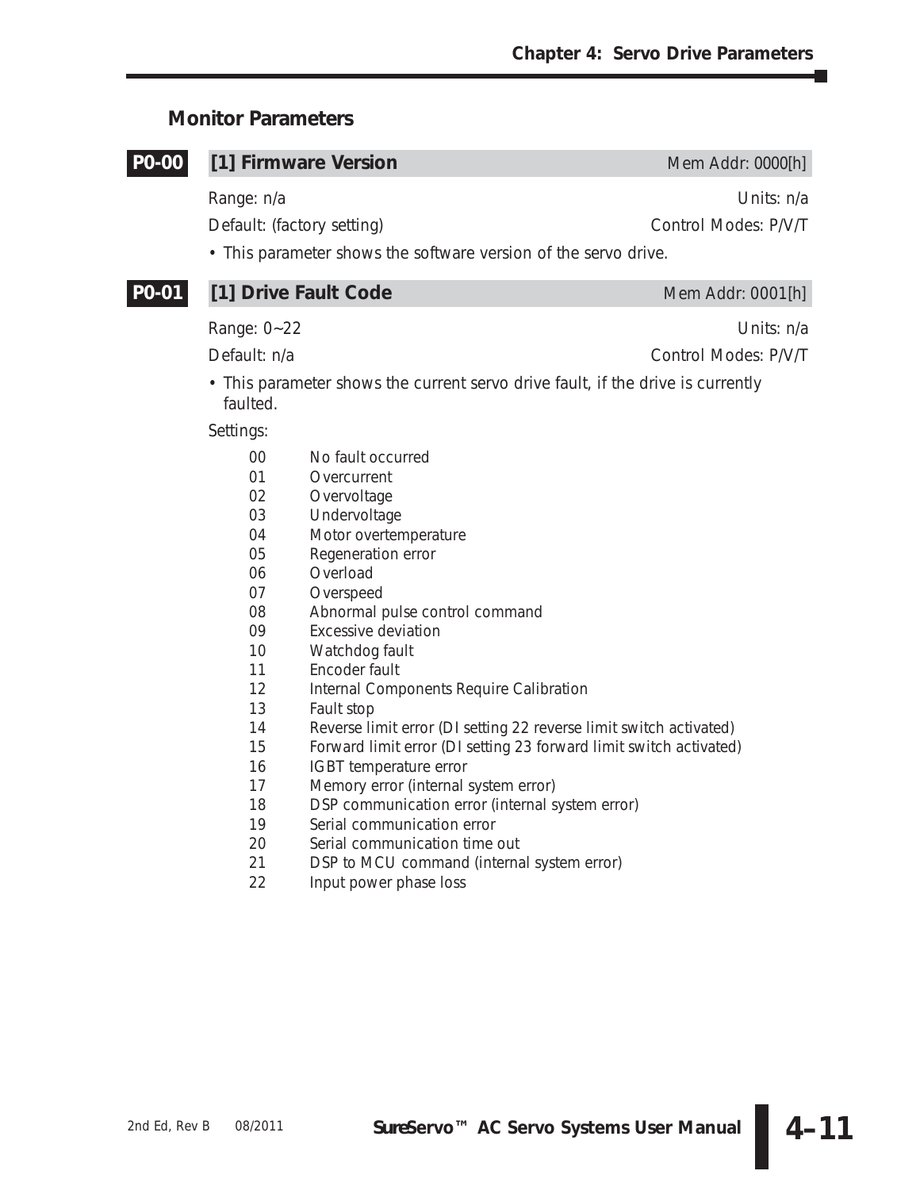## Monitor Parameters

### P0-00 [1] Firmware Version — Mem Addr: 0000[h]

Range: n/a — Units: n/a

Default: (factory setting) — Control Modes: P/V/T

- This parameter shows the software version of the servo drive.

### P0-01 [1] Drive Fault Code — Mem Addr: 0001[h]

Range: 0~22 — Units: n/a

Default: n/a — Control Modes: P/V/T

- This parameter shows the current servo drive fault, if the drive is currently faulted.

Settings:

| Code | Description |
|---|---|
| 00 | No fault occurred |
| 01 | Overcurrent |
| 02 | Overvoltage |
| 03 | Undervoltage |
| 04 | Motor overtemperature |
| 05 | Regeneration error |
| 06 | Overload |
| 07 | Overspeed |
| 08 | Abnormal pulse control command |
| 09 | Excessive deviation |
| 10 | Watchdog fault |
| 11 | Encoder fault |
| 12 | Internal Components Require Calibration |
| 13 | Fault stop |
| 14 | Reverse limit error (DI setting 22 reverse limit switch activated) |
| 15 | Forward limit error (DI setting 23 forward limit switch activated) |
| 16 | IGBT temperature error |
| 17 | Memory error (internal system error) |
| 18 | DSP communication error (internal system error) |
| 19 | Serial communication error |
| 20 | Serial communication time out |
| 21 | DSP to MCU command (internal system error) |
| 22 | Input power phase loss |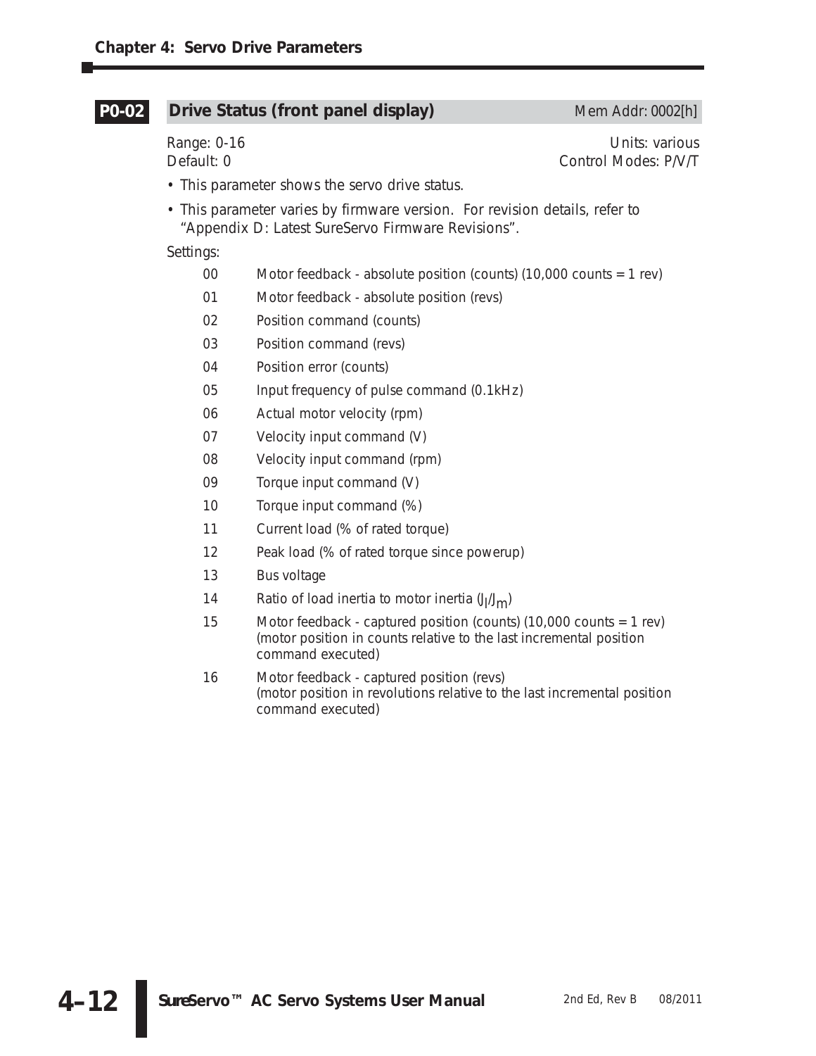## P0-02 Drive Status (front panel display) — Mem Addr: 0002[h]

Range: 0-16  
Default: 0  
Units: various  
Control Modes: P/V/T

- This parameter shows the servo drive status.
- This parameter varies by firmware version. For revision details, refer to "Appendix D: Latest SureServo Firmware Revisions".

Settings:

| | |
|---|---|
| 00 | Motor feedback - absolute position (counts) (10,000 counts = 1 rev) |
| 01 | Motor feedback - absolute position (revs) |
| 02 | Position command (counts) |
| 03 | Position command (revs) |
| 04 | Position error (counts) |
| 05 | Input frequency of pulse command (0.1kHz) |
| 06 | Actual motor velocity (rpm) |
| 07 | Velocity input command (V) |
| 08 | Velocity input command (rpm) |
| 09 | Torque input command (V) |
| 10 | Torque input command (%) |
| 11 | Current load (% of rated torque) |
| 12 | Peak load (% of rated torque since powerup) |
| 13 | Bus voltage |
| 14 | Ratio of load inertia to motor inertia ($J_l/J_m$) |
| 15 | Motor feedback - captured position (counts) (10,000 counts = 1 rev) (motor position in counts relative to the last incremental position command executed) |
| 16 | Motor feedback - captured position (revs) (motor position in revolutions relative to the last incremental position command executed) |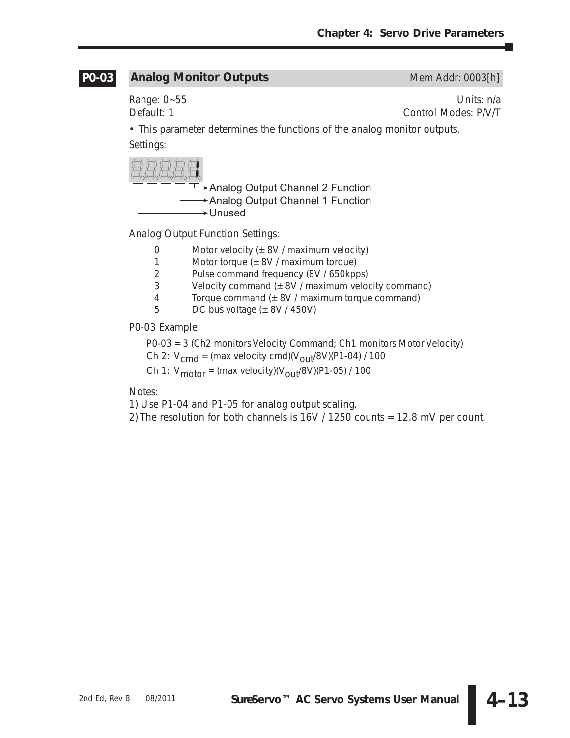## P0-03 Analog Monitor Outputs

Mem Addr: 0003[h]

Range: 0~55
Default: 1

Units: n/a
Control Modes: P/V/T

- This parameter determines the functions of the analog monitor outputs.

Settings:

- Analog Output Channel 2 Function
- Analog Output Channel 1 Function
- Unused

Analog Output Function Settings:

| | |
|---|---|
| 0 | Motor velocity (± 8V / maximum velocity) |
| 1 | Motor torque (± 8V / maximum torque) |
| 2 | Pulse command frequency (8V / 650kpps) |
| 3 | Velocity command (± 8V / maximum velocity command) |
| 4 | Torque command (± 8V / maximum torque command) |
| 5 | DC bus voltage (± 8V / 450V) |

P0-03 Example:

P0-03 = 3 (Ch2 monitors Velocity Command; Ch1 monitors Motor Velocity)

Ch 2: $V_{cmd}$ = (max velocity cmd)($V_{out}$/8V)(P1-04) / 100

Ch 1: $V_{motor}$ = (max velocity)($V_{out}$/8V)(P1-05) / 100

Notes:

1) Use P1-04 and P1-05 for analog output scaling.
2) The resolution for both channels is 16V / 1250 counts = 12.8 mV per count.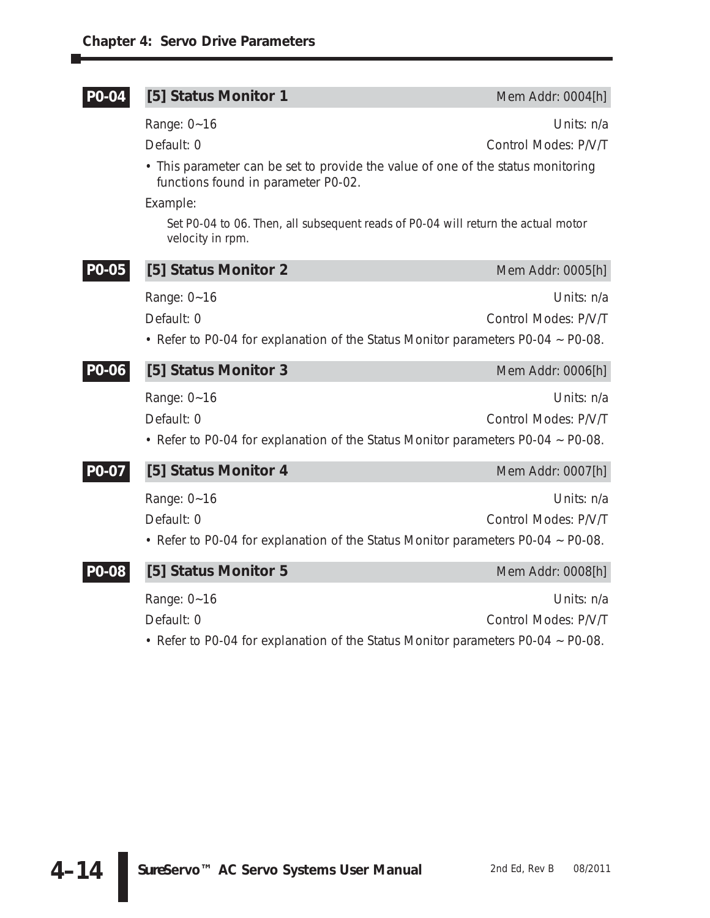### P0-04 [5] Status Monitor 1

Mem Addr: 0004[h]

Range: 0~16 Units: n/a

Default: 0 Control Modes: P/V/T

- This parameter can be set to provide the value of one of the status monitoring functions found in parameter P0-02.

Example:

Set P0-04 to 06. Then, all subsequent reads of P0-04 will return the actual motor velocity in rpm.

### P0-05 [5] Status Monitor 2

Mem Addr: 0005[h]

Range: 0~16 Units: n/a

Default: 0 Control Modes: P/V/T

- Refer to P0-04 for explanation of the Status Monitor parameters P0-04 ~ P0-08.

### P0-06 [5] Status Monitor 3

Mem Addr: 0006[h]

Range: 0~16 Units: n/a

Default: 0 Control Modes: P/V/T

- Refer to P0-04 for explanation of the Status Monitor parameters P0-04 ~ P0-08.

### P0-07 [5] Status Monitor 4

Mem Addr: 0007[h]

Range: 0~16 Units: n/a

Default: 0 Control Modes: P/V/T

- Refer to P0-04 for explanation of the Status Monitor parameters P0-04 ~ P0-08.

### P0-08 [5] Status Monitor 5

Mem Addr: 0008[h]

Range: 0~16 Units: n/a

Default: 0 Control Modes: P/V/T

- Refer to P0-04 for explanation of the Status Monitor parameters P0-04 ~ P0-08.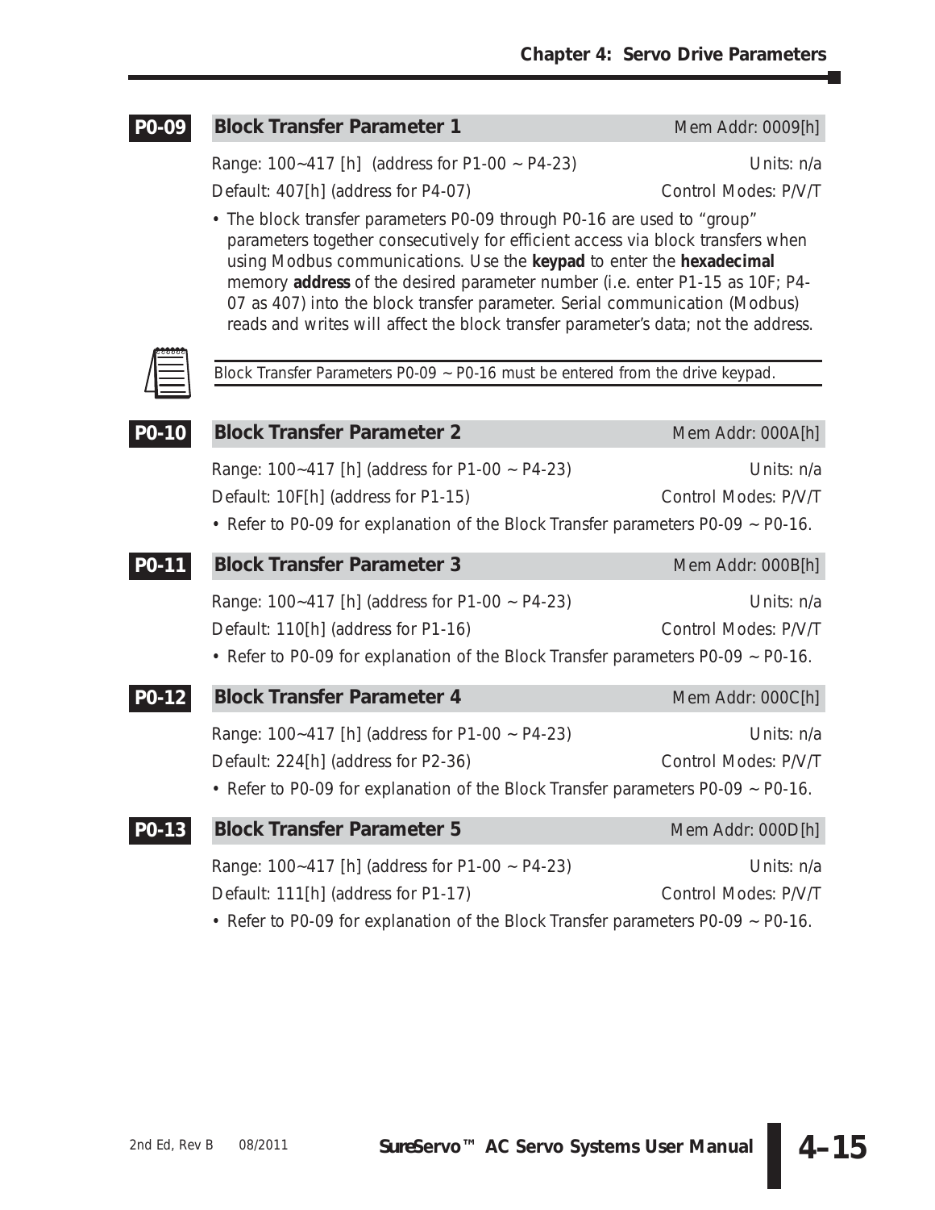### P0-09 Block Transfer Parameter 1

Mem Addr: 0009[h]

Range: 100~417 [h] (address for P1-00 ~ P4-23) Units: n/a

Default: 407[h] (address for P4-07) Control Modes: P/V/T

- The block transfer parameters P0-09 through P0-16 are used to "group" parameters together consecutively for efficient access via block transfers when using Modbus communications. Use the **keypad** to enter the **hexadecimal** memory **address** of the desired parameter number (i.e. enter P1-15 as 10F; P4-07 as 407) into the block transfer parameter. Serial communication (Modbus) reads and writes will affect the block transfer parameter's data; not the address.

*Block Transfer Parameters P0-09 ~ P0-16 must be entered from the drive keypad.*

### P0-10 Block Transfer Parameter 2

Mem Addr: 000A[h]

Range: 100~417 [h] (address for P1-00 ~ P4-23) Units: n/a

Default: 10F[h] (address for P1-15) Control Modes: P/V/T

- Refer to P0-09 for explanation of the Block Transfer parameters P0-09 ~ P0-16.

### P0-11 Block Transfer Parameter 3

Mem Addr: 000B[h]

Range: 100~417 [h] (address for P1-00 ~ P4-23) Units: n/a

Default: 110[h] (address for P1-16) Control Modes: P/V/T

- Refer to P0-09 for explanation of the Block Transfer parameters P0-09 ~ P0-16.

### P0-12 Block Transfer Parameter 4

Mem Addr: 000C[h]

Range: 100~417 [h] (address for P1-00 ~ P4-23) Units: n/a

Default: 224[h] (address for P2-36) Control Modes: P/V/T

- Refer to P0-09 for explanation of the Block Transfer parameters P0-09 ~ P0-16.

### P0-13 Block Transfer Parameter 5

Mem Addr: 000D[h]

Range: 100~417 [h] (address for P1-00 ~ P4-23) Units: n/a

Default: 111[h] (address for P1-17) Control Modes: P/V/T

- Refer to P0-09 for explanation of the Block Transfer parameters P0-09 ~ P0-16.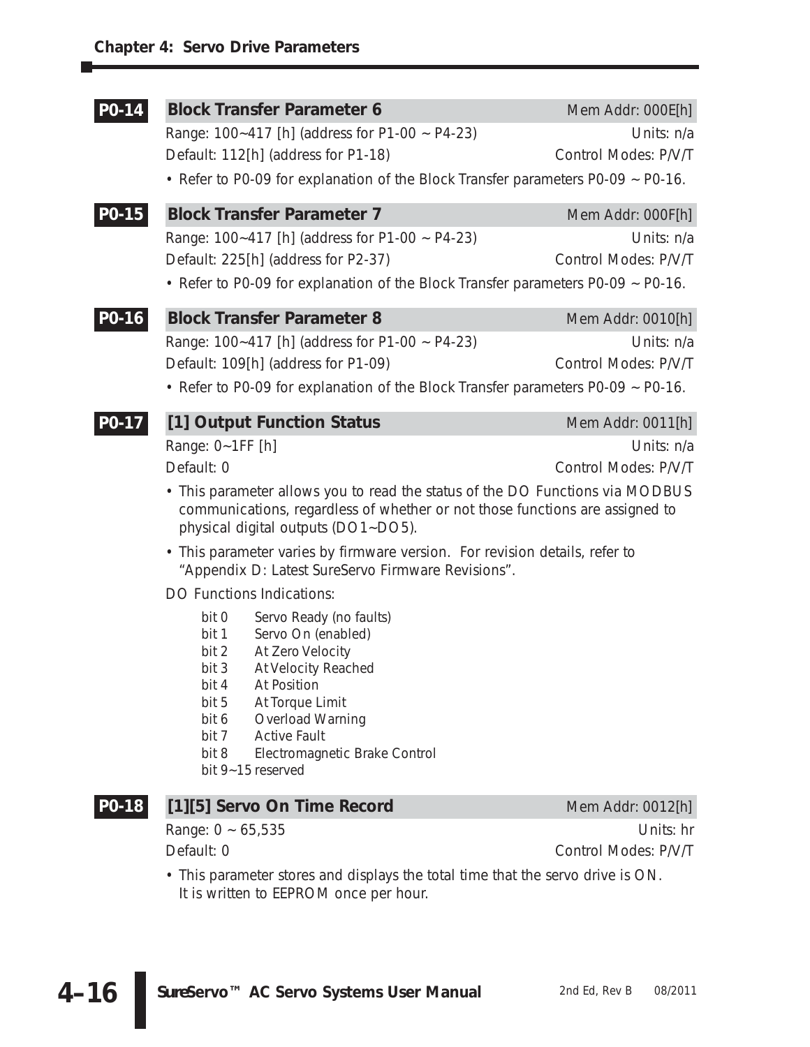### P0-14 Block Transfer Parameter 6

Mem Addr: 000E[h]

Range: 100~417 [h] (address for P1-00 ~ P4-23) — Units: n/a

Default: 112[h] (address for P1-18) — Control Modes: P/V/T

- Refer to P0-09 for explanation of the Block Transfer parameters P0-09 ~ P0-16.

### P0-15 Block Transfer Parameter 7

Mem Addr: 000F[h]

Range: 100~417 [h] (address for P1-00 ~ P4-23) — Units: n/a

Default: 225[h] (address for P2-37) — Control Modes: P/V/T

- Refer to P0-09 for explanation of the Block Transfer parameters P0-09 ~ P0-16.

### P0-16 Block Transfer Parameter 8

Mem Addr: 0010[h]

Range: 100~417 [h] (address for P1-00 ~ P4-23) — Units: n/a

Default: 109[h] (address for P1-09) — Control Modes: P/V/T

- Refer to P0-09 for explanation of the Block Transfer parameters P0-09 ~ P0-16.

### P0-17 [1] Output Function Status

Mem Addr: 0011[h]

Range: 0~1FF [h] — Units: n/a

Default: 0 — Control Modes: P/V/T

- This parameter allows you to read the status of the DO Functions via MODBUS communications, regardless of whether or not those functions are assigned to physical digital outputs (DO1~DO5).
- This parameter varies by firmware version. For revision details, refer to "Appendix D: Latest SureServo Firmware Revisions".

DO Functions Indications:

- bit 0 — Servo Ready (no faults)
- bit 1 — Servo On (enabled)
- bit 2 — At Zero Velocity
- bit 3 — At Velocity Reached
- bit 4 — At Position
- bit 5 — At Torque Limit
- bit 6 — Overload Warning
- bit 7 — Active Fault
- bit 8 — Electromagnetic Brake Control
- bit 9~15 reserved

### P0-18 [1][5] Servo On Time Record

Mem Addr: 0012[h]

Range: 0 ~ 65,535 — Units: hr

Default: 0 — Control Modes: P/V/T

- This parameter stores and displays the total time that the servo drive is ON. It is written to EEPROM once per hour.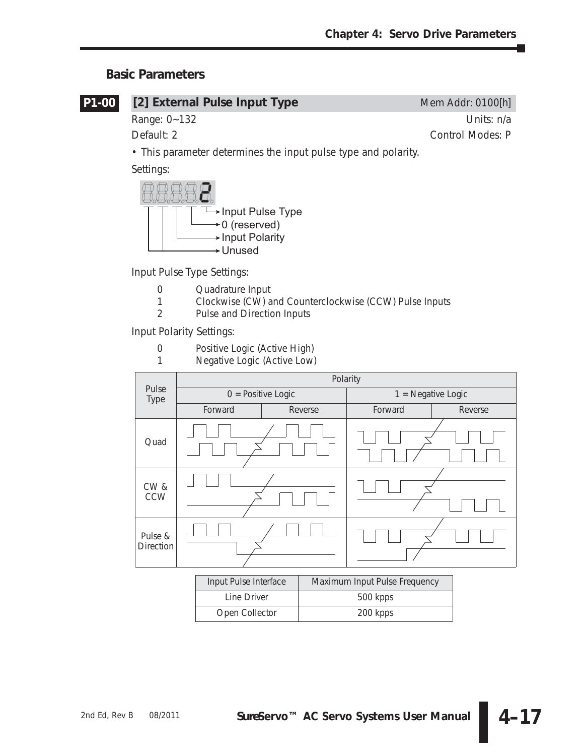## Basic Parameters

### P1-00 [2] External Pulse Input Type

Mem Addr: 0100[h]

Range: 0~132 Units: n/a

Default: 2 Control Modes: P

- This parameter determines the input pulse type and polarity.

Settings:

8.8.8.8.2.
- Input Pulse Type
- 0 (reserved)
- Input Polarity
- Unused

Input Pulse Type Settings:

| | |
|---|---|
| 0 | Quadrature Input |
| 1 | Clockwise (CW) and Counterclockwise (CCW) Pulse Inputs |
| 2 | Pulse and Direction Inputs |

Input Polarity Settings:

| | |
|---|---|
| 0 | Positive Logic (Active High) |
| 1 | Negative Logic (Active Low) |

| Pulse Type | Polarity | | | |
|---|---|---|---|---|
| | 0 = Positive Logic | | 1 = Negative Logic | |
| | Forward | Reverse | Forward | Reverse |
| Quad | | | | |
| CW & CCW | | | | |
| Pulse & Direction | | | | |

| Input Pulse Interface | Maximum Input Pulse Frequency |
|---|---|
| Line Driver | 500 kpps |
| Open Collector | 200 kpps |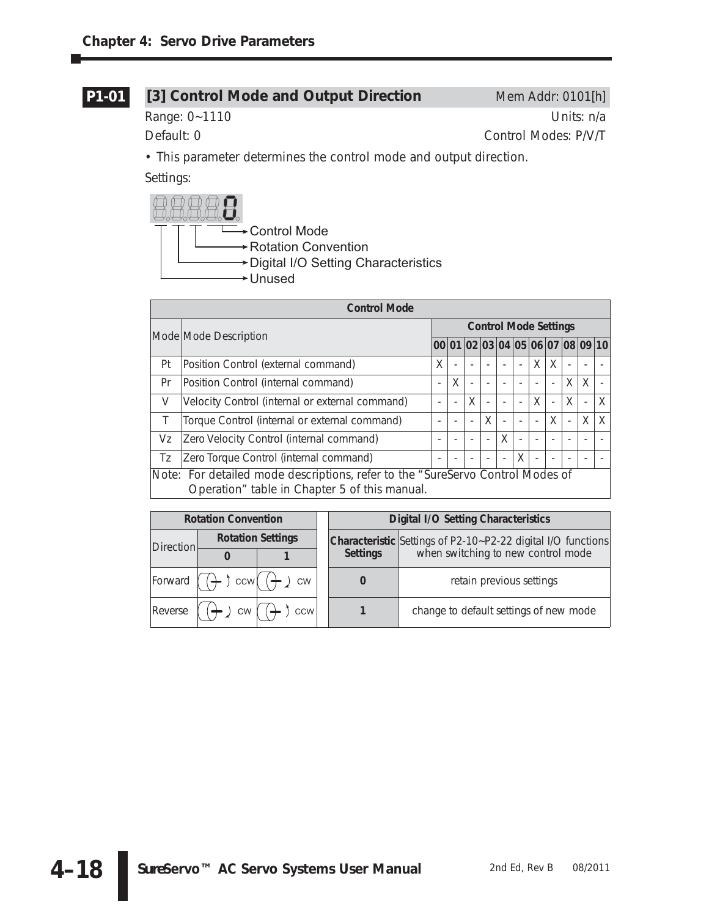## P1-01 [3] Control Mode and Output Direction

Mem Addr: 0101[h]

Range: 0~1110 | Units: n/a

Default: 0 | Control Modes: P/V/T

- This parameter determines the control mode and output direction.

Settings:

8.8.8.8.0

- Control Mode
- Rotation Convention
- Digital I/O Setting Characteristics
- Unused

| Control Mode | | | | | | | | | | | | | |
|---|---|---|---|---|---|---|---|---|---|---|---|---|---|
| Mode | Mode Description | Control Mode Settings | | | | | | | | | | |
| | | 00 | 01 | 02 | 03 | 04 | 05 | 06 | 07 | 08 | 09 | 10 |
| Pt | Position Control (external command) | X | - | - | - | - | - | X | X | - | - | - |
| Pr | Position Control (internal command) | - | X | - | - | - | - | - | - | X | X | - |
| V | Velocity Control (internal or external command) | - | - | X | - | - | - | X | - | X | - | X |
| T | Torque Control (internal or external command) | - | - | - | X | - | - | - | X | - | X | X |
| Vz | Zero Velocity Control (internal command) | - | - | - | - | X | - | - | - | - | - | - |
| Tz | Zero Torque Control (internal command) | - | - | - | - | - | X | - | - | - | - | - |

Note: For detailed mode descriptions, refer to the "SureServo Control Modes of Operation" table in Chapter 5 of this manual.

| Rotation Convention | | |
|---|---|---|
| Direction | Rotation Settings | |
| | 0 | 1 |
| Forward | CCW | CW |
| Reverse | CW | CCW |

| Digital I/O Setting Characteristics | |
|---|---|
| Characteristic Settings | Settings of P2-10~P2-22 digital I/O functions when switching to new control mode |
| 0 | retain previous settings |
| 1 | change to default settings of new mode |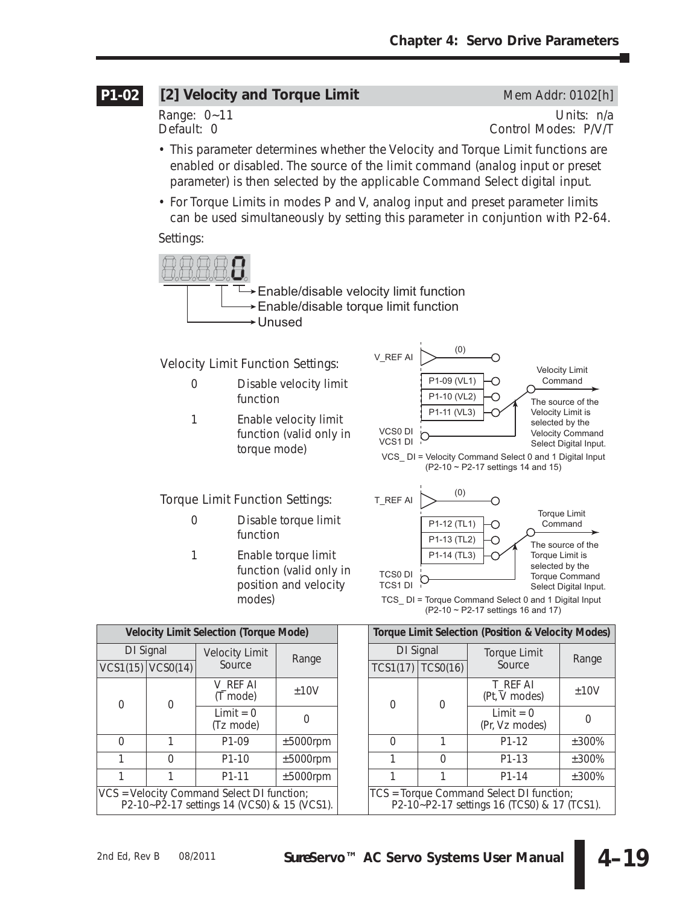## P1-02 [2] Velocity and Torque Limit

Mem Addr: 0102[h]

Range: 0~11 Units: n/a

Default: 0 Control Modes: P/V/T

- This parameter determines whether the Velocity and Torque Limit functions are enabled or disabled. The source of the limit command (analog input or preset parameter) is then selected by the applicable Command Select digital input.
- For Torque Limits in modes P and V, analog input and preset parameter limits can be used simultaneously by setting this parameter in conjuntion with P2-64.

Settings:

→ Enable/disable velocity limit function
→ Enable/disable torque limit function
→ Unused

Velocity Limit Function Settings:

- 0 Disable velocity limit function
- 1 Enable velocity limit function (valid only in torque mode)

V_REF AI (0); P1-09 (VL1); P1-10 (VL2); P1-11 (VL3); VCS0 DI; VCS1 DI; Velocity Limit Command. The source of the Velocity Limit is selected by the Velocity Command Select Digital Input.

VCS_ DI = Velocity Command Select 0 and 1 Digital Input (P2-10 ~ P2-17 settings 14 and 15)

Torque Limit Function Settings:

- 0 Disable torque limit function
- 1 Enable torque limit function (valid only in position and velocity modes)

T_REF AI (0); P1-12 (TL1); P1-13 (TL2); P1-14 (TL3); TCS0 DI; TCS1 DI; Torque Limit Command. The source of the Torque Limit is selected by the Torque Command Select Digital Input.

TCS_ DI = Torque Command Select 0 and 1 Digital Input (P2-10 ~ P2-17 settings 16 and 17)

**Velocity Limit Selection (Torque Mode)**

| DI Signal VCS1(15) | DI Signal VCS0(14) | Velocity Limit Source | Range |
|---|---|---|---|
| 0 | 0 | V_REF AI (T mode) | ±10V |
| | | Limit = 0 (Tz mode) | 0 |
| 0 | 1 | P1-09 | ±5000rpm |
| 1 | 0 | P1-10 | ±5000rpm |
| 1 | 1 | P1-11 | ±5000rpm |

VCS = Velocity Command Select DI function; P2-10~P2-17 settings 14 (VCS0) & 15 (VCS1).

**Torque Limit Selection (Position & Velocity Modes)**

| DI Signal TCS1(17) | DI Signal TCS0(16) | Torque Limit Source | Range |
|---|---|---|---|
| 0 | 0 | T_REF AI (Pt, V modes) | ±10V |
| | | Limit = 0 (Pr, Vz modes) | 0 |
| 0 | 1 | P1-12 | ±300% |
| 1 | 0 | P1-13 | ±300% |
| 1 | 1 | P1-14 | ±300% |

TCS = Torque Command Select DI function; P2-10~P2-17 settings 16 (TCS0) & 17 (TCS1).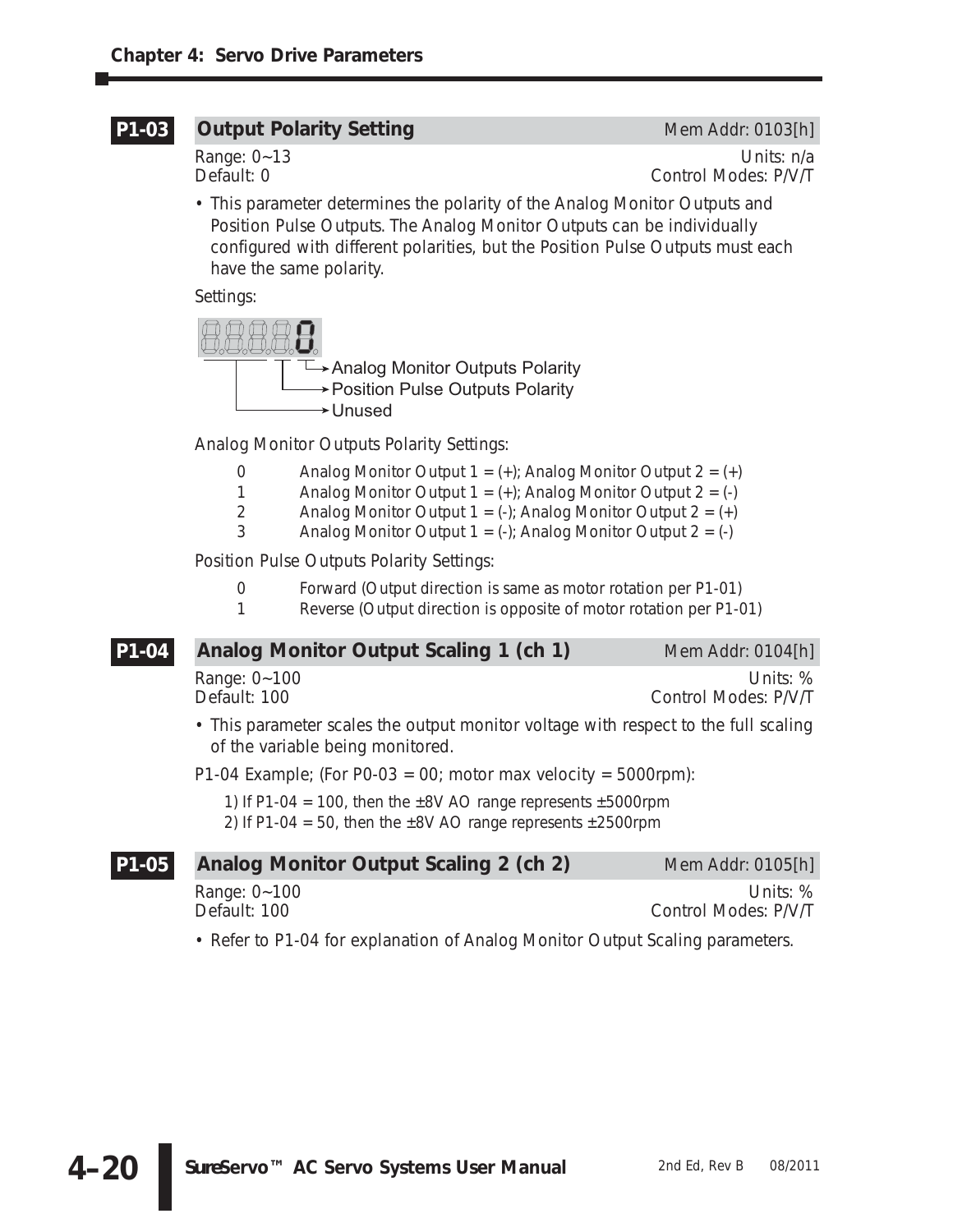### P1-03 Output Polarity Setting

Mem Addr: 0103[h]

Range: 0~13
Units: n/a
Default: 0
Control Modes: P/V/T

- This parameter determines the polarity of the Analog Monitor Outputs and Position Pulse Outputs. The Analog Monitor Outputs can be individually configured with different polarities, but the Position Pulse Outputs must each have the same polarity.

Settings:

- Analog Monitor Outputs Polarity
- Position Pulse Outputs Polarity
- Unused

Analog Monitor Outputs Polarity Settings:

| | |
|---|---|
| 0 | Analog Monitor Output 1 = (+); Analog Monitor Output 2 = (+) |
| 1 | Analog Monitor Output 1 = (+); Analog Monitor Output 2 = (-) |
| 2 | Analog Monitor Output 1 = (-); Analog Monitor Output 2 = (+) |
| 3 | Analog Monitor Output 1 = (-); Analog Monitor Output 2 = (-) |

Position Pulse Outputs Polarity Settings:

| | |
|---|---|
| 0 | Forward (Output direction is same as motor rotation per P1-01) |
| 1 | Reverse (Output direction is opposite of motor rotation per P1-01) |

### P1-04 Analog Monitor Output Scaling 1 (ch 1)

Mem Addr: 0104[h]

Range: 0~100
Units: %
Default: 100
Control Modes: P/V/T

- This parameter scales the output monitor voltage with respect to the full scaling of the variable being monitored.

P1-04 Example; (For P0-03 = 00; motor max velocity = 5000rpm):

1) If P1-04 = 100, then the ±8V AO range represents ±5000rpm
2) If P1-04 = 50, then the ±8V AO range represents ±2500rpm

### P1-05 Analog Monitor Output Scaling 2 (ch 2)

Mem Addr: 0105[h]

Range: 0~100
Units: %
Default: 100
Control Modes: P/V/T

- Refer to P1-04 for explanation of Analog Monitor Output Scaling parameters.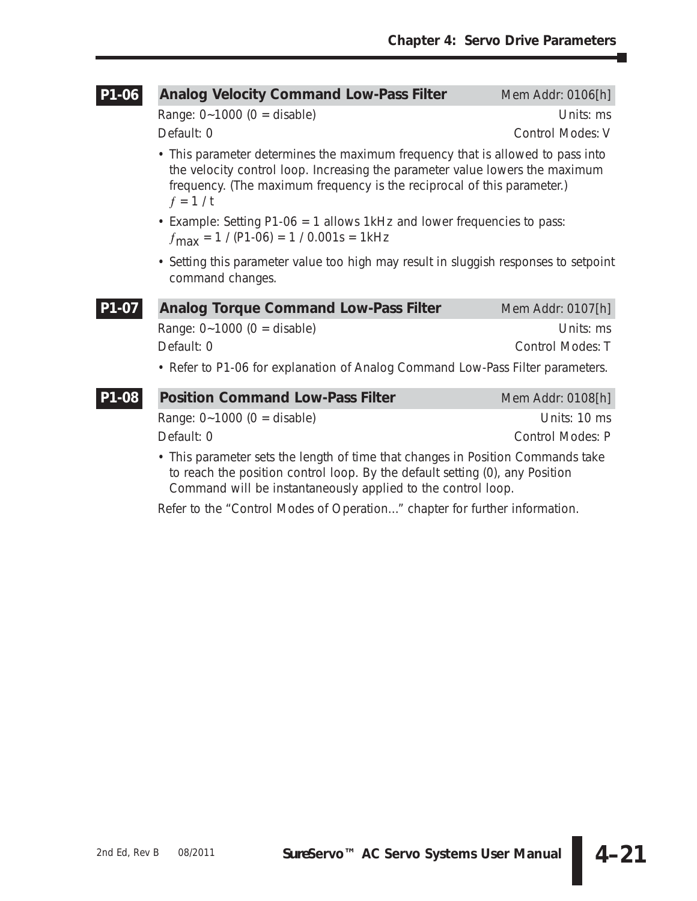### P1-06 Analog Velocity Command Low-Pass Filter

Mem Addr: 0106[h]

Range: 0~1000 (0 = disable) — Units: ms

Default: 0 — Control Modes: V

- This parameter determines the maximum frequency that is allowed to pass into the velocity control loop. Increasing the parameter value lowers the maximum frequency. (The maximum frequency is the reciprocal of this parameter.) $f = 1 / t$
- Example: Setting P1-06 = 1 allows 1kHz and lower frequencies to pass: $f_{max} = 1 / (P1\text{-}06) = 1 / 0.001s = 1kHz$
- Setting this parameter value too high may result in sluggish responses to setpoint command changes.

### P1-07 Analog Torque Command Low-Pass Filter

Mem Addr: 0107[h]

Range: 0~1000 (0 = disable) — Units: ms

Default: 0 — Control Modes: T

- Refer to P1-06 for explanation of Analog Command Low-Pass Filter parameters.

### P1-08 Position Command Low-Pass Filter

Mem Addr: 0108[h]

Range: 0~1000 (0 = disable) — Units: 10 ms

Default: 0 — Control Modes: P

- This parameter sets the length of time that changes in Position Commands take to reach the position control loop. By the default setting (0), any Position Command will be instantaneously applied to the control loop.

Refer to the "Control Modes of Operation..." chapter for further information.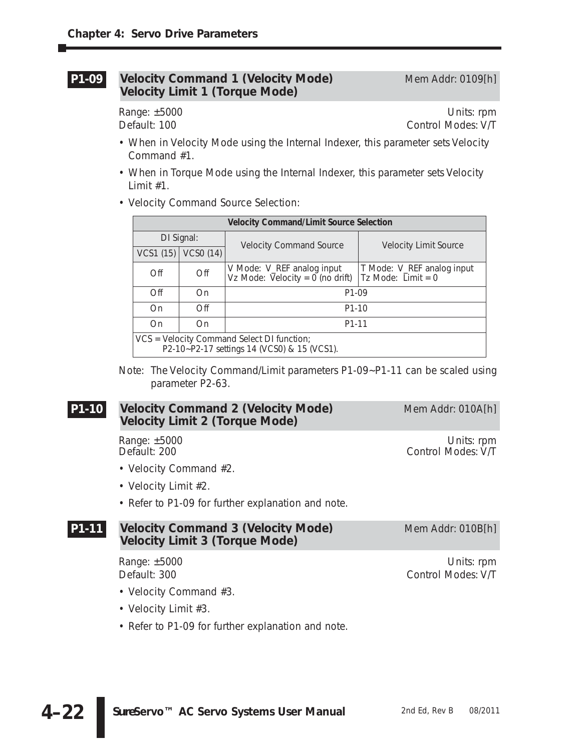### P1-09 Velocity Command 1 (Velocity Mode) Velocity Limit 1 (Torque Mode)

Mem Addr: 0109[h]

Range: ±5000 | Units: rpm
Default: 100 | Control Modes: V/T

- When in Velocity Mode using the Internal Indexer, this parameter sets Velocity Command #1.
- When in Torque Mode using the Internal Indexer, this parameter sets Velocity Limit #1.
- Velocity Command Source Selection:

| Velocity Command/Limit Source Selection | | | |
|---|---|---|---|
| DI Signal: | | Velocity Command Source | Velocity Limit Source |
| VCS1 (15) | VCS0 (14) | | |
| Off | Off | V Mode: V_REF analog input<br>Vz Mode: Velocity = 0 (no drift) | T Mode: V_REF analog input<br>Tz Mode: Limit = 0 |
| Off | On | P1-09 | |
| On | Off | P1-10 | |
| On | On | P1-11 | |
| VCS = Velocity Command Select DI function;<br>P2-10~P2-17 settings 14 (VCS0) & 15 (VCS1). | | | |

Note: The Velocity Command/Limit parameters P1-09~P1-11 can be scaled using parameter P2-63.

### P1-10 Velocity Command 2 (Velocity Mode) Velocity Limit 2 (Torque Mode)

Mem Addr: 010A[h]

Range: ±5000 | Units: rpm
Default: 200 | Control Modes: V/T

- Velocity Command #2.
- Velocity Limit #2.
- Refer to P1-09 for further explanation and note.

### P1-11 Velocity Command 3 (Velocity Mode) Velocity Limit 3 (Torque Mode)

Mem Addr: 010B[h]

Range: ±5000 | Units: rpm
Default: 300 | Control Modes: V/T

- Velocity Command #3.
- Velocity Limit #3.
- Refer to P1-09 for further explanation and note.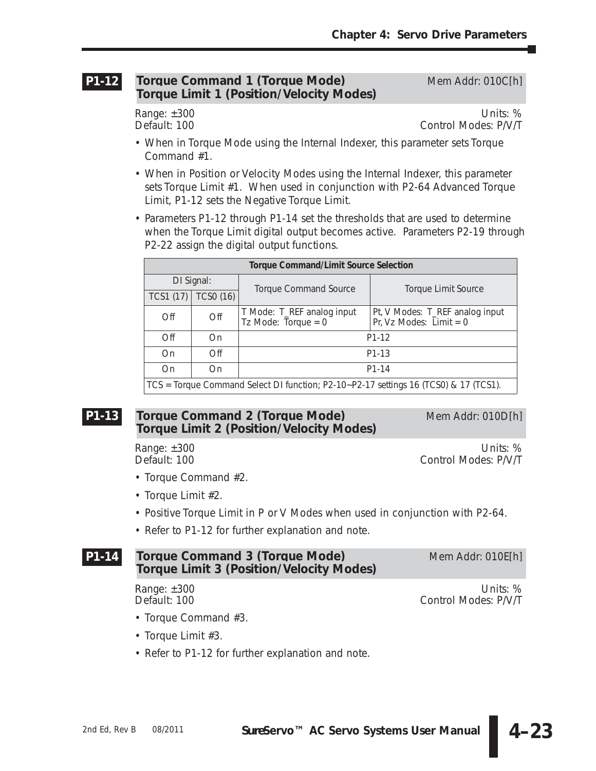## P1-12 Torque Command 1 (Torque Mode) Torque Limit 1 (Position/Velocity Modes)

Mem Addr: 010C[h]

Range: ±300 | Units: %
Default: 100 | Control Modes: P/V/T

- When in Torque Mode using the Internal Indexer, this parameter sets Torque Command #1.
- When in Position or Velocity Modes using the Internal Indexer, this parameter sets Torque Limit #1. When used in conjunction with P2-64 Advanced Torque Limit, P1-12 sets the Negative Torque Limit.
- Parameters P1-12 through P1-14 set the thresholds that are used to determine when the Torque Limit digital output becomes active. Parameters P2-19 through P2-22 assign the digital output functions.

| Torque Command/Limit Source Selection | | | |
|---|---|---|---|
| DI Signal: | | Torque Command Source | Torque Limit Source |
| TCS1 (17) | TCS0 (16) | | |
| Off | Off | T Mode: T_REF analog input<br>Tz Mode: Torque = 0 | Pt, V Modes: T_REF analog input<br>Pr, Vz Modes: Limit = 0 |
| Off | On | P1-12 | |
| On | Off | P1-13 | |
| On | On | P1-14 | |
| TCS = Torque Command Select DI function; P2-10~P2-17 settings 16 (TCS0) & 17 (TCS1). | | | |

## P1-13 Torque Command 2 (Torque Mode) Torque Limit 2 (Position/Velocity Modes)

Mem Addr: 010D[h]

Range: ±300 | Units: %
Default: 100 | Control Modes: P/V/T

- Torque Command #2.
- Torque Limit #2.
- Positive Torque Limit in P or V Modes when used in conjunction with P2-64.
- Refer to P1-12 for further explanation and note.

## P1-14 Torque Command 3 (Torque Mode) Torque Limit 3 (Position/Velocity Modes)

Mem Addr: 010E[h]

Range: ±300 | Units: %
Default: 100 | Control Modes: P/V/T

- Torque Command #3.
- Torque Limit #3.
- Refer to P1-12 for further explanation and note.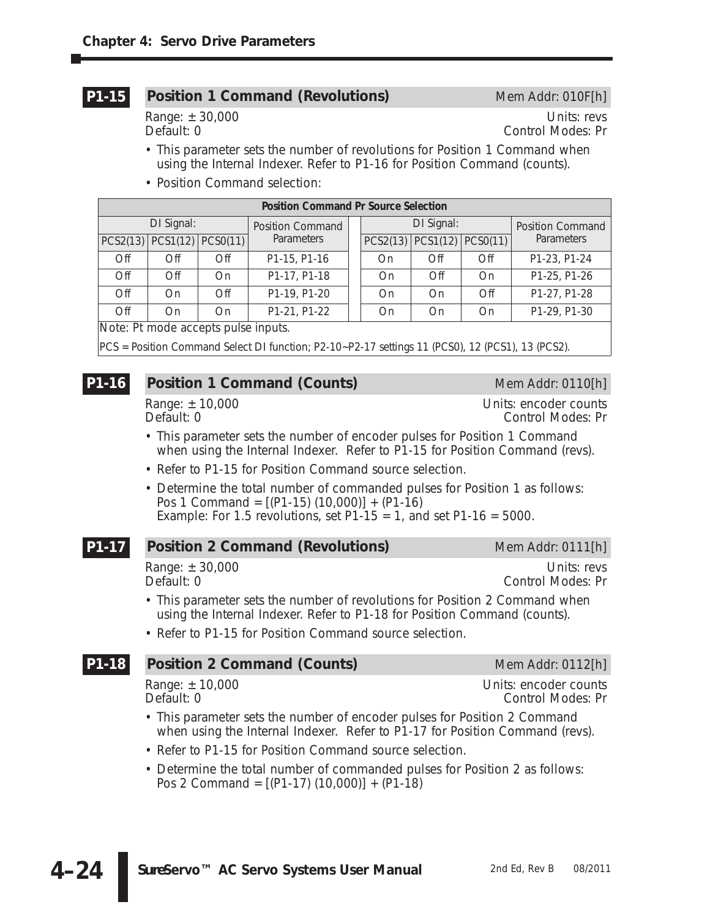## P1-15 Position 1 Command (Revolutions)

Mem Addr: 010F[h]

Range: ± 30,000
Default: 0

Units: revs
Control Modes: Pr

- This parameter sets the number of revolutions for Position 1 Command when using the Internal Indexer. Refer to P1-16 for Position Command (counts).
- Position Command selection:

| Position Command Pr Source Selection | | | | | | | | |
|---|---|---|---|---|---|---|---|---|
| DI Signal: | | | Position Command Parameters | | DI Signal: | | | Position Command Parameters |
| PCS2(13) | PCS1(12) | PCS0(11) | | | PCS2(13) | PCS1(12) | PCS0(11) | |
| Off | Off | Off | P1-15, P1-16 | | On | Off | Off | P1-23, P1-24 |
| Off | Off | On | P1-17, P1-18 | | On | Off | On | P1-25, P1-26 |
| Off | On | Off | P1-19, P1-20 | | On | On | Off | P1-27, P1-28 |
| Off | On | On | P1-21, P1-22 | | On | On | On | P1-29, P1-30 |

Note: Pt mode accepts pulse inputs.

PCS = Position Command Select DI function; P2-10~P2-17 settings 11 (PCS0), 12 (PCS1), 13 (PCS2).

## P1-16 Position 1 Command (Counts)

Mem Addr: 0110[h]

Range: ± 10,000
Default: 0

Units: encoder counts
Control Modes: Pr

- This parameter sets the number of encoder pulses for Position 1 Command when using the Internal Indexer. Refer to P1-15 for Position Command (revs).
- Refer to P1-15 for Position Command source selection.
- Determine the total number of commanded pulses for Position 1 as follows:
  Pos 1 Command = [(P1-15) (10,000)] + (P1-16)
  Example: For 1.5 revolutions, set P1-15 = 1, and set P1-16 = 5000.

## P1-17 Position 2 Command (Revolutions)

Mem Addr: 0111[h]

Range: ± 30,000
Default: 0

Units: revs
Control Modes: Pr

- This parameter sets the number of revolutions for Position 2 Command when using the Internal Indexer. Refer to P1-18 for Position Command (counts).
- Refer to P1-15 for Position Command source selection.

## P1-18 Position 2 Command (Counts)

Mem Addr: 0112[h]

Range: ± 10,000
Default: 0

Units: encoder counts
Control Modes: Pr

- This parameter sets the number of encoder pulses for Position 2 Command when using the Internal Indexer. Refer to P1-17 for Position Command (revs).
- Refer to P1-15 for Position Command source selection.
- Determine the total number of commanded pulses for Position 2 as follows:
  Pos 2 Command = [(P1-17) (10,000)] + (P1-18)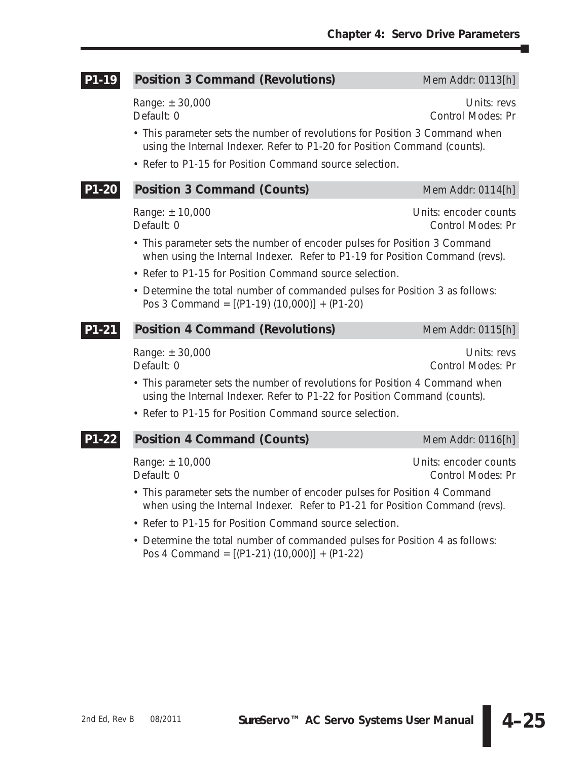## P1-19 Position 3 Command (Revolutions)

Mem Addr: 0113[h]

Range: ± 30,000 Units: revs
Default: 0 Control Modes: Pr

- This parameter sets the number of revolutions for Position 3 Command when using the Internal Indexer. Refer to P1-20 for Position Command (counts).
- Refer to P1-15 for Position Command source selection.

## P1-20 Position 3 Command (Counts)

Mem Addr: 0114[h]

Range: ± 10,000 Units: encoder counts
Default: 0 Control Modes: Pr

- This parameter sets the number of encoder pulses for Position 3 Command when using the Internal Indexer. Refer to P1-19 for Position Command (revs).
- Refer to P1-15 for Position Command source selection.
- Determine the total number of commanded pulses for Position 3 as follows:
  Pos 3 Command = [(P1-19) (10,000)] + (P1-20)

## P1-21 Position 4 Command (Revolutions)

Mem Addr: 0115[h]

Range: ± 30,000 Units: revs
Default: 0 Control Modes: Pr

- This parameter sets the number of revolutions for Position 4 Command when using the Internal Indexer. Refer to P1-22 for Position Command (counts).
- Refer to P1-15 for Position Command source selection.

## P1-22 Position 4 Command (Counts)

Mem Addr: 0116[h]

Range: ± 10,000 Units: encoder counts
Default: 0 Control Modes: Pr

- This parameter sets the number of encoder pulses for Position 4 Command when using the Internal Indexer. Refer to P1-21 for Position Command (revs).
- Refer to P1-15 for Position Command source selection.
- Determine the total number of commanded pulses for Position 4 as follows:
  Pos 4 Command = [(P1-21) (10,000)] + (P1-22)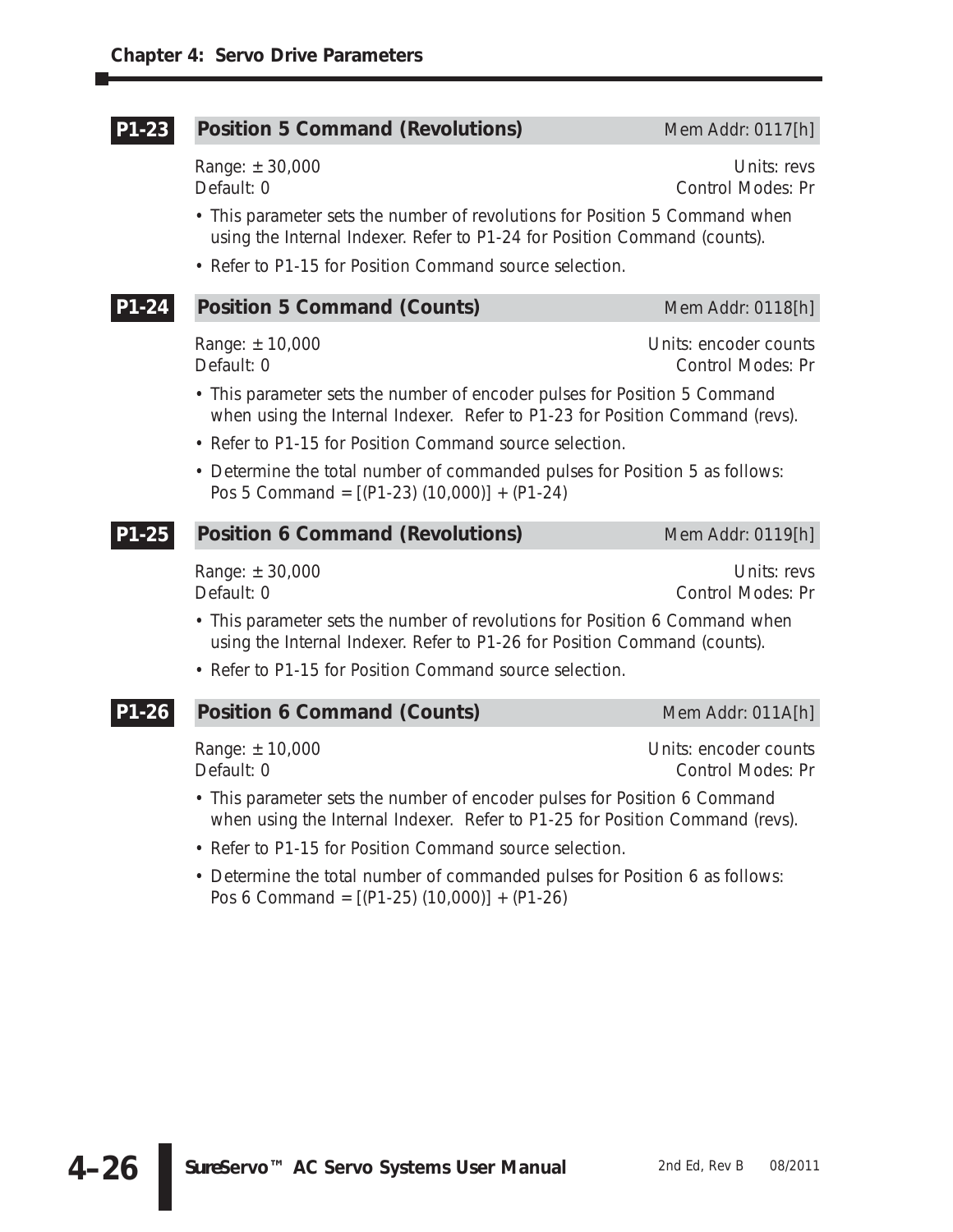### P1-23 Position 5 Command (Revolutions)

Mem Addr: 0117[h]

Range: ± 30,000
Default: 0

Units: revs
Control Modes: Pr

- This parameter sets the number of revolutions for Position 5 Command when using the Internal Indexer. Refer to P1-24 for Position Command (counts).
- Refer to P1-15 for Position Command source selection.

### P1-24 Position 5 Command (Counts)

Mem Addr: 0118[h]

Range: ± 10,000
Default: 0

Units: encoder counts
Control Modes: Pr

- This parameter sets the number of encoder pulses for Position 5 Command when using the Internal Indexer. Refer to P1-23 for Position Command (revs).
- Refer to P1-15 for Position Command source selection.
- Determine the total number of commanded pulses for Position 5 as follows:
  Pos 5 Command = [(P1-23) (10,000)] + (P1-24)

### P1-25 Position 6 Command (Revolutions)

Mem Addr: 0119[h]

Range: ± 30,000
Default: 0

Units: revs
Control Modes: Pr

- This parameter sets the number of revolutions for Position 6 Command when using the Internal Indexer. Refer to P1-26 for Position Command (counts).
- Refer to P1-15 for Position Command source selection.

### P1-26 Position 6 Command (Counts)

Mem Addr: 011A[h]

Range: ± 10,000
Default: 0

Units: encoder counts
Control Modes: Pr

- This parameter sets the number of encoder pulses for Position 6 Command when using the Internal Indexer. Refer to P1-25 for Position Command (revs).
- Refer to P1-15 for Position Command source selection.
- Determine the total number of commanded pulses for Position 6 as follows:
  Pos 6 Command = [(P1-25) (10,000)] + (P1-26)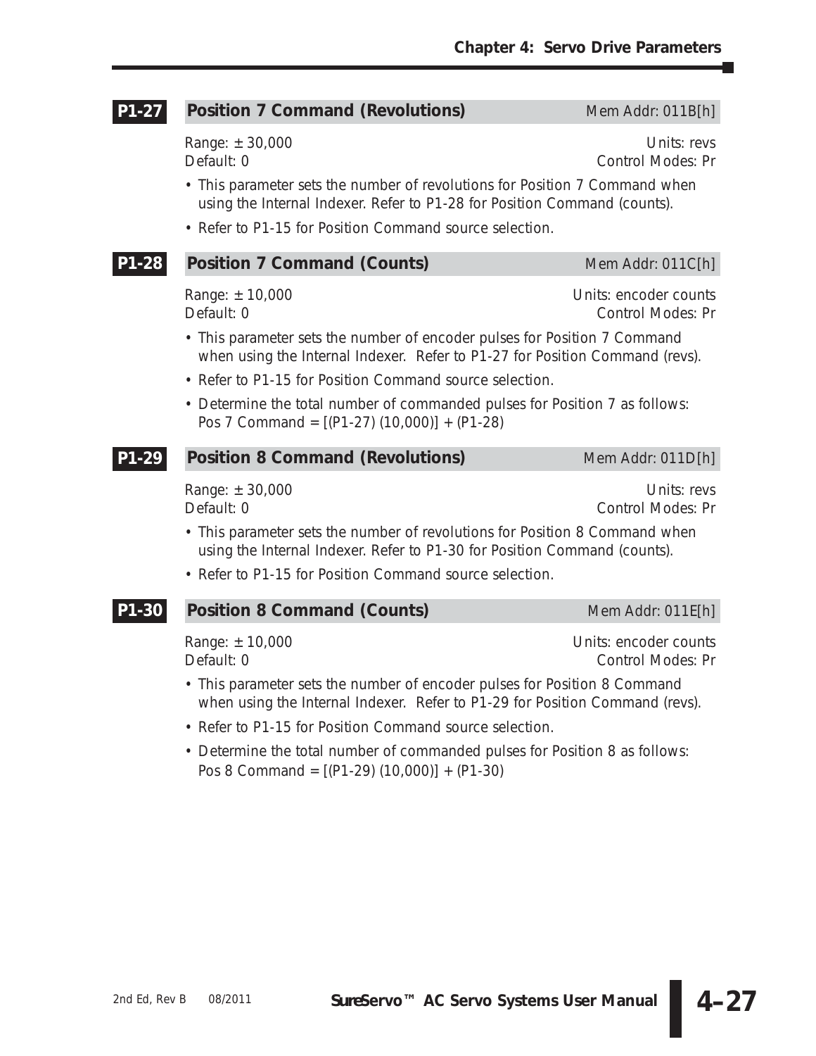### P1-27 Position 7 Command (Revolutions)

Mem Addr: 011B[h]

Range: ± 30,000 — Units: revs
Default: 0 — Control Modes: Pr

- This parameter sets the number of revolutions for Position 7 Command when using the Internal Indexer. Refer to P1-28 for Position Command (counts).
- Refer to P1-15 for Position Command source selection.

### P1-28 Position 7 Command (Counts)

Mem Addr: 011C[h]

Range: ± 10,000 — Units: encoder counts
Default: 0 — Control Modes: Pr

- This parameter sets the number of encoder pulses for Position 7 Command when using the Internal Indexer. Refer to P1-27 for Position Command (revs).
- Refer to P1-15 for Position Command source selection.
- Determine the total number of commanded pulses for Position 7 as follows:
  Pos 7 Command = [(P1-27) (10,000)] + (P1-28)

### P1-29 Position 8 Command (Revolutions)

Mem Addr: 011D[h]

Range: ± 30,000 — Units: revs
Default: 0 — Control Modes: Pr

- This parameter sets the number of revolutions for Position 8 Command when using the Internal Indexer. Refer to P1-30 for Position Command (counts).
- Refer to P1-15 for Position Command source selection.

### P1-30 Position 8 Command (Counts)

Mem Addr: 011E[h]

Range: ± 10,000 — Units: encoder counts
Default: 0 — Control Modes: Pr

- This parameter sets the number of encoder pulses for Position 8 Command when using the Internal Indexer. Refer to P1-29 for Position Command (revs).
- Refer to P1-15 for Position Command source selection.
- Determine the total number of commanded pulses for Position 8 as follows:
  Pos 8 Command = [(P1-29) (10,000)] + (P1-30)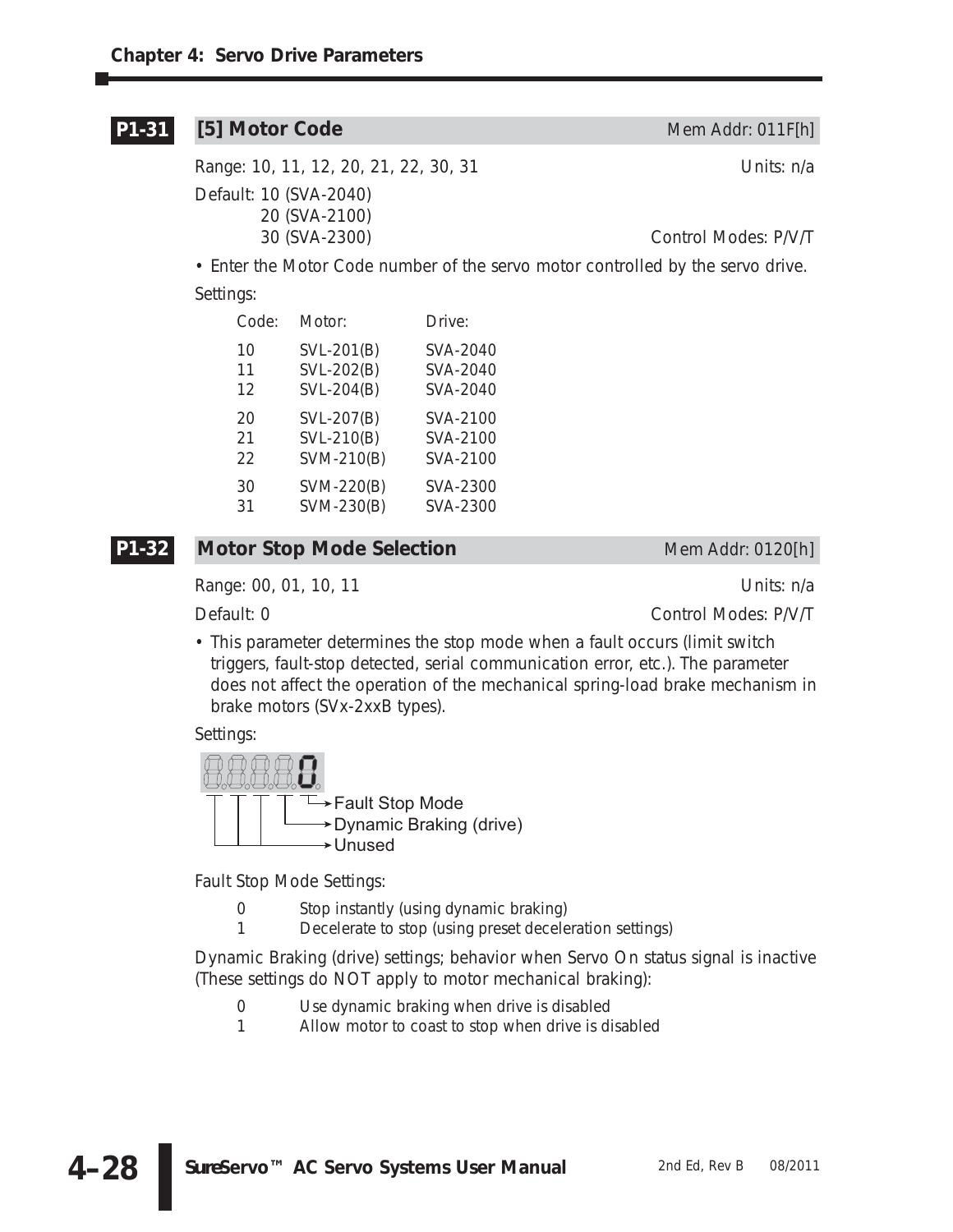## P1-31 [5] Motor Code

Mem Addr: 011F[h]

Range: 10, 11, 12, 20, 21, 22, 30, 31

Units: n/a

Default: 10 (SVA-2040)
20 (SVA-2100)
30 (SVA-2300)

Control Modes: P/V/T

- Enter the Motor Code number of the servo motor controlled by the servo drive.

Settings:

| Code: | Motor: | Drive: |
|---|---|---|
| 10 | SVL-201(B) | SVA-2040 |
| 11 | SVL-202(B) | SVA-2040 |
| 12 | SVL-204(B) | SVA-2040 |
| 20 | SVL-207(B) | SVA-2100 |
| 21 | SVL-210(B) | SVA-2100 |
| 22 | SVM-210(B) | SVA-2100 |
| 30 | SVM-220(B) | SVA-2300 |
| 31 | SVM-230(B) | SVA-2300 |

## P1-32 Motor Stop Mode Selection

Mem Addr: 0120[h]

Range: 00, 01, 10, 11

Units: n/a

Default: 0

Control Modes: P/V/T

- This parameter determines the stop mode when a fault occurs (limit switch triggers, fault-stop detected, serial communication error, etc.). The parameter does not affect the operation of the mechanical spring-load brake mechanism in brake motors (SVx-2xxB types).

Settings:

Display digits (right to left):
- Digit 1: Fault Stop Mode
- Digit 2: Dynamic Braking (drive)
- Digits 3–5: Unused

Fault Stop Mode Settings:

- 0 Stop instantly (using dynamic braking)
- 1 Decelerate to stop (using preset deceleration settings)

Dynamic Braking (drive) settings; behavior when Servo On status signal is inactive (These settings do NOT apply to motor mechanical braking):

- 0 Use dynamic braking when drive is disabled
- 1 Allow motor to coast to stop when drive is disabled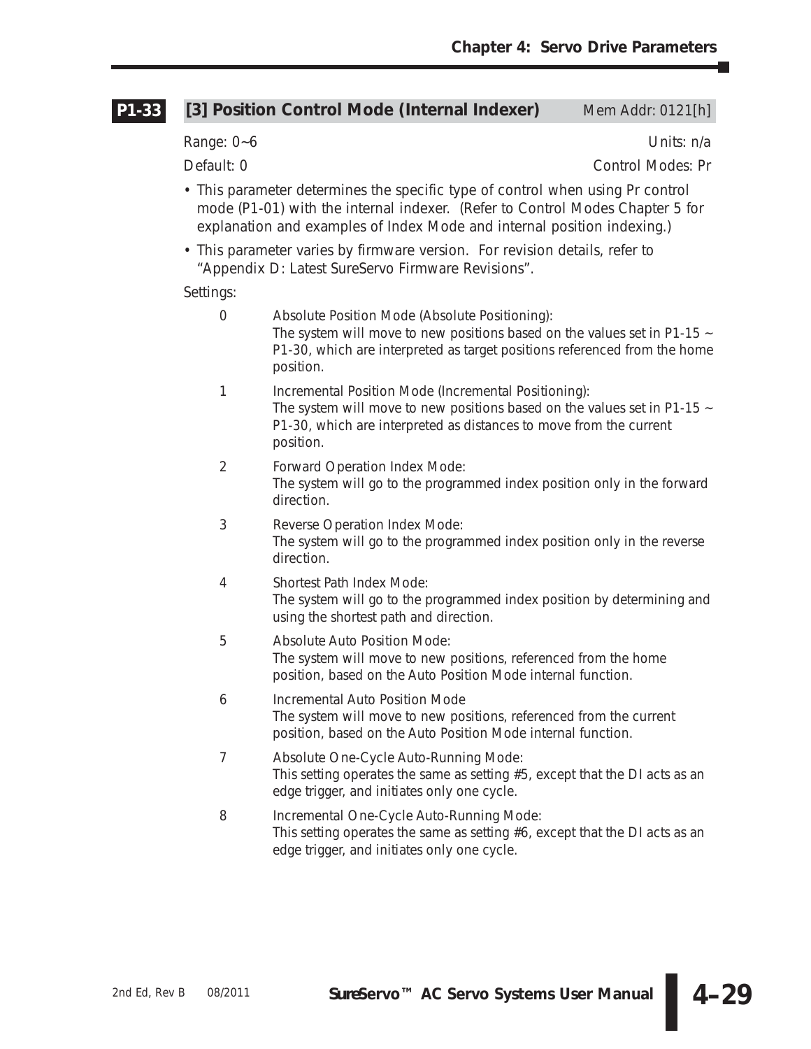## P1-33 [3] Position Control Mode (Internal Indexer) Mem Addr: 0121[h]

Range: 0~6 Units: n/a

Default: 0 Control Modes: Pr

- This parameter determines the specific type of control when using Pr control mode (P1-01) with the internal indexer. (Refer to Control Modes Chapter 5 for explanation and examples of Index Mode and internal position indexing.)
- This parameter varies by firmware version. For revision details, refer to "Appendix D: Latest SureServo Firmware Revisions".

Settings:

- 0 Absolute Position Mode (Absolute Positioning):
  The system will move to new positions based on the values set in P1-15 ~ P1-30, which are interpreted as target positions referenced from the home position.
- 1 Incremental Position Mode (Incremental Positioning):
  The system will move to new positions based on the values set in P1-15 ~ P1-30, which are interpreted as distances to move from the current position.
- 2 Forward Operation Index Mode:
  The system will go to the programmed index position only in the forward direction.
- 3 Reverse Operation Index Mode:
  The system will go to the programmed index position only in the reverse direction.
- 4 Shortest Path Index Mode:
  The system will go to the programmed index position by determining and using the shortest path and direction.
- 5 Absolute Auto Position Mode:
  The system will move to new positions, referenced from the home position, based on the Auto Position Mode internal function.
- 6 Incremental Auto Position Mode
  The system will move to new positions, referenced from the current position, based on the Auto Position Mode internal function.
- 7 Absolute One-Cycle Auto-Running Mode:
  This setting operates the same as setting #5, except that the DI acts as an edge trigger, and initiates only one cycle.
- 8 Incremental One-Cycle Auto-Running Mode:
  This setting operates the same as setting #6, except that the DI acts as an edge trigger, and initiates only one cycle.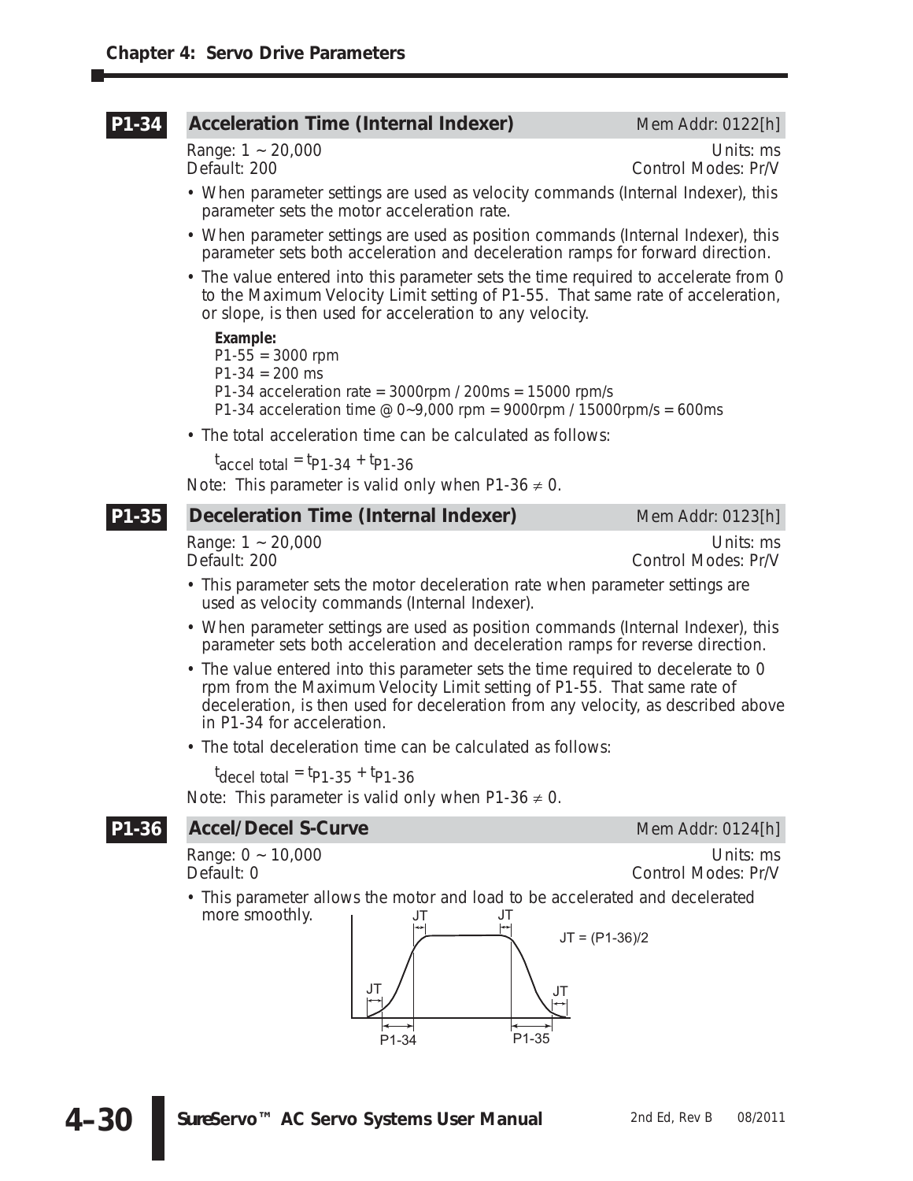## P1-34 Acceleration Time (Internal Indexer)

Mem Addr: 0122[h]

Range: 1 ~ 20,000 Units: ms
Default: 200 Control Modes: Pr/V

- When parameter settings are used as velocity commands (Internal Indexer), this parameter sets the motor acceleration rate.
- When parameter settings are used as position commands (Internal Indexer), this parameter sets both acceleration and deceleration ramps for forward direction.
- The value entered into this parameter sets the time required to accelerate from 0 to the Maximum Velocity Limit setting of P1-55. That same rate of acceleration, or slope, is then used for acceleration to any velocity.

**Example:**
P1-55 = 3000 rpm
P1-34 = 200 ms
P1-34 acceleration rate = 3000rpm / 200ms = 15000 rpm/s
P1-34 acceleration time @ 0~9,000 rpm = 9000rpm / 15000rpm/s = 600ms

- The total acceleration time can be calculated as follows:

$$t_{accel\ total} = t_{P1\text{-}34} + t_{P1\text{-}36}$$

Note: This parameter is valid only when P1-36 $\neq$ 0.

## P1-35 Deceleration Time (Internal Indexer)

Mem Addr: 0123[h]

Range: 1 ~ 20,000 Units: ms
Default: 200 Control Modes: Pr/V

- This parameter sets the motor deceleration rate when parameter settings are used as velocity commands (Internal Indexer).
- When parameter settings are used as position commands (Internal Indexer), this parameter sets both acceleration and deceleration ramps for reverse direction.
- The value entered into this parameter sets the time required to decelerate to 0 rpm from the Maximum Velocity Limit setting of P1-55. That same rate of deceleration, is then used for deceleration from any velocity, as described above in P1-34 for acceleration.
- The total deceleration time can be calculated as follows:

$$t_{decel\ total} = t_{P1\text{-}35} + t_{P1\text{-}36}$$

Note: This parameter is valid only when P1-36 $\neq$ 0.

## P1-36 Accel/Decel S-Curve

Mem Addr: 0124[h]

Range: 0 ~ 10,000 Units: ms
Default: 0 Control Modes: Pr/V

- This parameter allows the motor and load to be accelerated and decelerated more smoothly.

JT = (P1-36)/2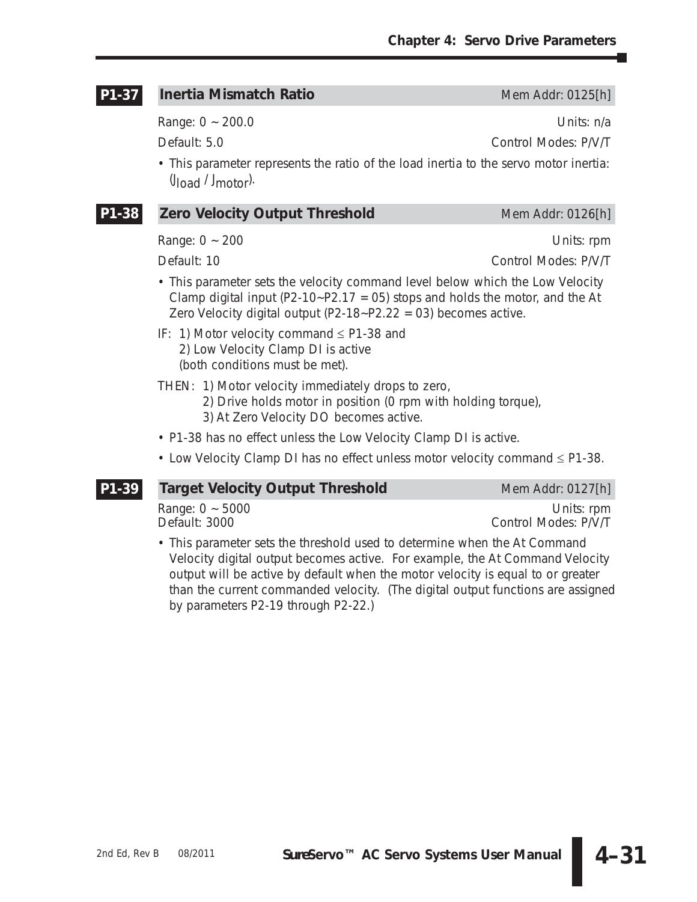## P1-37 Inertia Mismatch Ratio

Mem Addr: 0125[h]

Range: 0 ~ 200.0 Units: n/a

Default: 5.0 Control Modes: P/V/T

- This parameter represents the ratio of the load inertia to the servo motor inertia: ($J_{load}$ / $J_{motor}$).

## P1-38 Zero Velocity Output Threshold

Mem Addr: 0126[h]

Range: 0 ~ 200 Units: rpm

Default: 10 Control Modes: P/V/T

- This parameter sets the velocity command level below which the Low Velocity Clamp digital input (P2-10~P2.17 = 05) stops and holds the motor, and the At Zero Velocity digital output (P2-18~P2.22 = 03) becomes active.

IF: 1) Motor velocity command ≤ P1-38 and
2) Low Velocity Clamp DI is active
(both conditions must be met).

THEN: 1) Motor velocity immediately drops to zero,
2) Drive holds motor in position (0 rpm with holding torque),
3) At Zero Velocity DO becomes active.

- P1-38 has no effect unless the Low Velocity Clamp DI is active.
- Low Velocity Clamp DI has no effect unless motor velocity command ≤ P1-38.

## P1-39 Target Velocity Output Threshold

Mem Addr: 0127[h]

Range: 0 ~ 5000 Units: rpm

Default: 3000 Control Modes: P/V/T

- This parameter sets the threshold used to determine when the At Command Velocity digital output becomes active. For example, the At Command Velocity output will be active by default when the motor velocity is equal to or greater than the current commanded velocity. (The digital output functions are assigned by parameters P2-19 through P2-22.)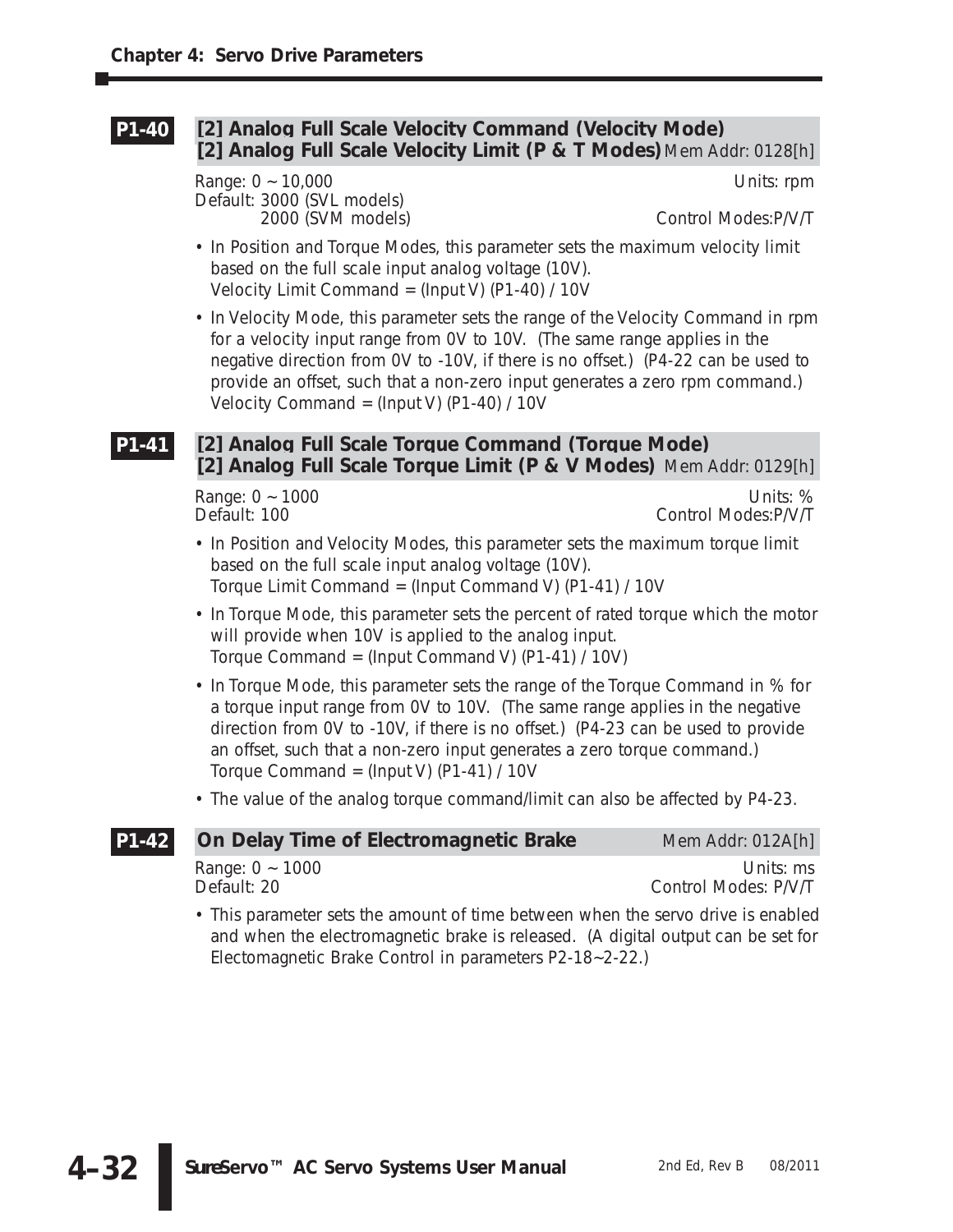## P1-40 [2] Analog Full Scale Velocity Command (Velocity Mode) [2] Analog Full Scale Velocity Limit (P & T Modes)

Mem Addr: 0128[h]

Range: 0 ~ 10,000 | Units: rpm
Default: 3000 (SVL models)
2000 (SVM models) | Control Modes:P/V/T

- In Position and Torque Modes, this parameter sets the maximum velocity limit based on the full scale input analog voltage (10V).
  Velocity Limit Command = (Input V) (P1-40) / 10V
- In Velocity Mode, this parameter sets the range of the Velocity Command in rpm for a velocity input range from 0V to 10V. (The same range applies in the negative direction from 0V to -10V, if there is no offset.) (P4-22 can be used to provide an offset, such that a non-zero input generates a zero rpm command.)
  Velocity Command = (Input V) (P1-40) / 10V

## P1-41 [2] Analog Full Scale Torque Command (Torque Mode) [2] Analog Full Scale Torque Limit (P & V Modes)

Mem Addr: 0129[h]

Range: 0 ~ 1000 | Units: %
Default: 100 | Control Modes:P/V/T

- In Position and Velocity Modes, this parameter sets the maximum torque limit based on the full scale input analog voltage (10V).
  Torque Limit Command = (Input Command V) (P1-41) / 10V
- In Torque Mode, this parameter sets the percent of rated torque which the motor will provide when 10V is applied to the analog input.
  Torque Command = (Input Command V) (P1-41) / 10V)
- In Torque Mode, this parameter sets the range of the Torque Command in % for a torque input range from 0V to 10V. (The same range applies in the negative direction from 0V to -10V, if there is no offset.) (P4-23 can be used to provide an offset, such that a non-zero input generates a zero torque command.)
  Torque Command = (Input V) (P1-41) / 10V
- The value of the analog torque command/limit can also be affected by P4-23.

## P1-42 On Delay Time of Electromagnetic Brake

Mem Addr: 012A[h]

Range: 0 ~ 1000 | Units: ms
Default: 20 | Control Modes: P/V/T

- This parameter sets the amount of time between when the servo drive is enabled and when the electromagnetic brake is released. (A digital output can be set for Electomagnetic Brake Control in parameters P2-18~2-22.)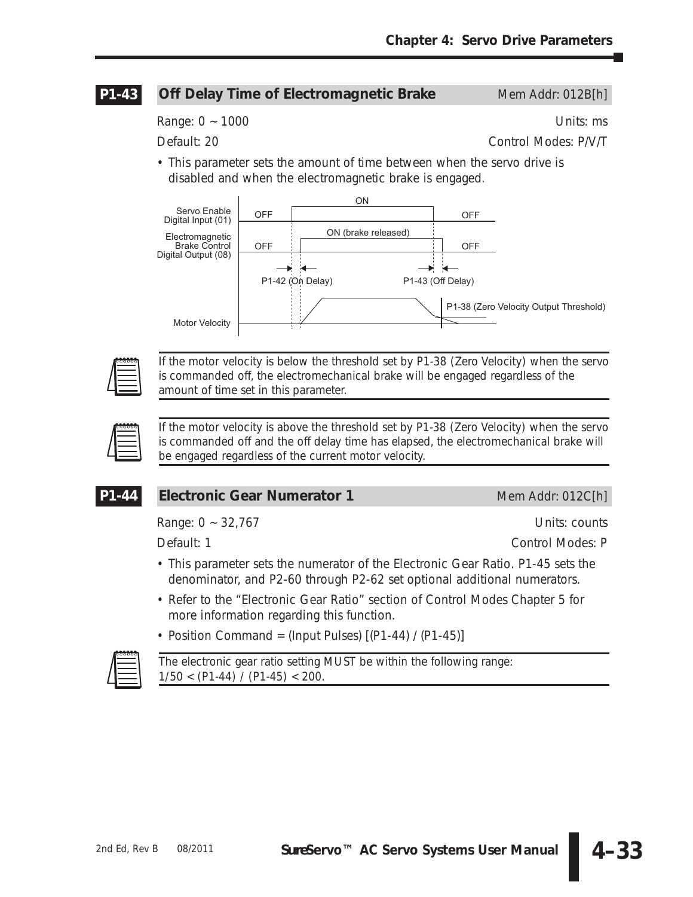## P1-43 Off Delay Time of Electromagnetic Brake

Mem Addr: 012B[h]

Range: 0 ~ 1000 | Units: ms

Default: 20 | Control Modes: P/V/T

- This parameter sets the amount of time between when the servo drive is disabled and when the electromagnetic brake is engaged.

> If the motor velocity is below the threshold set by P1-38 (Zero Velocity) when the servo is commanded off, the electromechanical brake will be engaged regardless of the amount of time set in this parameter.

> If the motor velocity is above the threshold set by P1-38 (Zero Velocity) when the servo is commanded off and the off delay time has elapsed, the electromechanical brake will be engaged regardless of the current motor velocity.

## P1-44 Electronic Gear Numerator 1

Mem Addr: 012C[h]

Range: 0 ~ 32,767 | Units: counts

Default: 1 | Control Modes: P

- This parameter sets the numerator of the Electronic Gear Ratio. P1-45 sets the denominator, and P2-60 through P2-62 set optional additional numerators.
- Refer to the "Electronic Gear Ratio" section of Control Modes Chapter 5 for more information regarding this function.
- Position Command = (Input Pulses) [(P1-44) / (P1-45)]

> The electronic gear ratio setting MUST be within the following range:
> 1/50 < (P1-44) / (P1-45) < 200.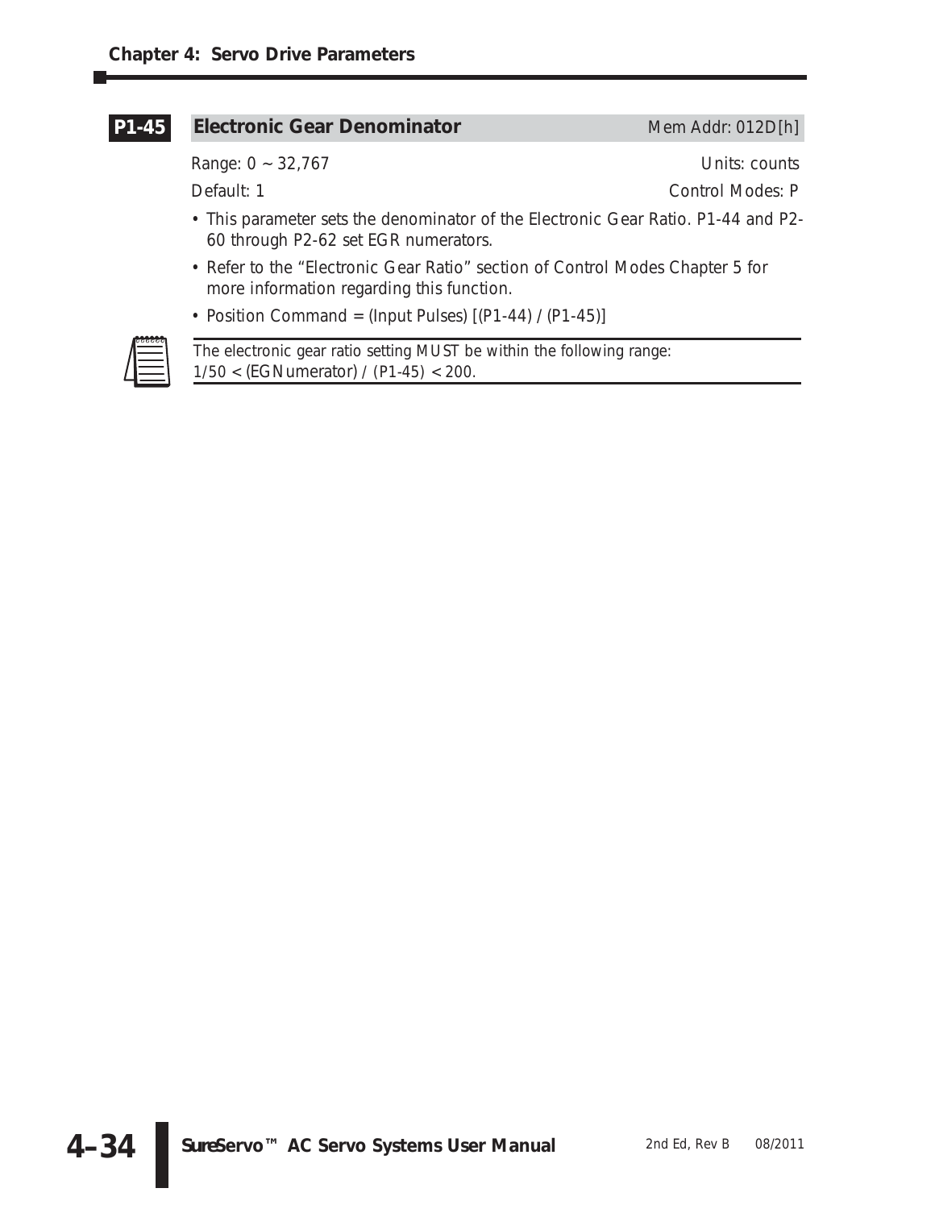## P1-45 Electronic Gear Denominator

Mem Addr: 012D[h]

Range: 0 ~ 32,767 | Units: counts

Default: 1 | Control Modes: P

- This parameter sets the denominator of the Electronic Gear Ratio. P1-44 and P2-60 through P2-62 set EGR numerators.
- Refer to the "Electronic Gear Ratio" section of Control Modes Chapter 5 for more information regarding this function.
- Position Command = (Input Pulses) [(P1-44) / (P1-45)]

*The electronic gear ratio setting MUST be within the following range:*
*1/50 < (EGNumerator) / (P1-45) < 200.*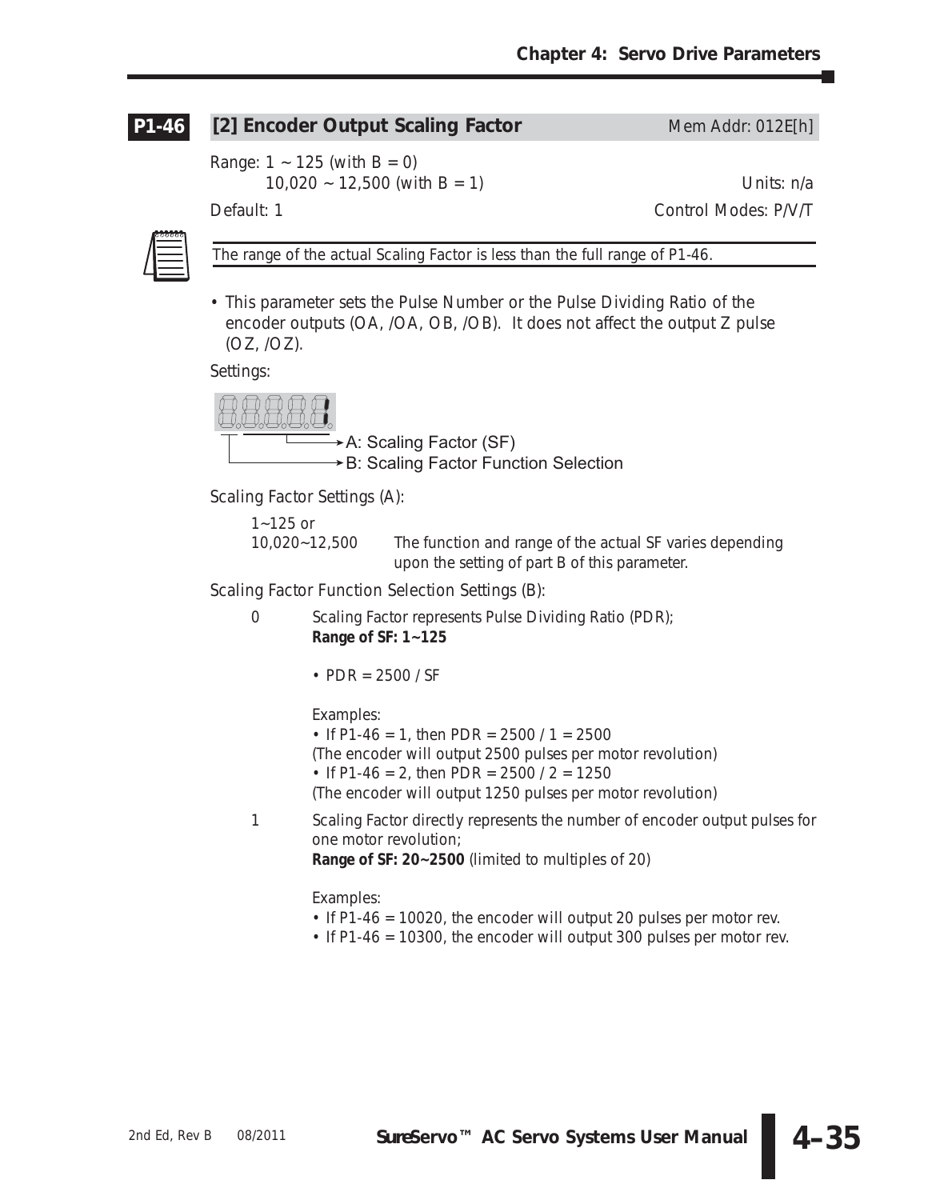## P1-46 [2] Encoder Output Scaling Factor

Mem Addr: 012E[h]

Range: 1 ~ 125 (with B = 0)
10,020 ~ 12,500 (with B = 1)

Units: n/a

Default: 1

Control Modes: P/V/T

*The range of the actual Scaling Factor is less than the full range of P1-46.*

- This parameter sets the Pulse Number or the Pulse Dividing Ratio of the encoder outputs (OA, /OA, OB, /OB). It does not affect the output Z pulse (OZ, /OZ).

Settings:

A: Scaling Factor (SF)
B: Scaling Factor Function Selection

Scaling Factor Settings (A):

| | |
|---|---|
| 1~125 or 10,020~12,500 | The function and range of the actual SF varies depending upon the setting of part B of this parameter. |

Scaling Factor Function Selection Settings (B):

0 Scaling Factor represents Pulse Dividing Ratio (PDR);
**Range of SF: 1~125**

- PDR = 2500 / SF

Examples:
- If P1-46 = 1, then PDR = 2500 / 1 = 2500
(The encoder will output 2500 pulses per motor revolution)
- If P1-46 = 2, then PDR = 2500 / 2 = 1250
(The encoder will output 1250 pulses per motor revolution)

1 Scaling Factor directly represents the number of encoder output pulses for one motor revolution;
**Range of SF: 20~2500** (limited to multiples of 20)

Examples:
- If P1-46 = 10020, the encoder will output 20 pulses per motor rev.
- If P1-46 = 10300, the encoder will output 300 pulses per motor rev.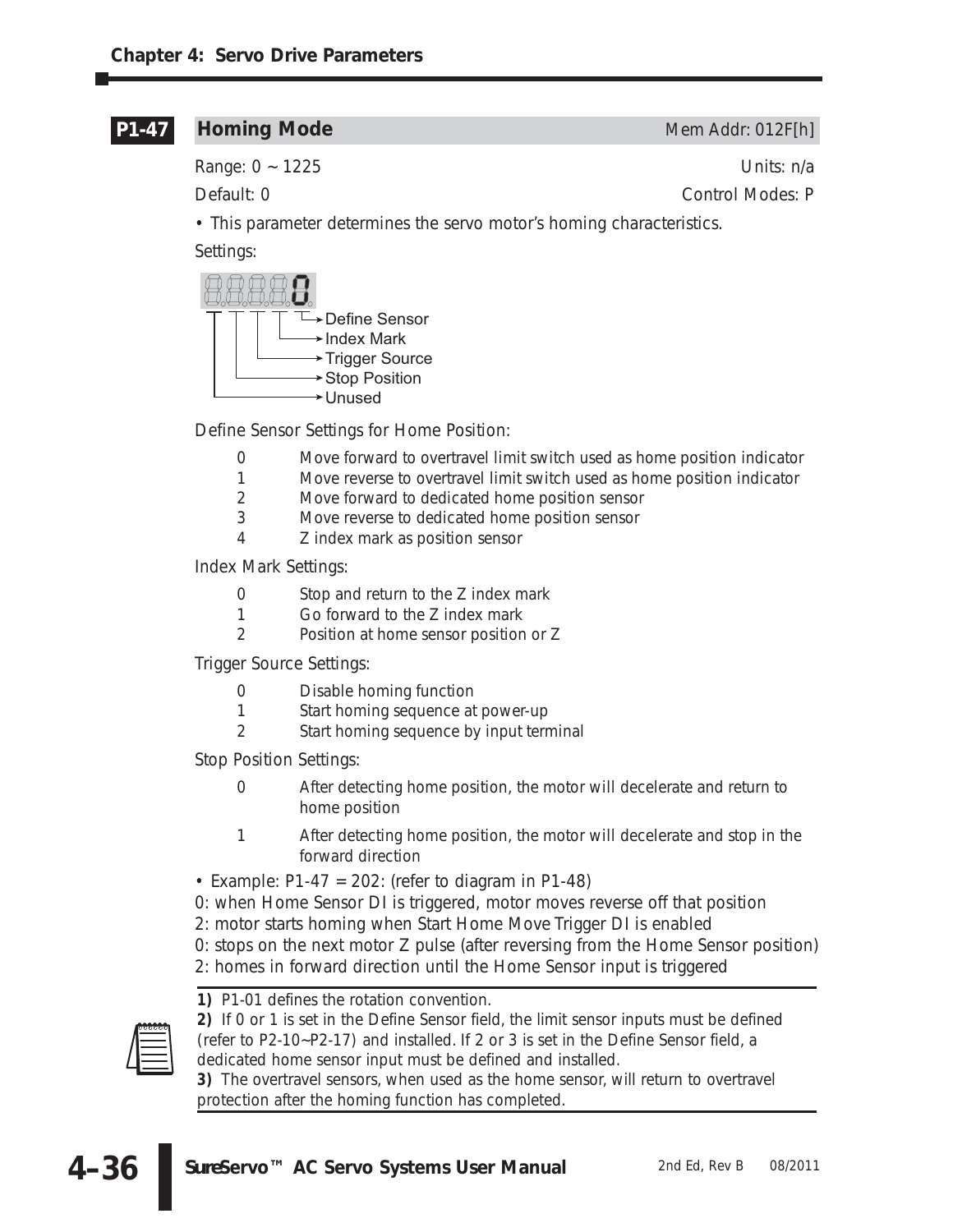## P1-47 Homing Mode

Mem Addr: 012F[h]

Range: 0 ~ 1225 Units: n/a

Default: 0 Control Modes: P

- This parameter determines the servo motor's homing characteristics.

Settings:

```
8.8.8.8.0
│ │ │ │ └─→ Define Sensor
│ │ │ └───→ Index Mark
│ │ └─────→ Trigger Source
│ └───────→ Stop Position
└─────────→ Unused
```

Define Sensor Settings for Home Position:

| | |
|---|---|
| 0 | Move forward to overtravel limit switch used as home position indicator |
| 1 | Move reverse to overtravel limit switch used as home position indicator |
| 2 | Move forward to dedicated home position sensor |
| 3 | Move reverse to dedicated home position sensor |
| 4 | Z index mark as position sensor |

Index Mark Settings:

| | |
|---|---|
| 0 | Stop and return to the Z index mark |
| 1 | Go forward to the Z index mark |
| 2 | Position at home sensor position or Z |

Trigger Source Settings:

| | |
|---|---|
| 0 | Disable homing function |
| 1 | Start homing sequence at power-up |
| 2 | Start homing sequence by input terminal |

Stop Position Settings:

| | |
|---|---|
| 0 | After detecting home position, the motor will decelerate and return to home position |
| 1 | After detecting home position, the motor will decelerate and stop in the forward direction |

- Example: P1-47 = 202: (refer to diagram in P1-48)

0: when Home Sensor DI is triggered, motor moves reverse off that position
2: motor starts homing when Start Home Move Trigger DI is enabled
0: stops on the next motor Z pulse (after reversing from the Home Sensor position)
2: homes in forward direction until the Home Sensor input is triggered

**1)** P1-01 defines the rotation convention.
**2)** If 0 or 1 is set in the Define Sensor field, the limit sensor inputs must be defined (refer to P2-10~P2-17) and installed. If 2 or 3 is set in the Define Sensor field, a dedicated home sensor input must be defined and installed.
**3)** The overtravel sensors, when used as the home sensor, will return to overtravel protection after the homing function has completed.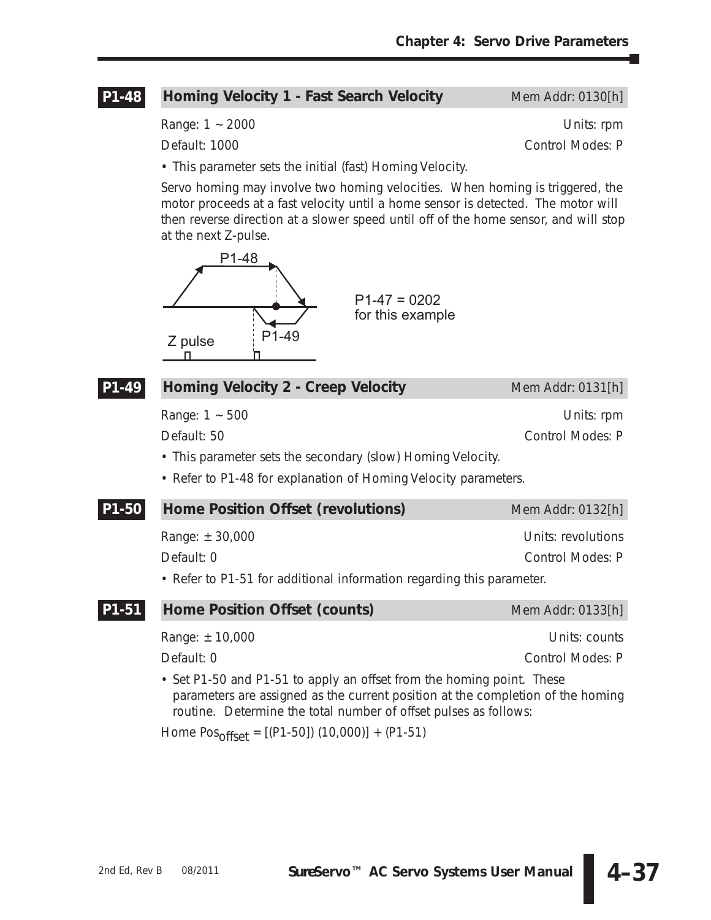## P1-48 Homing Velocity 1 - Fast Search Velocity

Mem Addr: 0130[h]

Range: 1 ~ 2000 — Units: rpm

Default: 1000 — Control Modes: P

- This parameter sets the initial (fast) Homing Velocity.

Servo homing may involve two homing velocities. When homing is triggered, the motor proceeds at a fast velocity until a home sensor is detected. The motor will then reverse direction at a slower speed until off of the home sensor, and will stop at the next Z-pulse.

P1-48

P1-49

Z pulse

P1-47 = 0202 for this example

## P1-49 Homing Velocity 2 - Creep Velocity

Mem Addr: 0131[h]

Range: 1 ~ 500 — Units: rpm

Default: 50 — Control Modes: P

- This parameter sets the secondary (slow) Homing Velocity.
- Refer to P1-48 for explanation of Homing Velocity parameters.

## P1-50 Home Position Offset (revolutions)

Mem Addr: 0132[h]

Range: ± 30,000 — Units: revolutions

Default: 0 — Control Modes: P

- Refer to P1-51 for additional information regarding this parameter.

## P1-51 Home Position Offset (counts)

Mem Addr: 0133[h]

Range: ± 10,000 — Units: counts

Default: 0 — Control Modes: P

- Set P1-50 and P1-51 to apply an offset from the homing point. These parameters are assigned as the current position at the completion of the homing routine. Determine the total number of offset pulses as follows:

$\text{Home Pos}_{\text{offset}} = [(\text{P1-50}])\ (10{,}000)] + (\text{P1-51})$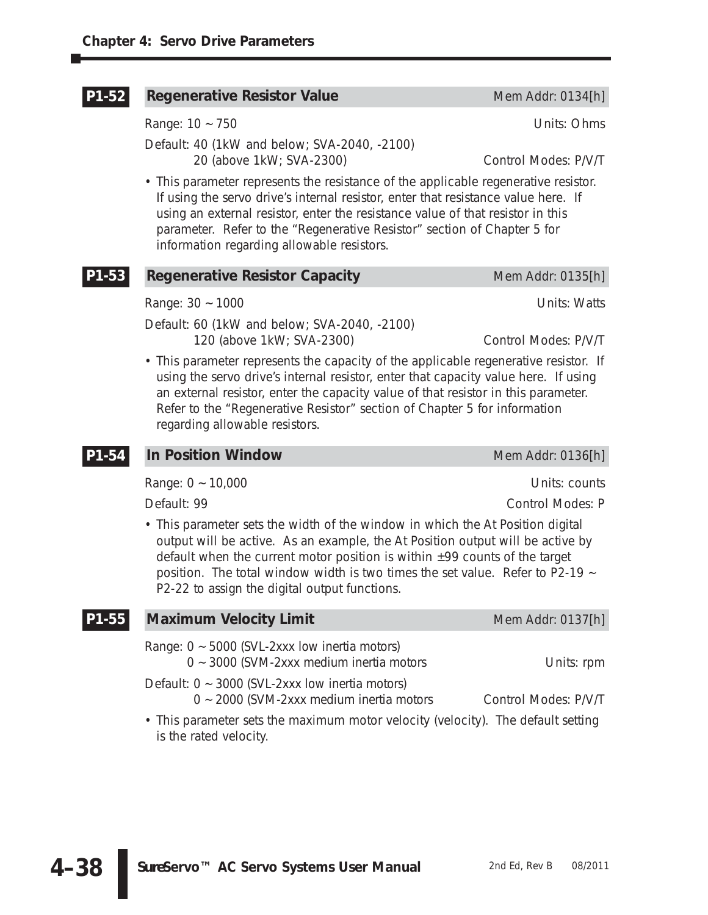### P1-52 Regenerative Resistor Value

Mem Addr: 0134[h]

Range: 10 ~ 750 — Units: Ohms

Default: 40 (1kW and below; SVA-2040, -2100)
20 (above 1kW; SVA-2300) — Control Modes: P/V/T

- This parameter represents the resistance of the applicable regenerative resistor. If using the servo drive's internal resistor, enter that resistance value here. If using an external resistor, enter the resistance value of that resistor in this parameter. Refer to the "Regenerative Resistor" section of Chapter 5 for information regarding allowable resistors.

### P1-53 Regenerative Resistor Capacity

Mem Addr: 0135[h]

Range: 30 ~ 1000 — Units: Watts

Default: 60 (1kW and below; SVA-2040, -2100)
120 (above 1kW; SVA-2300) — Control Modes: P/V/T

- This parameter represents the capacity of the applicable regenerative resistor. If using the servo drive's internal resistor, enter that capacity value here. If using an external resistor, enter the capacity value of that resistor in this parameter. Refer to the "Regenerative Resistor" section of Chapter 5 for information regarding allowable resistors.

### P1-54 In Position Window

Mem Addr: 0136[h]

Range: 0 ~ 10,000 — Units: counts

Default: 99 — Control Modes: P

- This parameter sets the width of the window in which the At Position digital output will be active. As an example, the At Position output will be active by default when the current motor position is within ±99 counts of the target position. The total window width is two times the set value. Refer to P2-19 ~ P2-22 to assign the digital output functions.

### P1-55 Maximum Velocity Limit

Mem Addr: 0137[h]

Range: 0 ~ 5000 (SVL-2xxx low inertia motors)
0 ~ 3000 (SVM-2xxx medium inertia motors — Units: rpm

Default: 0 ~ 3000 (SVL-2xxx low inertia motors)
0 ~ 2000 (SVM-2xxx medium inertia motors — Control Modes: P/V/T

- This parameter sets the maximum motor velocity (velocity). The default setting is the rated velocity.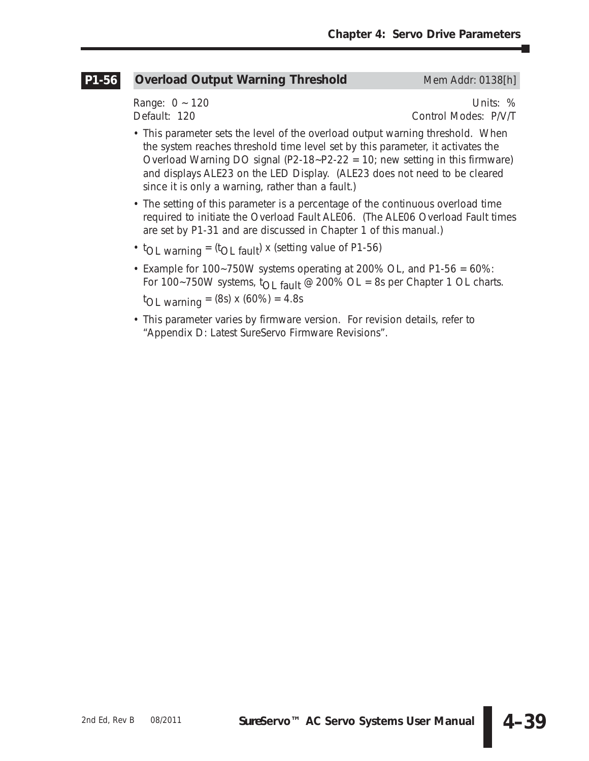## P1-56 Overload Output Warning Threshold

Mem Addr: 0138[h]

Range: 0 ~ 120 | Units: %
Default: 120 | Control Modes: P/V/T

- This parameter sets the level of the overload output warning threshold. When the system reaches threshold time level set by this parameter, it activates the Overload Warning DO signal (P2-18~P2-22 = 10; new setting in this firmware) and displays ALE23 on the LED Display. (ALE23 does not need to be cleared since it is only a warning, rather than a fault.)
- The setting of this parameter is a percentage of the continuous overload time required to initiate the Overload Fault ALE06. (The ALE06 Overload Fault times are set by P1-31 and are discussed in Chapter 1 of this manual.)
- $t_{OL\ warning} = (t_{OL\ fault})$ x (setting value of P1-56)
- Example for 100~750W systems operating at 200% OL, and P1-56 = 60%:
  For 100~750W systems, $t_{OL\ fault}$ @ 200% OL = 8s per Chapter 1 OL charts.
  $t_{OL\ warning}$ = (8s) x (60%) = 4.8s
- This parameter varies by firmware version. For revision details, refer to "Appendix D: Latest SureServo Firmware Revisions".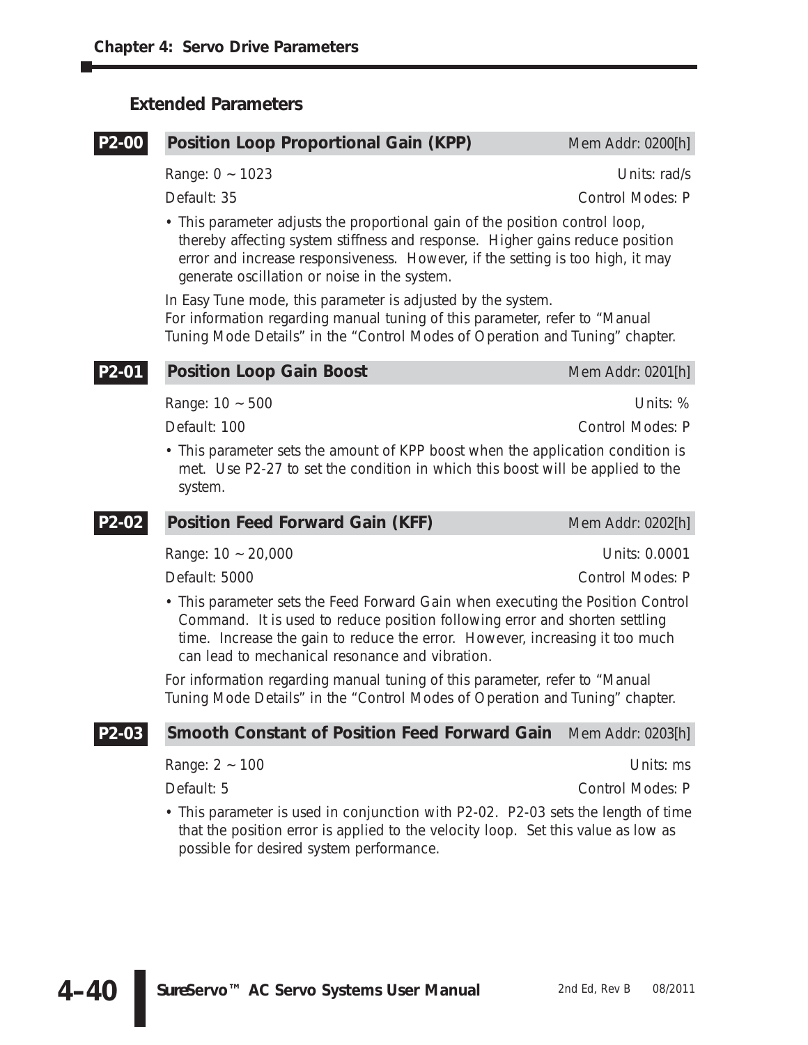## Extended Parameters

### P2-00 Position Loop Proportional Gain (KPP)

Mem Addr: 0200[h]

Range: 0 ~ 1023 | Units: rad/s

Default: 35 | Control Modes: P

- This parameter adjusts the proportional gain of the position control loop, thereby affecting system stiffness and response. Higher gains reduce position error and increase responsiveness. However, if the setting is too high, it may generate oscillation or noise in the system.

In Easy Tune mode, this parameter is adjusted by the system.
For information regarding manual tuning of this parameter, refer to "Manual Tuning Mode Details" in the "Control Modes of Operation and Tuning" chapter.

### P2-01 Position Loop Gain Boost

Mem Addr: 0201[h]

Range: 10 ~ 500 | Units: %

Default: 100 | Control Modes: P

- This parameter sets the amount of KPP boost when the application condition is met. Use P2-27 to set the condition in which this boost will be applied to the system.

### P2-02 Position Feed Forward Gain (KFF)

Mem Addr: 0202[h]

Range: 10 ~ 20,000 | Units: 0.0001

Default: 5000 | Control Modes: P

- This parameter sets the Feed Forward Gain when executing the Position Control Command. It is used to reduce position following error and shorten settling time. Increase the gain to reduce the error. However, increasing it too much can lead to mechanical resonance and vibration.

For information regarding manual tuning of this parameter, refer to "Manual Tuning Mode Details" in the "Control Modes of Operation and Tuning" chapter.

### P2-03 Smooth Constant of Position Feed Forward Gain

Mem Addr: 0203[h]

Range: 2 ~ 100 | Units: ms

Default: 5 | Control Modes: P

- This parameter is used in conjunction with P2-02. P2-03 sets the length of time that the position error is applied to the velocity loop. Set this value as low as possible for desired system performance.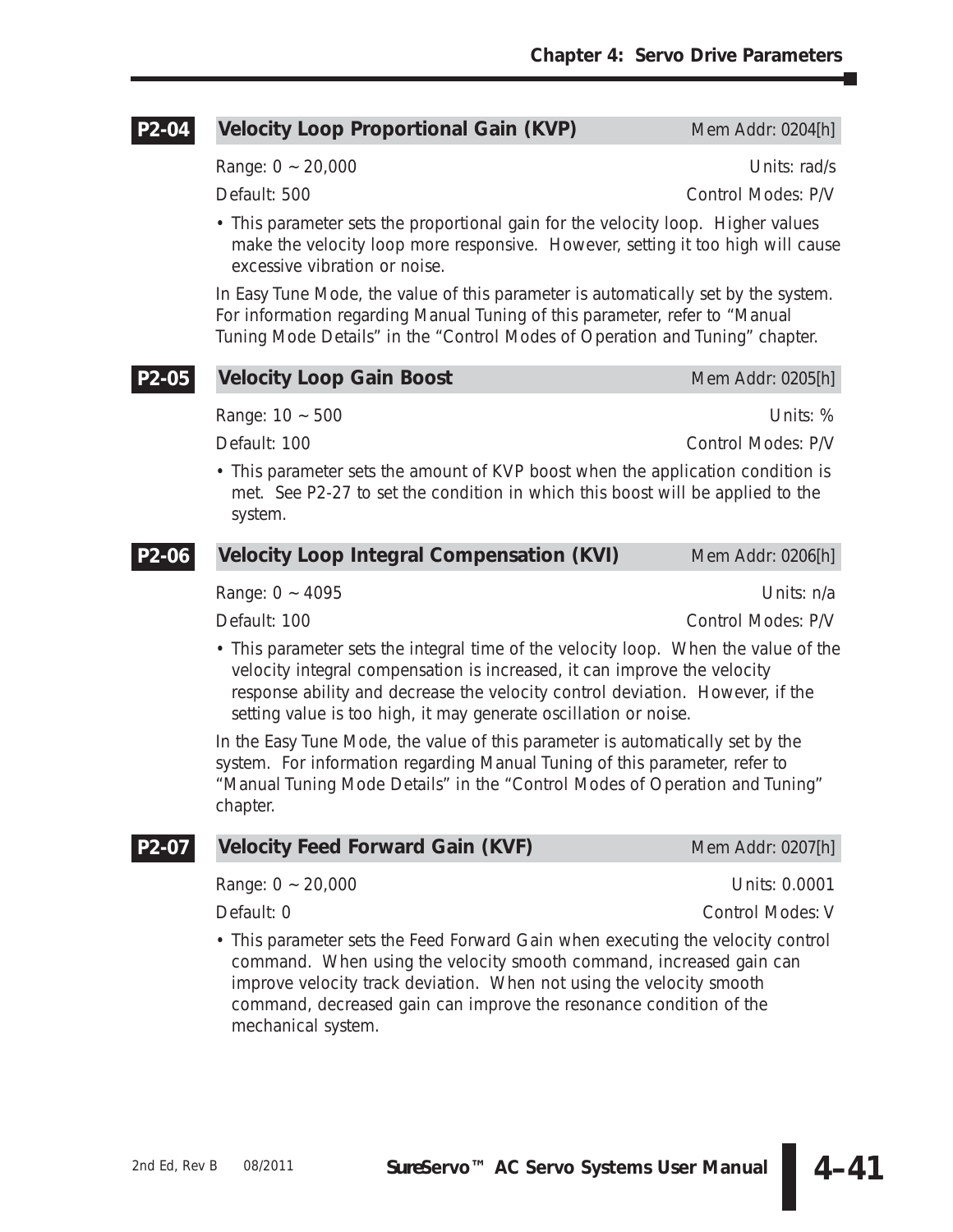### P2-04 Velocity Loop Proportional Gain (KVP)

Mem Addr: 0204[h]

Range: 0 ~ 20,000 Units: rad/s

Default: 500 Control Modes: P/V

- This parameter sets the proportional gain for the velocity loop. Higher values make the velocity loop more responsive. However, setting it too high will cause excessive vibration or noise.

In Easy Tune Mode, the value of this parameter is automatically set by the system. For information regarding Manual Tuning of this parameter, refer to "Manual Tuning Mode Details" in the "Control Modes of Operation and Tuning" chapter.

### P2-05 Velocity Loop Gain Boost

Mem Addr: 0205[h]

Range: 10 ~ 500 Units: %

Default: 100 Control Modes: P/V

- This parameter sets the amount of KVP boost when the application condition is met. See P2-27 to set the condition in which this boost will be applied to the system.

### P2-06 Velocity Loop Integral Compensation (KVI)

Mem Addr: 0206[h]

Range: 0 ~ 4095 Units: n/a

Default: 100 Control Modes: P/V

- This parameter sets the integral time of the velocity loop. When the value of the velocity integral compensation is increased, it can improve the velocity response ability and decrease the velocity control deviation. However, if the setting value is too high, it may generate oscillation or noise.

In the Easy Tune Mode, the value of this parameter is automatically set by the system. For information regarding Manual Tuning of this parameter, refer to "Manual Tuning Mode Details" in the "Control Modes of Operation and Tuning" chapter.

### P2-07 Velocity Feed Forward Gain (KVF)

Mem Addr: 0207[h]

Range: 0 ~ 20,000 Units: 0.0001

Default: 0 Control Modes: V

- This parameter sets the Feed Forward Gain when executing the velocity control command. When using the velocity smooth command, increased gain can improve velocity track deviation. When not using the velocity smooth command, decreased gain can improve the resonance condition of the mechanical system.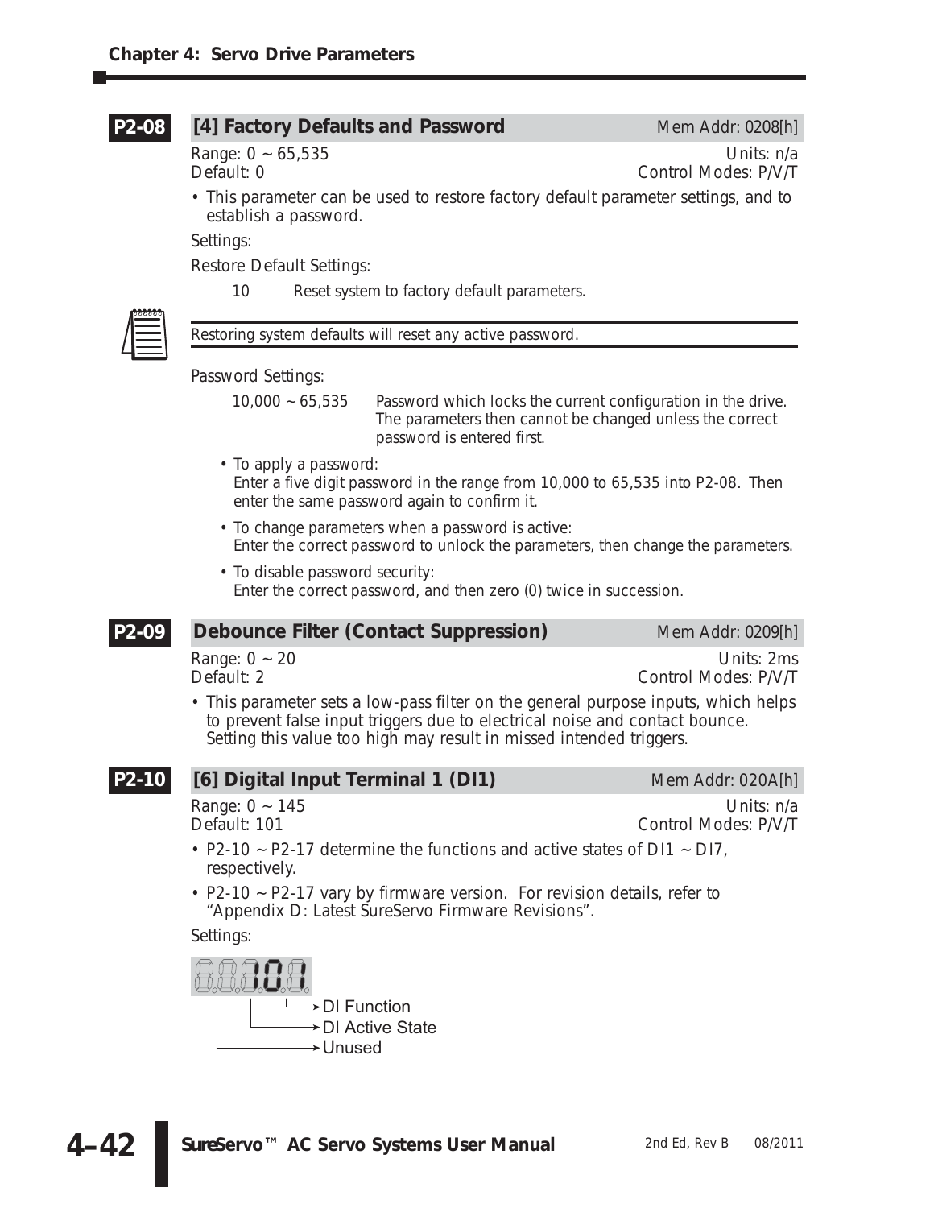## P2-08 [4] Factory Defaults and Password

Mem Addr: 0208[h]

Range: 0 ~ 65,535 — Units: n/a

Default: 0 — Control Modes: P/V/T

- This parameter can be used to restore factory default parameter settings, and to establish a password.

Settings:

Restore Default Settings:

| | |
|---|---|
| 10 | Reset system to factory default parameters. |

*Restoring system defaults will reset any active password.*

Password Settings:

| | |
|---|---|
| 10,000 ~ 65,535 | Password which locks the current configuration in the drive. The parameters then cannot be changed unless the correct password is entered first. |

- To apply a password:
  Enter a five digit password in the range from 10,000 to 65,535 into P2-08. Then enter the same password again to confirm it.
- To change parameters when a password is active:
  Enter the correct password to unlock the parameters, then change the parameters.
- To disable password security:
  Enter the correct password, and then zero (0) twice in succession.

## P2-09 Debounce Filter (Contact Suppression)

Mem Addr: 0209[h]

Range: 0 ~ 20 — Units: 2ms

Default: 2 — Control Modes: P/V/T

- This parameter sets a low-pass filter on the general purpose inputs, which helps to prevent false input triggers due to electrical noise and contact bounce. Setting this value too high may result in missed intended triggers.

## P2-10 [6] Digital Input Terminal 1 (DI1)

Mem Addr: 020A[h]

Range: 0 ~ 145 — Units: n/a

Default: 101 — Control Modes: P/V/T

- P2-10 ~ P2-17 determine the functions and active states of DI1 ~ DI7, respectively.
- P2-10 ~ P2-17 vary by firmware version. For revision details, refer to "Appendix D: Latest SureServo Firmware Revisions".

Settings:

101

- DI Function
- DI Active State
- Unused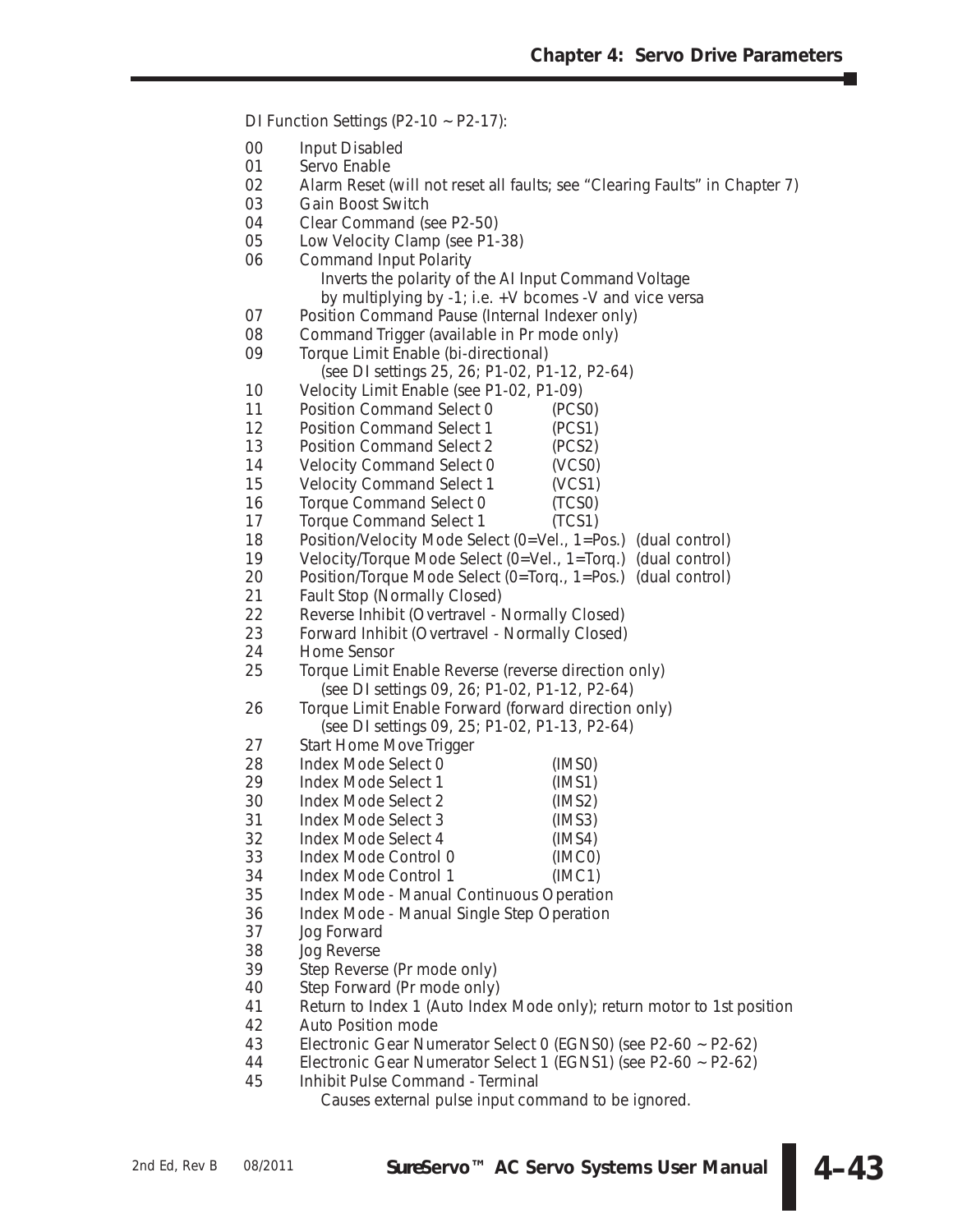DI Function Settings (P2-10 ~ P2-17):

| | | |
|---|---|---|
| 00 | Input Disabled | |
| 01 | Servo Enable | |
| 02 | Alarm Reset (will not reset all faults; see "Clearing Faults" in Chapter 7) | |
| 03 | Gain Boost Switch | |
| 04 | Clear Command (see P2-50) | |
| 05 | Low Velocity Clamp (see P1-38) | |
| 06 | Command Input Polarity<br>Inverts the polarity of the AI Input Command Voltage by multiplying by -1; i.e. +V bcomes -V and vice versa | |
| 07 | Position Command Pause (Internal Indexer only) | |
| 08 | Command Trigger (available in Pr mode only) | |
| 09 | Torque Limit Enable (bi-directional)<br>(see DI settings 25, 26; P1-02, P1-12, P2-64) | |
| 10 | Velocity Limit Enable (see P1-02, P1-09) | |
| 11 | Position Command Select 0 | (PCS0) |
| 12 | Position Command Select 1 | (PCS1) |
| 13 | Position Command Select 2 | (PCS2) |
| 14 | Velocity Command Select 0 | (VCS0) |
| 15 | Velocity Command Select 1 | (VCS1) |
| 16 | Torque Command Select 0 | (TCS0) |
| 17 | Torque Command Select 1 | (TCS1) |
| 18 | Position/Velocity Mode Select (0=Vel., 1=Pos.) (dual control) | |
| 19 | Velocity/Torque Mode Select (0=Vel., 1=Torq.) (dual control) | |
| 20 | Position/Torque Mode Select (0=Torq., 1=Pos.) (dual control) | |
| 21 | Fault Stop (Normally Closed) | |
| 22 | Reverse Inhibit (Overtravel - Normally Closed) | |
| 23 | Forward Inhibit (Overtravel - Normally Closed) | |
| 24 | Home Sensor | |
| 25 | Torque Limit Enable Reverse (reverse direction only)<br>(see DI settings 09, 26; P1-02, P1-12, P2-64) | |
| 26 | Torque Limit Enable Forward (forward direction only)<br>(see DI settings 09, 25; P1-02, P1-13, P2-64) | |
| 27 | Start Home Move Trigger | |
| 28 | Index Mode Select 0 | (IMS0) |
| 29 | Index Mode Select 1 | (IMS1) |
| 30 | Index Mode Select 2 | (IMS2) |
| 31 | Index Mode Select 3 | (IMS3) |
| 32 | Index Mode Select 4 | (IMS4) |
| 33 | Index Mode Control 0 | (IMC0) |
| 34 | Index Mode Control 1 | (IMC1) |
| 35 | Index Mode - Manual Continuous Operation | |
| 36 | Index Mode - Manual Single Step Operation | |
| 37 | Jog Forward | |
| 38 | Jog Reverse | |
| 39 | Step Reverse (Pr mode only) | |
| 40 | Step Forward (Pr mode only) | |
| 41 | Return to Index 1 (Auto Index Mode only); return motor to 1st position | |
| 42 | Auto Position mode | |
| 43 | Electronic Gear Numerator Select 0 (EGNS0) (see P2-60 ~ P2-62) | |
| 44 | Electronic Gear Numerator Select 1 (EGNS1) (see P2-60 ~ P2-62) | |
| 45 | Inhibit Pulse Command - Terminal<br>Causes external pulse input command to be ignored. | |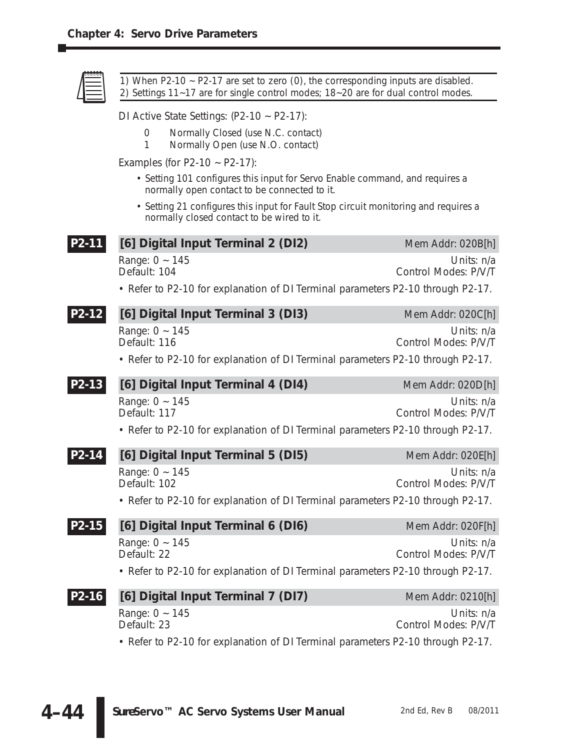1) When P2-10 ~ P2-17 are set to zero (0), the corresponding inputs are disabled.
2) Settings 11~17 are for single control modes; 18~20 are for dual control modes.

DI Active State Settings: (P2-10 ~ P2-17):

- 0 Normally Closed (use N.C. contact)
- 1 Normally Open (use N.O. contact)

Examples (for P2-10 ~ P2-17):

- Setting 101 configures this input for Servo Enable command, and requires a normally open contact to be connected to it.
- Setting 21 configures this input for Fault Stop circuit monitoring and requires a normally closed contact to be wired to it.

### P2-11 [6] Digital Input Terminal 2 (DI2)

Mem Addr: 020B[h]

Range: 0 ~ 145 | Units: n/a
Default: 104 | Control Modes: P/V/T

- Refer to P2-10 for explanation of DI Terminal parameters P2-10 through P2-17.

### P2-12 [6] Digital Input Terminal 3 (DI3)

Mem Addr: 020C[h]

Range: 0 ~ 145 | Units: n/a
Default: 116 | Control Modes: P/V/T

- Refer to P2-10 for explanation of DI Terminal parameters P2-10 through P2-17.

### P2-13 [6] Digital Input Terminal 4 (DI4)

Mem Addr: 020D[h]

Range: 0 ~ 145 | Units: n/a
Default: 117 | Control Modes: P/V/T

- Refer to P2-10 for explanation of DI Terminal parameters P2-10 through P2-17.

### P2-14 [6] Digital Input Terminal 5 (DI5)

Mem Addr: 020E[h]

Range: 0 ~ 145 | Units: n/a
Default: 102 | Control Modes: P/V/T

- Refer to P2-10 for explanation of DI Terminal parameters P2-10 through P2-17.

### P2-15 [6] Digital Input Terminal 6 (DI6)

Mem Addr: 020F[h]

Range: 0 ~ 145 | Units: n/a
Default: 22 | Control Modes: P/V/T

- Refer to P2-10 for explanation of DI Terminal parameters P2-10 through P2-17.

### P2-16 [6] Digital Input Terminal 7 (DI7)

Mem Addr: 0210[h]

Range: 0 ~ 145 | Units: n/a
Default: 23 | Control Modes: P/V/T

- Refer to P2-10 for explanation of DI Terminal parameters P2-10 through P2-17.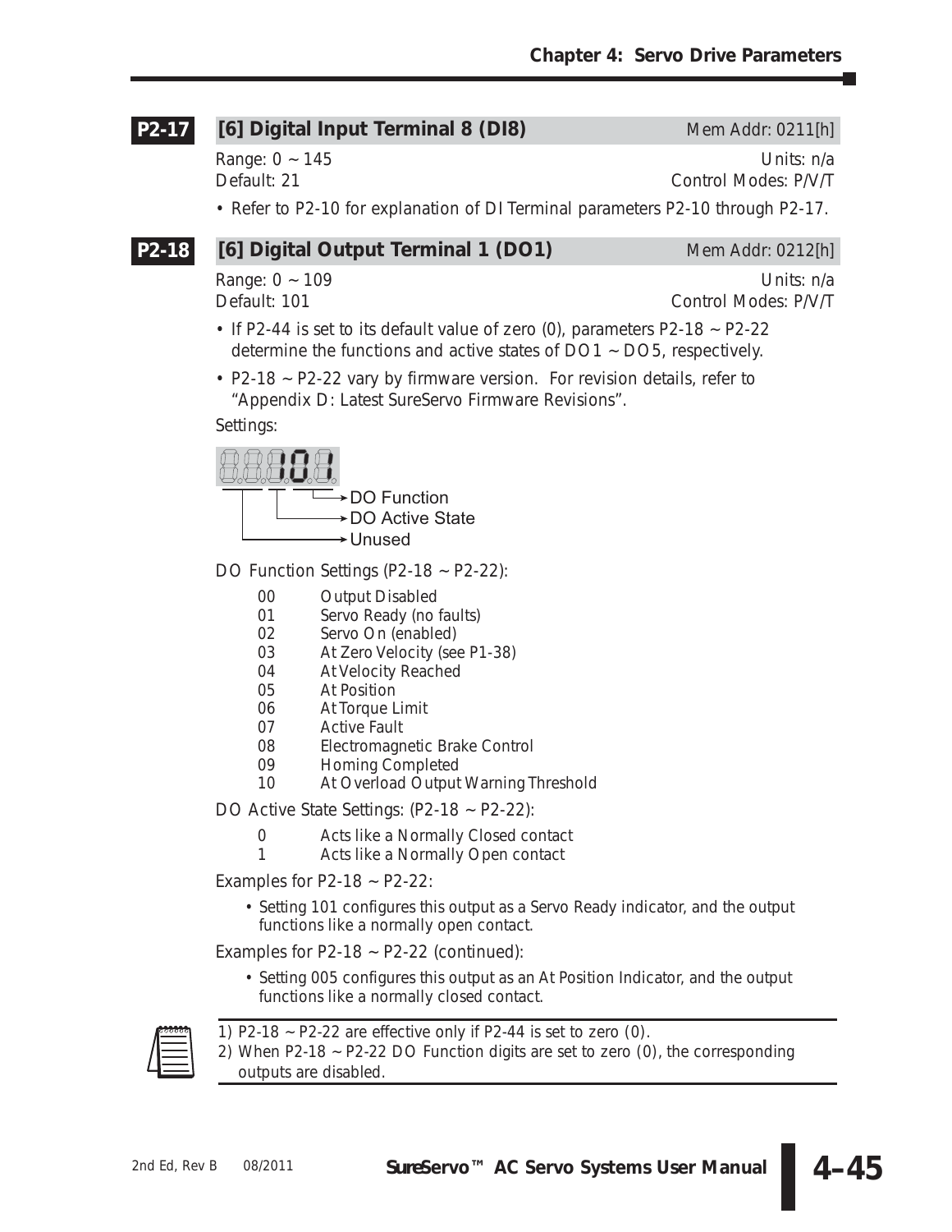### P2-17 [6] Digital Input Terminal 8 (DI8)

Mem Addr: 0211[h]

Range: 0 ~ 145 Units: n/a
Default: 21 Control Modes: P/V/T

- Refer to P2-10 for explanation of DI Terminal parameters P2-10 through P2-17.

### P2-18 [6] Digital Output Terminal 1 (DO1)

Mem Addr: 0212[h]

Range: 0 ~ 109 Units: n/a
Default: 101 Control Modes: P/V/T

- If P2-44 is set to its default value of zero (0), parameters P2-18 ~ P2-22 determine the functions and active states of DO1 ~ DO5, respectively.
- P2-18 ~ P2-22 vary by firmware version. For revision details, refer to "Appendix D: Latest SureServo Firmware Revisions".

Settings:

101

- DO Function
- DO Active State
- Unused

DO Function Settings (P2-18 ~ P2-22):

| | |
|---|---|
| 00 | Output Disabled |
| 01 | Servo Ready (no faults) |
| 02 | Servo On (enabled) |
| 03 | At Zero Velocity (see P1-38) |
| 04 | At Velocity Reached |
| 05 | At Position |
| 06 | At Torque Limit |
| 07 | Active Fault |
| 08 | Electromagnetic Brake Control |
| 09 | Homing Completed |
| 10 | At Overload Output Warning Threshold |

DO Active State Settings: (P2-18 ~ P2-22):

| | |
|---|---|
| 0 | Acts like a Normally Closed contact |
| 1 | Acts like a Normally Open contact |

Examples for P2-18 ~ P2-22:

- Setting 101 configures this output as a Servo Ready indicator, and the output functions like a normally open contact.

Examples for P2-18 ~ P2-22 (continued):

- Setting 005 configures this output as an At Position Indicator, and the output functions like a normally closed contact.

> 1) P2-18 ~ P2-22 are effective only if P2-44 is set to zero (0).
> 2) When P2-18 ~ P2-22 DO Function digits are set to zero (0), the corresponding outputs are disabled.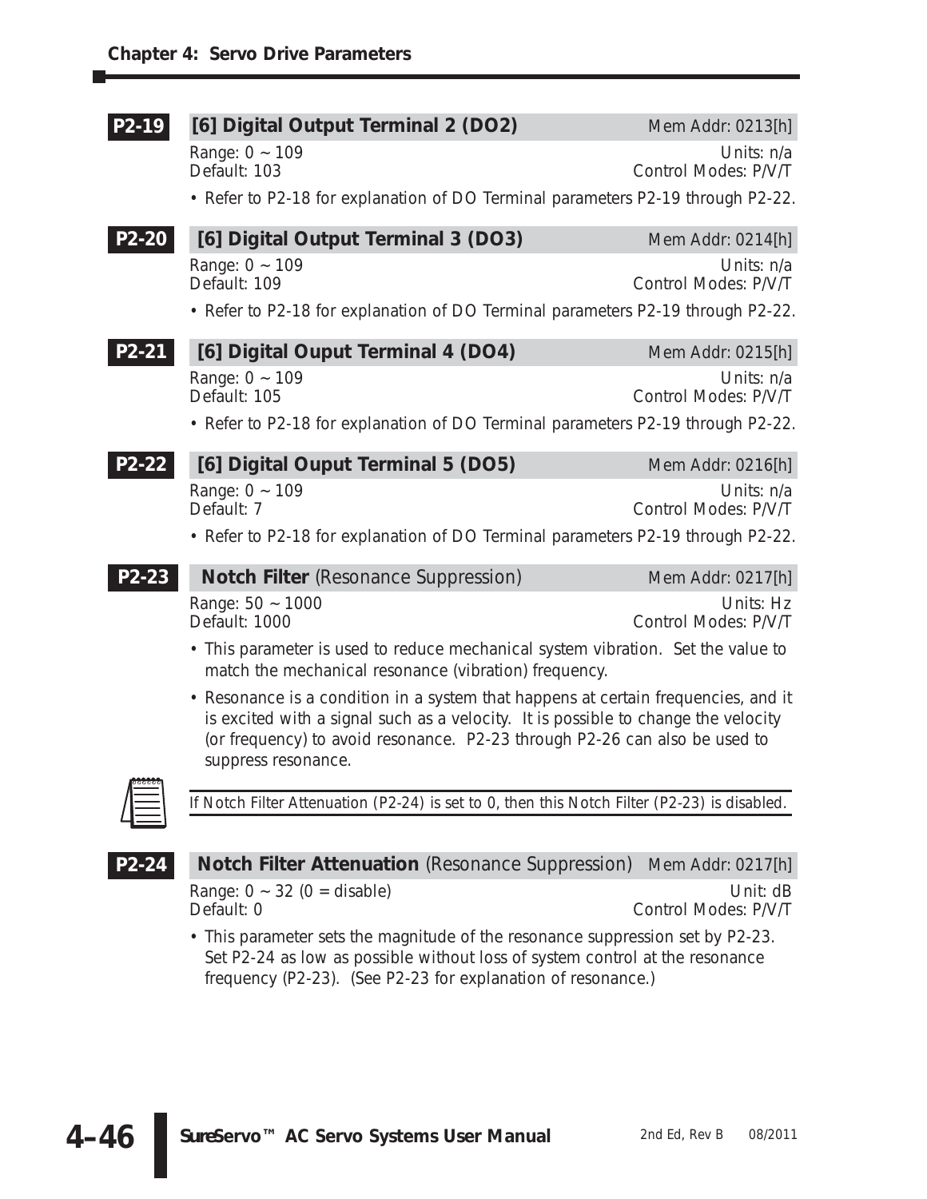### P2-19 [6] Digital Output Terminal 2 (DO2)

Mem Addr: 0213[h]

Range: 0 ~ 109  
Default: 103

Units: n/a  
Control Modes: P/V/T

- Refer to P2-18 for explanation of DO Terminal parameters P2-19 through P2-22.

### P2-20 [6] Digital Output Terminal 3 (DO3)

Mem Addr: 0214[h]

Range: 0 ~ 109  
Default: 109

Units: n/a  
Control Modes: P/V/T

- Refer to P2-18 for explanation of DO Terminal parameters P2-19 through P2-22.

### P2-21 [6] Digital Ouput Terminal 4 (DO4)

Mem Addr: 0215[h]

Range: 0 ~ 109  
Default: 105

Units: n/a  
Control Modes: P/V/T

- Refer to P2-18 for explanation of DO Terminal parameters P2-19 through P2-22.

### P2-22 [6] Digital Ouput Terminal 5 (DO5)

Mem Addr: 0216[h]

Range: 0 ~ 109  
Default: 7

Units: n/a  
Control Modes: P/V/T

- Refer to P2-18 for explanation of DO Terminal parameters P2-19 through P2-22.

### P2-23 Notch Filter (Resonance Suppression)

Mem Addr: 0217[h]

Range: 50 ~ 1000  
Default: 1000

Units: Hz  
Control Modes: P/V/T

- This parameter is used to reduce mechanical system vibration. Set the value to match the mechanical resonance (vibration) frequency.
- Resonance is a condition in a system that happens at certain frequencies, and it is excited with a signal such as a velocity. It is possible to change the velocity (or frequency) to avoid resonance. P2-23 through P2-26 can also be used to suppress resonance.

*If Notch Filter Attenuation (P2-24) is set to 0, then this Notch Filter (P2-23) is disabled.*

### P2-24 Notch Filter Attenuation (Resonance Suppression)

Mem Addr: 0217[h]

Range: 0 ~ 32 (0 = disable)  
Default: 0

Unit: dB  
Control Modes: P/V/T

- This parameter sets the magnitude of the resonance suppression set by P2-23. Set P2-24 as low as possible without loss of system control at the resonance frequency (P2-23). (See P2-23 for explanation of resonance.)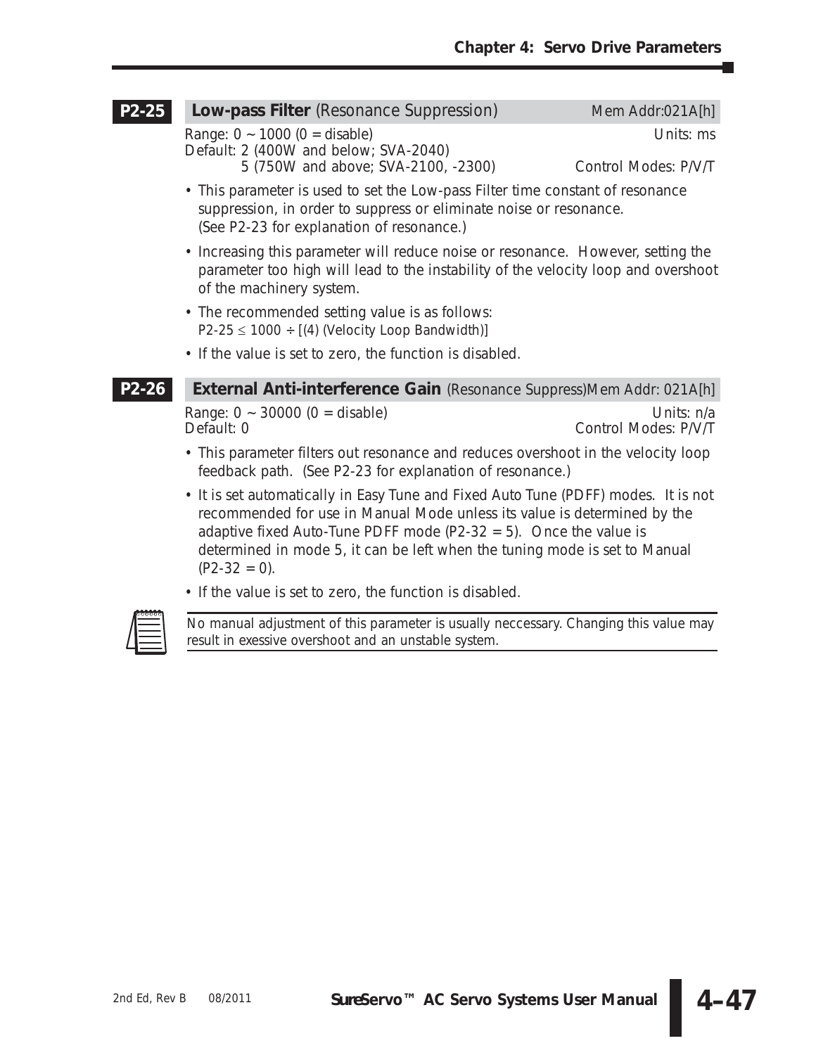### P2-25 **Low-pass Filter** (Resonance Suppression) Mem Addr:021A[h]

Range: 0 ~ 1000 (0 = disable) Units: ms
Default: 2 (400W and below; SVA-2040)
5 (750W and above; SVA-2100, -2300) Control Modes: P/V/T

- This parameter is used to set the Low-pass Filter time constant of resonance suppression, in order to suppress or eliminate noise or resonance. (See P2-23 for explanation of resonance.)
- Increasing this parameter will reduce noise or resonance. However, setting the parameter too high will lead to the instability of the velocity loop and overshoot of the machinery system.
- The recommended setting value is as follows:
  P2-25 ≤ 1000 ÷ [(4) (Velocity Loop Bandwidth)]
- If the value is set to zero, the function is disabled.

### P2-26 **External Anti-interference Gain** (Resonance Suppress) Mem Addr: 021A[h]

Range: 0 ~ 30000 (0 = disable) Units: n/a
Default: 0 Control Modes: P/V/T

- This parameter filters out resonance and reduces overshoot in the velocity loop feedback path. (See P2-23 for explanation of resonance.)
- It is set automatically in Easy Tune and Fixed Auto Tune (PDFF) modes. It is not recommended for use in Manual Mode unless its value is determined by the adaptive fixed Auto-Tune PDFF mode (P2-32 = 5). Once the value is determined in mode 5, it can be left when the tuning mode is set to Manual (P2-32 = 0).
- If the value is set to zero, the function is disabled.

*No manual adjustment of this parameter is usually neccessary. Changing this value may result in exessive overshoot and an unstable system.*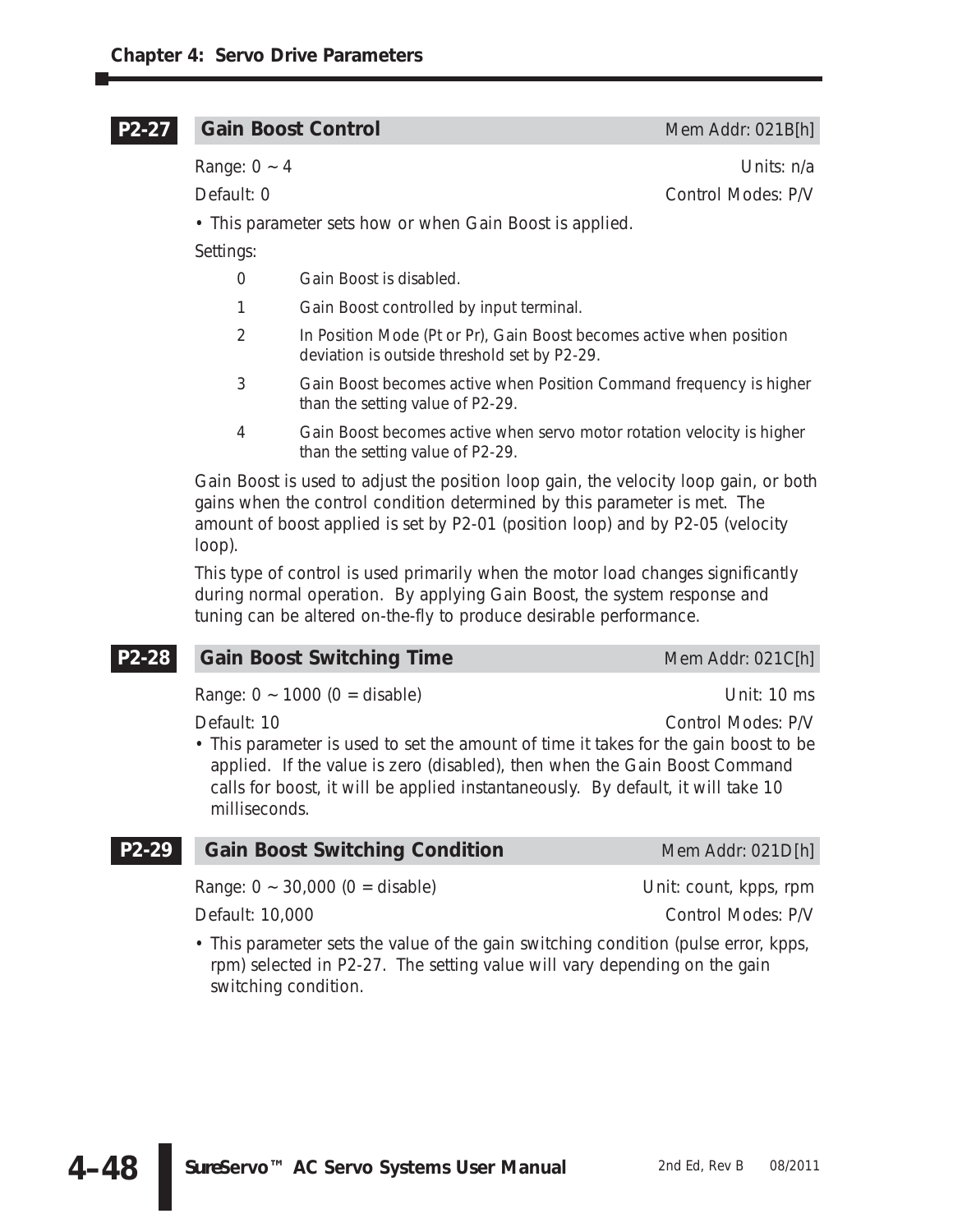## P2-27 Gain Boost Control

Mem Addr: 021B[h]

Range: 0 ~ 4 | Units: n/a

Default: 0 | Control Modes: P/V

- This parameter sets how or when Gain Boost is applied.

Settings:

| | |
|---|---|
| 0 | Gain Boost is disabled. |
| 1 | Gain Boost controlled by input terminal. |
| 2 | In Position Mode (Pt or Pr), Gain Boost becomes active when position deviation is outside threshold set by P2-29. |
| 3 | Gain Boost becomes active when Position Command frequency is higher than the setting value of P2-29. |
| 4 | Gain Boost becomes active when servo motor rotation velocity is higher than the setting value of P2-29. |

Gain Boost is used to adjust the position loop gain, the velocity loop gain, or both gains when the control condition determined by this parameter is met. The amount of boost applied is set by P2-01 (position loop) and by P2-05 (velocity loop).

This type of control is used primarily when the motor load changes significantly during normal operation. By applying Gain Boost, the system response and tuning can be altered on-the-fly to produce desirable performance.

## P2-28 Gain Boost Switching Time

Mem Addr: 021C[h]

Range: 0 ~ 1000 (0 = disable) | Unit: 10 ms

Default: 10 | Control Modes: P/V

- This parameter is used to set the amount of time it takes for the gain boost to be applied. If the value is zero (disabled), then when the Gain Boost Command calls for boost, it will be applied instantaneously. By default, it will take 10 milliseconds.

## P2-29 Gain Boost Switching Condition

Mem Addr: 021D[h]

Range: 0 ~ 30,000 (0 = disable) | Unit: count, kpps, rpm

Default: 10,000 | Control Modes: P/V

- This parameter sets the value of the gain switching condition (pulse error, kpps, rpm) selected in P2-27. The setting value will vary depending on the gain switching condition.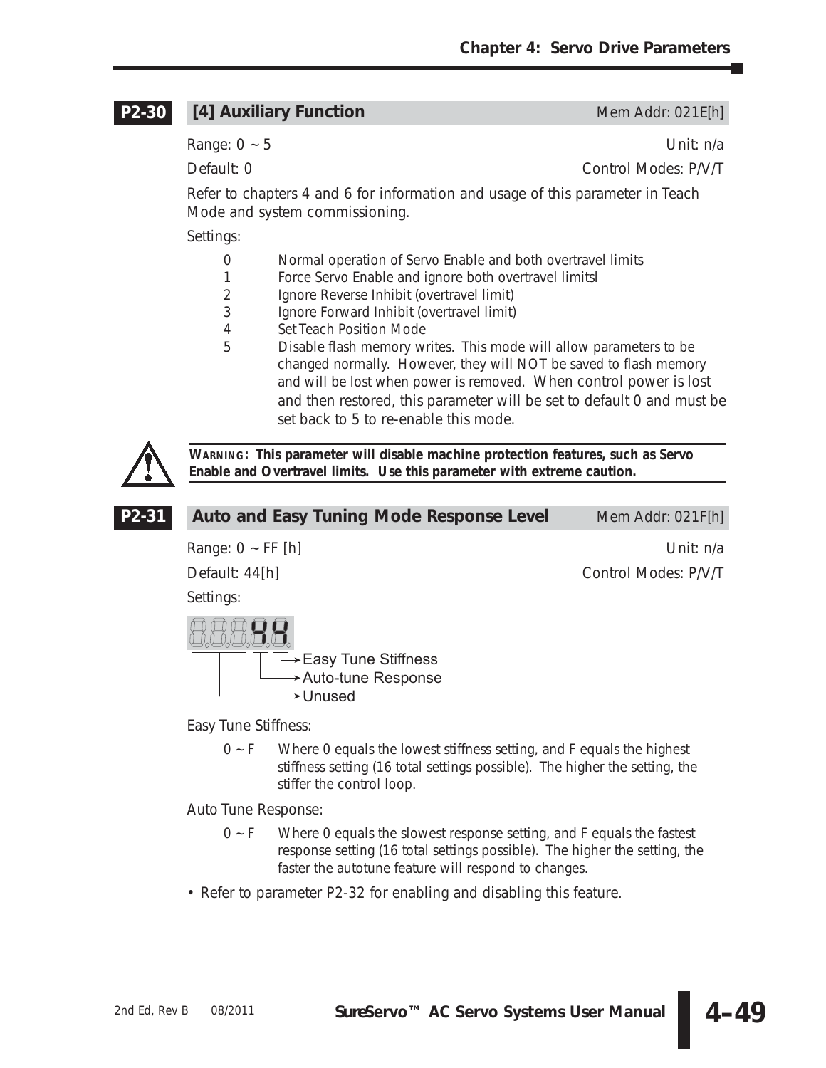## P2-30 [4] Auxiliary Function

Mem Addr: 021E[h]

Range: 0 ~ 5 | Unit: n/a

Default: 0 | Control Modes: P/V/T

Refer to chapters 4 and 6 for information and usage of this parameter in Teach Mode and system commissioning.

Settings:

- 0 Normal operation of Servo Enable and both overtravel limits
- 1 Force Servo Enable and ignore both overtravel limitsl
- 2 Ignore Reverse Inhibit (overtravel limit)
- 3 Ignore Forward Inhibit (overtravel limit)
- 4 Set Teach Position Mode
- 5 Disable flash memory writes. This mode will allow parameters to be changed normally. However, they will NOT be saved to flash memory and will be lost when power is removed. When control power is lost and then restored, this parameter will be set to default 0 and must be set back to 5 to re-enable this mode.

**WARNING: This parameter will disable machine protection features, such as Servo Enable and Overtravel limits. Use this parameter with extreme caution.**

## P2-31 Auto and Easy Tuning Mode Response Level

Mem Addr: 021F[h]

Range: 0 ~ FF [h] | Unit: n/a

Default: 44[h] | Control Modes: P/V/T

Settings:

Display: 44
- Easy Tune Stiffness
- Auto-tune Response
- Unused

Easy Tune Stiffness:

- 0 ~ F Where 0 equals the lowest stiffness setting, and F equals the highest stiffness setting (16 total settings possible). The higher the setting, the stiffer the control loop.

Auto Tune Response:

- 0 ~ F Where 0 equals the slowest response setting, and F equals the fastest response setting (16 total settings possible). The higher the setting, the faster the autotune feature will respond to changes.

- Refer to parameter P2-32 for enabling and disabling this feature.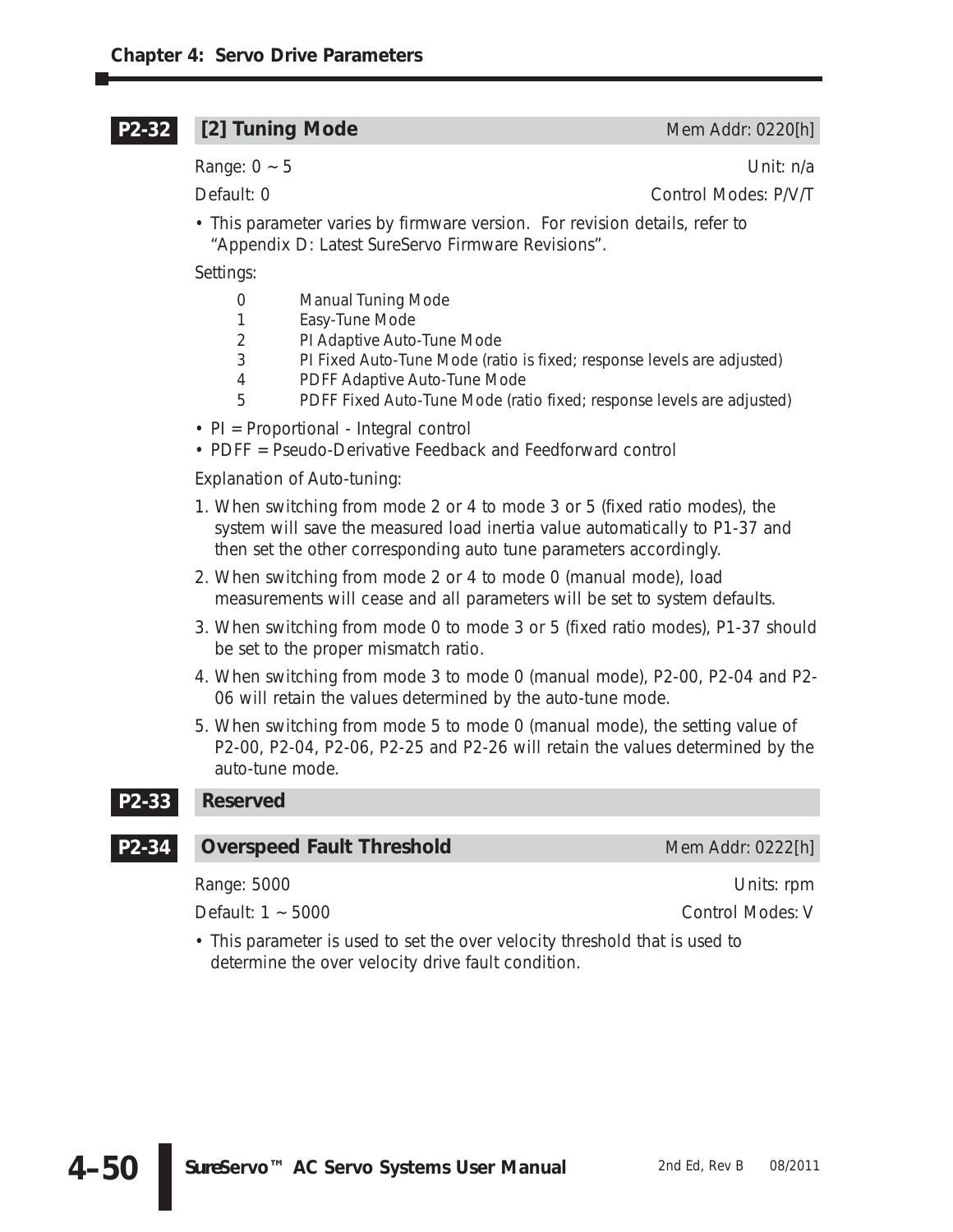## P2-32 [2] Tuning Mode

Mem Addr: 0220[h]

Range: 0 ~ 5 | Unit: n/a

Default: 0 | Control Modes: P/V/T

- This parameter varies by firmware version. For revision details, refer to "Appendix D: Latest SureServo Firmware Revisions".

Settings:

- 0 Manual Tuning Mode
- 1 Easy-Tune Mode
- 2 PI Adaptive Auto-Tune Mode
- 3 PI Fixed Auto-Tune Mode (ratio is fixed; response levels are adjusted)
- 4 PDFF Adaptive Auto-Tune Mode
- 5 PDFF Fixed Auto-Tune Mode (ratio fixed; response levels are adjusted)

- PI = Proportional - Integral control
- PDFF = Pseudo-Derivative Feedback and Feedforward control

Explanation of Auto-tuning:

1. When switching from mode 2 or 4 to mode 3 or 5 (fixed ratio modes), the system will save the measured load inertia value automatically to P1-37 and then set the other corresponding auto tune parameters accordingly.
2. When switching from mode 2 or 4 to mode 0 (manual mode), load measurements will cease and all parameters will be set to system defaults.
3. When switching from mode 0 to mode 3 or 5 (fixed ratio modes), P1-37 should be set to the proper mismatch ratio.
4. When switching from mode 3 to mode 0 (manual mode), P2-00, P2-04 and P2-06 will retain the values determined by the auto-tune mode.
5. When switching from mode 5 to mode 0 (manual mode), the setting value of P2-00, P2-04, P2-06, P2-25 and P2-26 will retain the values determined by the auto-tune mode.

## P2-33 Reserved

## P2-34 Overspeed Fault Threshold

Mem Addr: 0222[h]

Range: 5000 | Units: rpm

Default: 1 ~ 5000 | Control Modes: V

- This parameter is used to set the over velocity threshold that is used to determine the over velocity drive fault condition.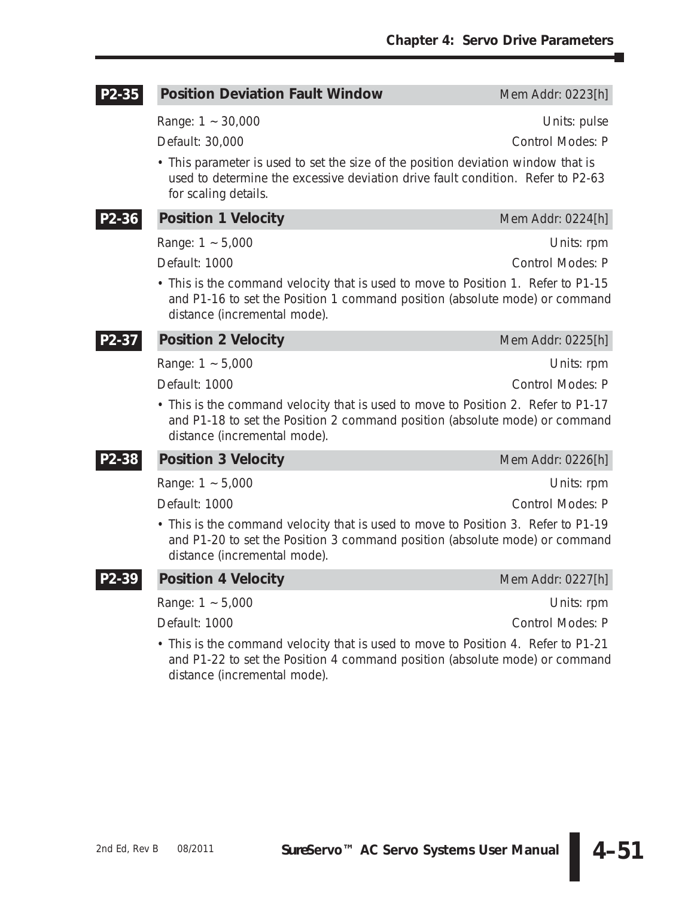### P2-35 Position Deviation Fault Window

Mem Addr: 0223[h]

Range: 1 ~ 30,000 Units: pulse

Default: 30,000 Control Modes: P

- This parameter is used to set the size of the position deviation window that is used to determine the excessive deviation drive fault condition. Refer to P2-63 for scaling details.

### P2-36 Position 1 Velocity

Mem Addr: 0224[h]

Range: 1 ~ 5,000 Units: rpm

Default: 1000 Control Modes: P

- This is the command velocity that is used to move to Position 1. Refer to P1-15 and P1-16 to set the Position 1 command position (absolute mode) or command distance (incremental mode).

### P2-37 Position 2 Velocity

Mem Addr: 0225[h]

Range: 1 ~ 5,000 Units: rpm

Default: 1000 Control Modes: P

- This is the command velocity that is used to move to Position 2. Refer to P1-17 and P1-18 to set the Position 2 command position (absolute mode) or command distance (incremental mode).

### P2-38 Position 3 Velocity

Mem Addr: 0226[h]

Range: 1 ~ 5,000 Units: rpm

Default: 1000 Control Modes: P

- This is the command velocity that is used to move to Position 3. Refer to P1-19 and P1-20 to set the Position 3 command position (absolute mode) or command distance (incremental mode).

### P2-39 Position 4 Velocity

Mem Addr: 0227[h]

Range: 1 ~ 5,000 Units: rpm

Default: 1000 Control Modes: P

- This is the command velocity that is used to move to Position 4. Refer to P1-21 and P1-22 to set the Position 4 command position (absolute mode) or command distance (incremental mode).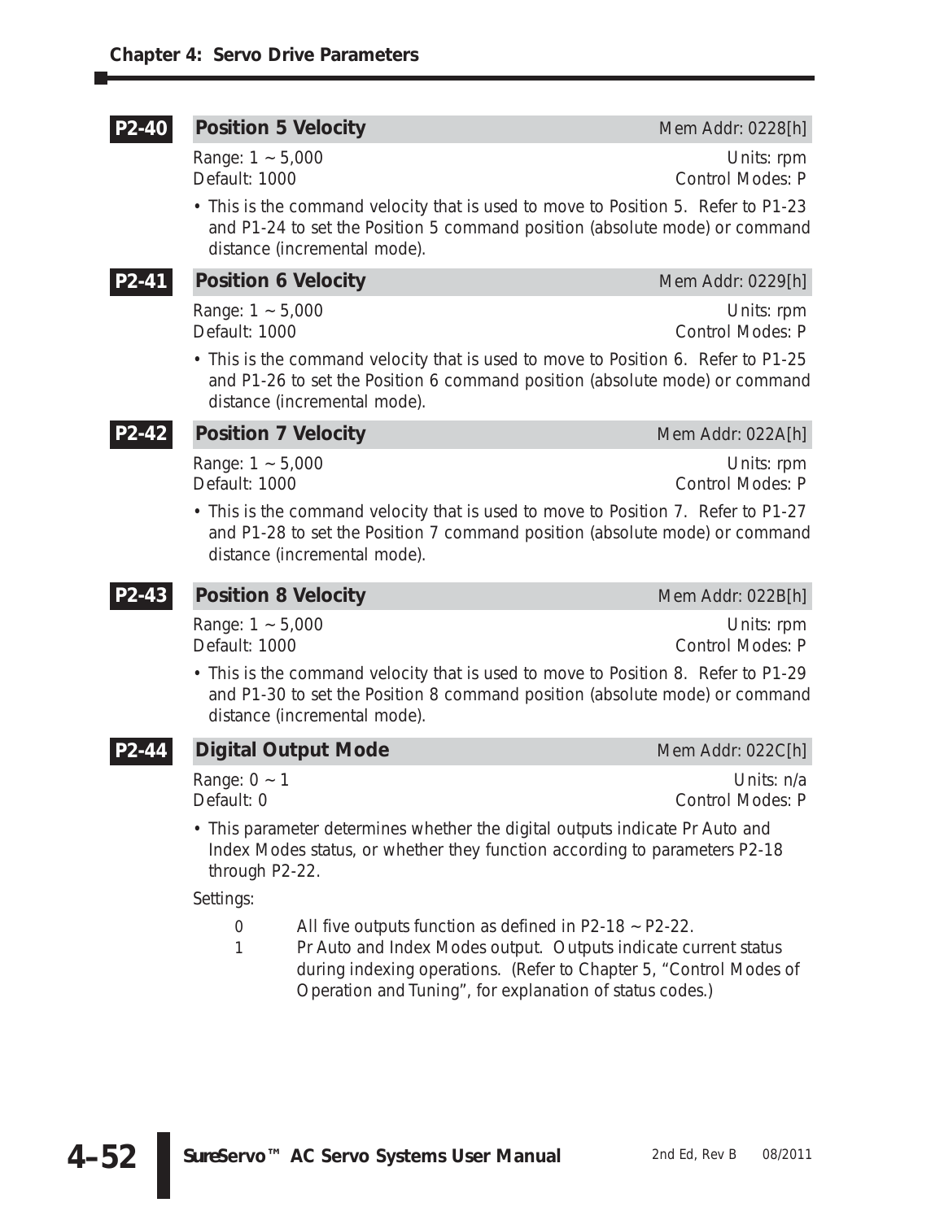### P2-40 Position 5 Velocity

Mem Addr: 0228[h]

Range: 1 ~ 5,000　　Units: rpm
Default: 1000　　Control Modes: P

- This is the command velocity that is used to move to Position 5. Refer to P1-23 and P1-24 to set the Position 5 command position (absolute mode) or command distance (incremental mode).

### P2-41 Position 6 Velocity

Mem Addr: 0229[h]

Range: 1 ~ 5,000　　Units: rpm
Default: 1000　　Control Modes: P

- This is the command velocity that is used to move to Position 6. Refer to P1-25 and P1-26 to set the Position 6 command position (absolute mode) or command distance (incremental mode).

### P2-42 Position 7 Velocity

Mem Addr: 022A[h]

Range: 1 ~ 5,000　　Units: rpm
Default: 1000　　Control Modes: P

- This is the command velocity that is used to move to Position 7. Refer to P1-27 and P1-28 to set the Position 7 command position (absolute mode) or command distance (incremental mode).

### P2-43 Position 8 Velocity

Mem Addr: 022B[h]

Range: 1 ~ 5,000　　Units: rpm
Default: 1000　　Control Modes: P

- This is the command velocity that is used to move to Position 8. Refer to P1-29 and P1-30 to set the Position 8 command position (absolute mode) or command distance (incremental mode).

### P2-44 Digital Output Mode

Mem Addr: 022C[h]

Range: 0 ~ 1　　Units: n/a
Default: 0　　Control Modes: P

- This parameter determines whether the digital outputs indicate Pr Auto and Index Modes status, or whether they function according to parameters P2-18 through P2-22.

Settings:

- 0　All five outputs function as defined in P2-18 ~ P2-22.
- 1　Pr Auto and Index Modes output. Outputs indicate current status during indexing operations. (Refer to Chapter 5, "Control Modes of Operation and Tuning", for explanation of status codes.)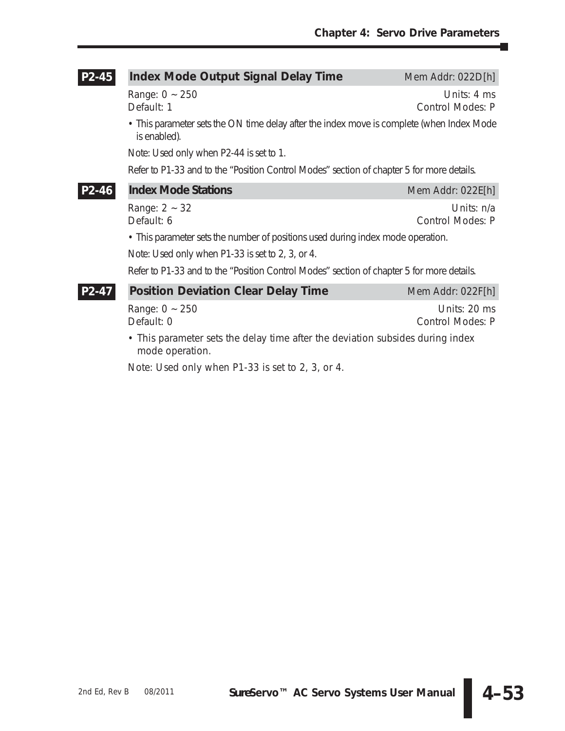### P2-45 Index Mode Output Signal Delay Time

Mem Addr: 022D[h]

Range: 0 ~ 250 | Units: 4 ms
Default: 1 | Control Modes: P

- This parameter sets the ON time delay after the index move is complete (when Index Mode is enabled).

Note: Used only when P2-44 is set to 1.

Refer to P1-33 and to the "Position Control Modes" section of chapter 5 for more details.

### P2-46 Index Mode Stations

Mem Addr: 022E[h]

Range: 2 ~ 32 | Units: n/a
Default: 6 | Control Modes: P

- This parameter sets the number of positions used during index mode operation.

Note: Used only when P1-33 is set to 2, 3, or 4.

Refer to P1-33 and to the "Position Control Modes" section of chapter 5 for more details.

### P2-47 Position Deviation Clear Delay Time

Mem Addr: 022F[h]

Range: 0 ~ 250 | Units: 20 ms
Default: 0 | Control Modes: P

- This parameter sets the delay time after the deviation subsides during index mode operation.

Note: Used only when P1-33 is set to 2, 3, or 4.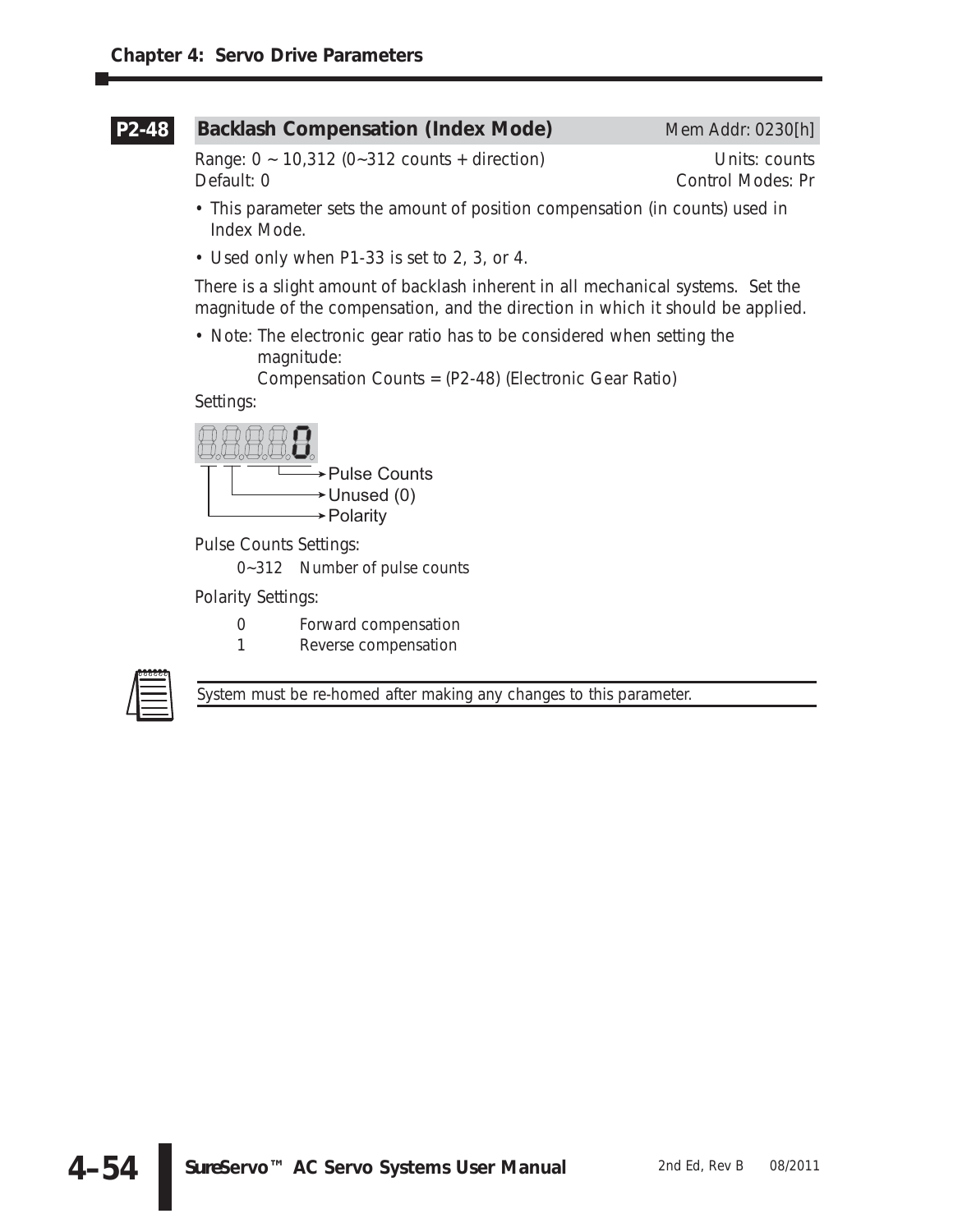## P2-48 Backlash Compensation (Index Mode)

Mem Addr: 0230[h]

Range: 0 ~ 10,312 (0~312 counts + direction)
Units: counts
Default: 0
Control Modes: Pr

- This parameter sets the amount of position compensation (in counts) used in Index Mode.
- Used only when P1-33 is set to 2, 3, or 4.

There is a slight amount of backlash inherent in all mechanical systems. Set the magnitude of the compensation, and the direction in which it should be applied.

- Note: The electronic gear ratio has to be considered when setting the magnitude:
  Compensation Counts = (P2-48) (Electronic Gear Ratio)

Settings:

Pulse Counts
Unused (0)
Polarity

Pulse Counts Settings:

0~312 Number of pulse counts

Polarity Settings:

0 Forward compensation
1 Reverse compensation

System must be re-homed after making any changes to this parameter.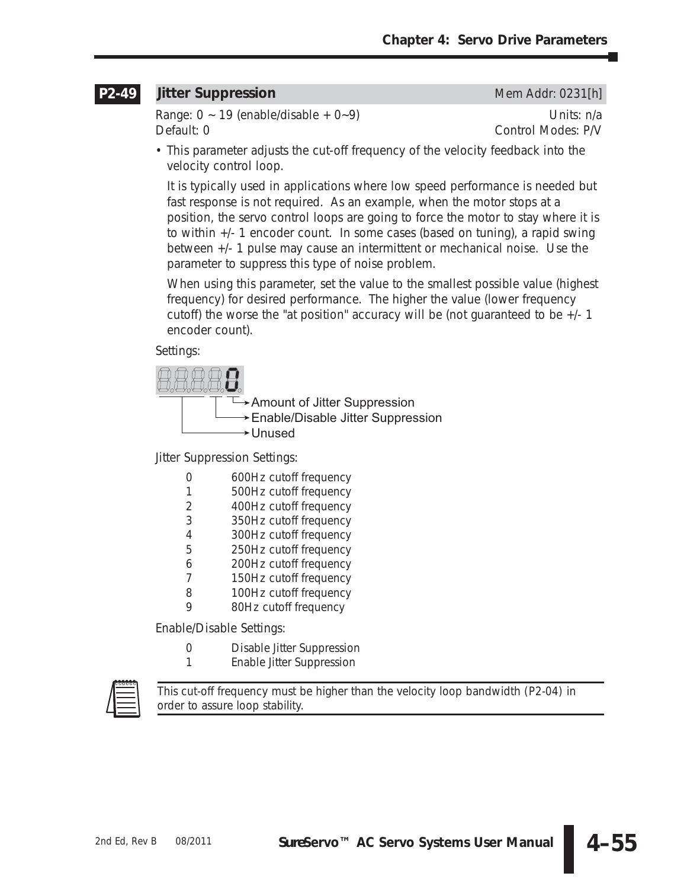## P2-49 Jitter Suppression

Mem Addr: 0231[h]

Range: 0 ~ 19 (enable/disable + 0~9)
Units: n/a
Default: 0
Control Modes: P/V

- This parameter adjusts the cut-off frequency of the velocity feedback into the velocity control loop.

  It is typically used in applications where low speed performance is needed but fast response is not required. As an example, when the motor stops at a position, the servo control loops are going to force the motor to stay where it is to within +/- 1 encoder count. In some cases (based on tuning), a rapid swing between +/- 1 pulse may cause an intermittent or mechanical noise. Use the parameter to suppress this type of noise problem.

  When using this parameter, set the value to the smallest possible value (highest frequency) for desired performance. The higher the value (lower frequency cutoff) the worse the "at position" accuracy will be (not guaranteed to be +/- 1 encoder count).

Settings:

- Amount of Jitter Suppression
- Enable/Disable Jitter Suppression
- Unused

Jitter Suppression Settings:

| Setting | Cutoff Frequency |
|---|---|
| 0 | 600Hz cutoff frequency |
| 1 | 500Hz cutoff frequency |
| 2 | 400Hz cutoff frequency |
| 3 | 350Hz cutoff frequency |
| 4 | 300Hz cutoff frequency |
| 5 | 250Hz cutoff frequency |
| 6 | 200Hz cutoff frequency |
| 7 | 150Hz cutoff frequency |
| 8 | 100Hz cutoff frequency |
| 9 | 80Hz cutoff frequency |

Enable/Disable Settings:

| Setting | Description |
|---|---|
| 0 | Disable Jitter Suppression |
| 1 | Enable Jitter Suppression |

This cut-off frequency must be higher than the velocity loop bandwidth (P2-04) in order to assure loop stability.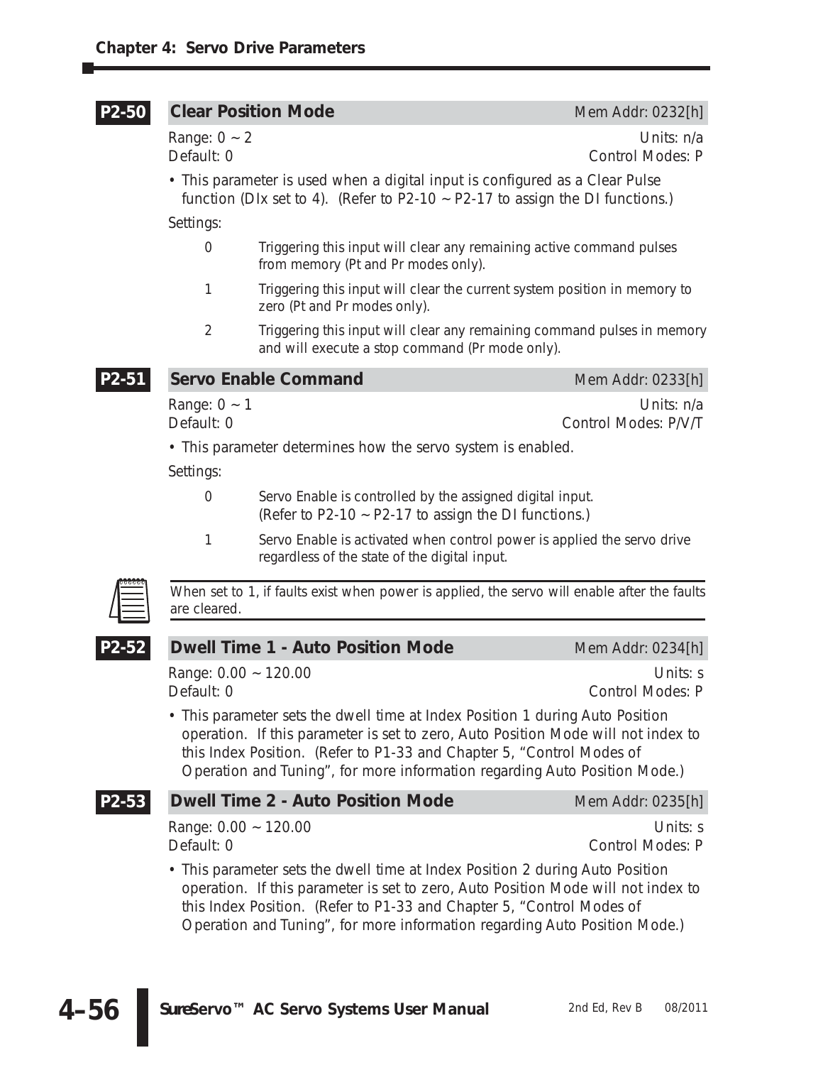### P2-50 Clear Position Mode

Mem Addr: 0232[h]

Range: 0 ~ 2 | Units: n/a
Default: 0 | Control Modes: P

- This parameter is used when a digital input is configured as a Clear Pulse function (DIx set to 4). (Refer to P2-10 ~ P2-17 to assign the DI functions.)

Settings:

- 0 — Triggering this input will clear any remaining active command pulses from memory (Pt and Pr modes only).
- 1 — Triggering this input will clear the current system position in memory to zero (Pt and Pr modes only).
- 2 — Triggering this input will clear any remaining command pulses in memory and will execute a stop command (Pr mode only).

### P2-51 Servo Enable Command

Mem Addr: 0233[h]

Range: 0 ~ 1 | Units: n/a
Default: 0 | Control Modes: P/V/T

- This parameter determines how the servo system is enabled.

Settings:

- 0 — Servo Enable is controlled by the assigned digital input. (Refer to P2-10 ~ P2-17 to assign the DI functions.)
- 1 — Servo Enable is activated when control power is applied the servo drive regardless of the state of the digital input.

*When set to 1, if faults exist when power is applied, the servo will enable after the faults are cleared.*

### P2-52 Dwell Time 1 - Auto Position Mode

Mem Addr: 0234[h]

Range: 0.00 ~ 120.00 | Units: s
Default: 0 | Control Modes: P

- This parameter sets the dwell time at Index Position 1 during Auto Position operation. If this parameter is set to zero, Auto Position Mode will not index to this Index Position. (Refer to P1-33 and Chapter 5, "Control Modes of Operation and Tuning", for more information regarding Auto Position Mode.)

### P2-53 Dwell Time 2 - Auto Position Mode

Mem Addr: 0235[h]

Range: 0.00 ~ 120.00 | Units: s
Default: 0 | Control Modes: P

- This parameter sets the dwell time at Index Position 2 during Auto Position operation. If this parameter is set to zero, Auto Position Mode will not index to this Index Position. (Refer to P1-33 and Chapter 5, "Control Modes of Operation and Tuning", for more information regarding Auto Position Mode.)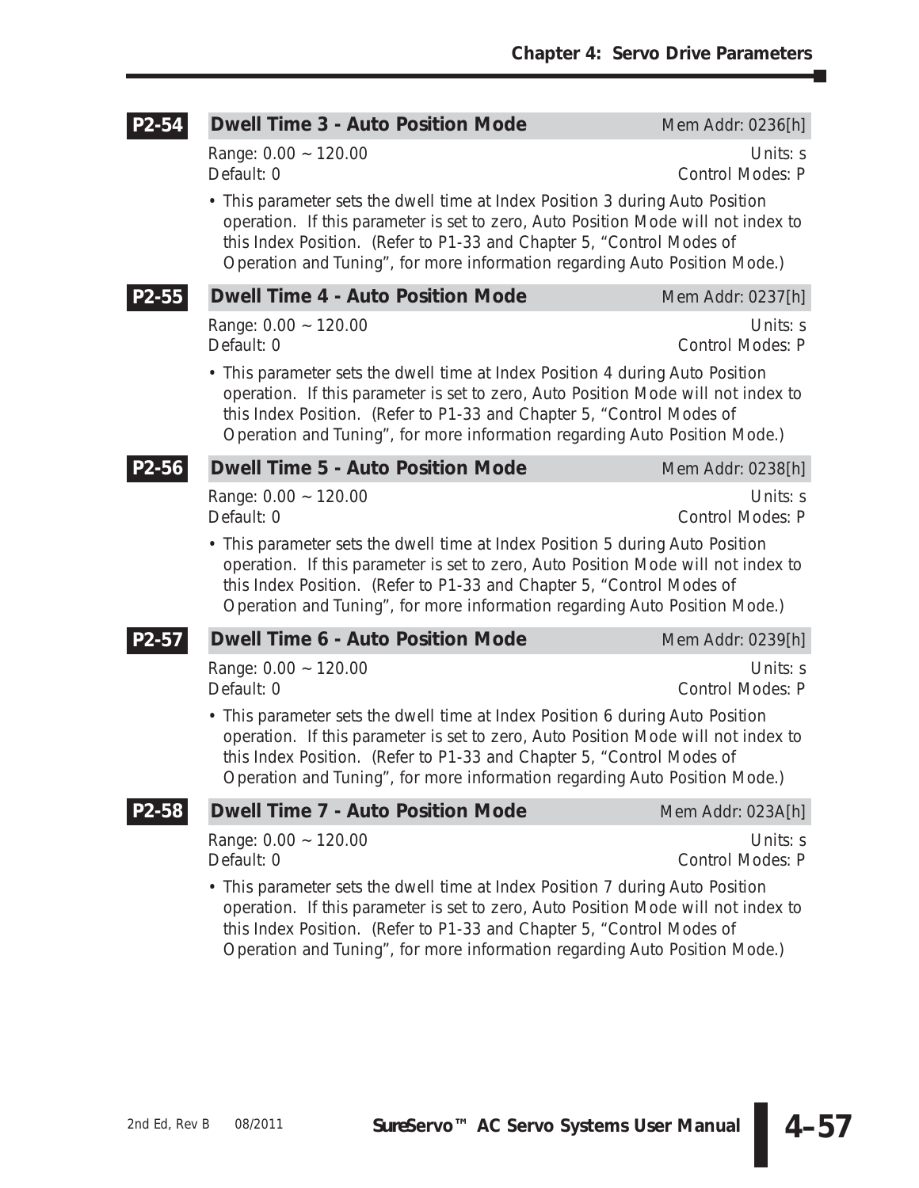### P2-54 Dwell Time 3 - Auto Position Mode

Mem Addr: 0236[h]

Range: 0.00 ~ 120.00 — Units: s
Default: 0 — Control Modes: P

- This parameter sets the dwell time at Index Position 3 during Auto Position operation. If this parameter is set to zero, Auto Position Mode will not index to this Index Position. (Refer to P1-33 and Chapter 5, "Control Modes of Operation and Tuning", for more information regarding Auto Position Mode.)

### P2-55 Dwell Time 4 - Auto Position Mode

Mem Addr: 0237[h]

Range: 0.00 ~ 120.00 — Units: s
Default: 0 — Control Modes: P

- This parameter sets the dwell time at Index Position 4 during Auto Position operation. If this parameter is set to zero, Auto Position Mode will not index to this Index Position. (Refer to P1-33 and Chapter 5, "Control Modes of Operation and Tuning", for more information regarding Auto Position Mode.)

### P2-56 Dwell Time 5 - Auto Position Mode

Mem Addr: 0238[h]

Range: 0.00 ~ 120.00 — Units: s
Default: 0 — Control Modes: P

- This parameter sets the dwell time at Index Position 5 during Auto Position operation. If this parameter is set to zero, Auto Position Mode will not index to this Index Position. (Refer to P1-33 and Chapter 5, "Control Modes of Operation and Tuning", for more information regarding Auto Position Mode.)

### P2-57 Dwell Time 6 - Auto Position Mode

Mem Addr: 0239[h]

Range: 0.00 ~ 120.00 — Units: s
Default: 0 — Control Modes: P

- This parameter sets the dwell time at Index Position 6 during Auto Position operation. If this parameter is set to zero, Auto Position Mode will not index to this Index Position. (Refer to P1-33 and Chapter 5, "Control Modes of Operation and Tuning", for more information regarding Auto Position Mode.)

### P2-58 Dwell Time 7 - Auto Position Mode

Mem Addr: 023A[h]

Range: 0.00 ~ 120.00 — Units: s
Default: 0 — Control Modes: P

- This parameter sets the dwell time at Index Position 7 during Auto Position operation. If this parameter is set to zero, Auto Position Mode will not index to this Index Position. (Refer to P1-33 and Chapter 5, "Control Modes of Operation and Tuning", for more information regarding Auto Position Mode.)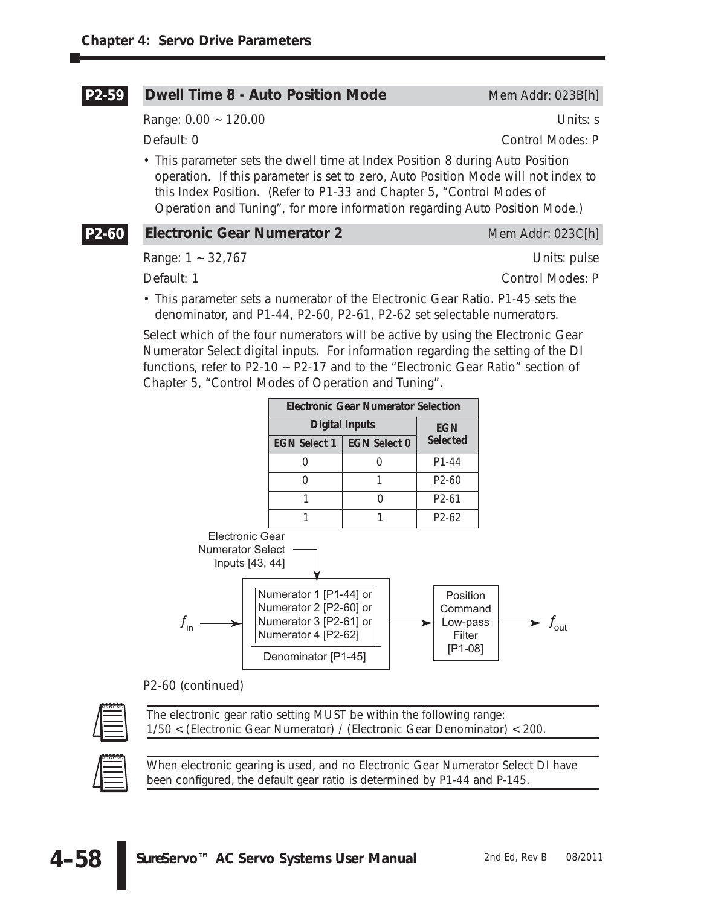## P2-59 Dwell Time 8 - Auto Position Mode

Mem Addr: 023B[h]

Range: 0.00 ~ 120.00 — Units: s

Default: 0 — Control Modes: P

- This parameter sets the dwell time at Index Position 8 during Auto Position operation. If this parameter is set to zero, Auto Position Mode will not index to this Index Position. (Refer to P1-33 and Chapter 5, "Control Modes of Operation and Tuning", for more information regarding Auto Position Mode.)

## P2-60 Electronic Gear Numerator 2

Mem Addr: 023C[h]

Range: 1 ~ 32,767 — Units: pulse

Default: 1 — Control Modes: P

- This parameter sets a numerator of the Electronic Gear Ratio. P1-45 sets the denominator, and P1-44, P2-60, P2-61, P2-62 set selectable numerators.

Select which of the four numerators will be active by using the Electronic Gear Numerator Select digital inputs. For information regarding the setting of the DI functions, refer to P2-10 ~ P2-17 and to the "Electronic Gear Ratio" section of Chapter 5, "Control Modes of Operation and Tuning".

| Electronic Gear Numerator Selection | | |
|---|---|---|
| Digital Inputs | | EGN Selected |
| EGN Select 1 | EGN Select 0 | |
| 0 | 0 | P1-44 |
| 0 | 1 | P2-60 |
| 1 | 0 | P2-61 |
| 1 | 1 | P2-62 |

Electronic Gear Numerator Select Inputs [43, 44]

$f_{in}$ → Numerator 1 [P1-44] or Numerator 2 [P2-60] or Numerator 3 [P2-61] or Numerator 4 [P2-62] / Denominator [P1-45] → Position Command Low-pass Filter [P1-08] → $f_{out}$

P2-60 (continued)

The electronic gear ratio setting MUST be within the following range:
1/50 < (Electronic Gear Numerator) / (Electronic Gear Denominator) < 200.

When electronic gearing is used, and no Electronic Gear Numerator Select DI have been configured, the default gear ratio is determined by P1-44 and P-145.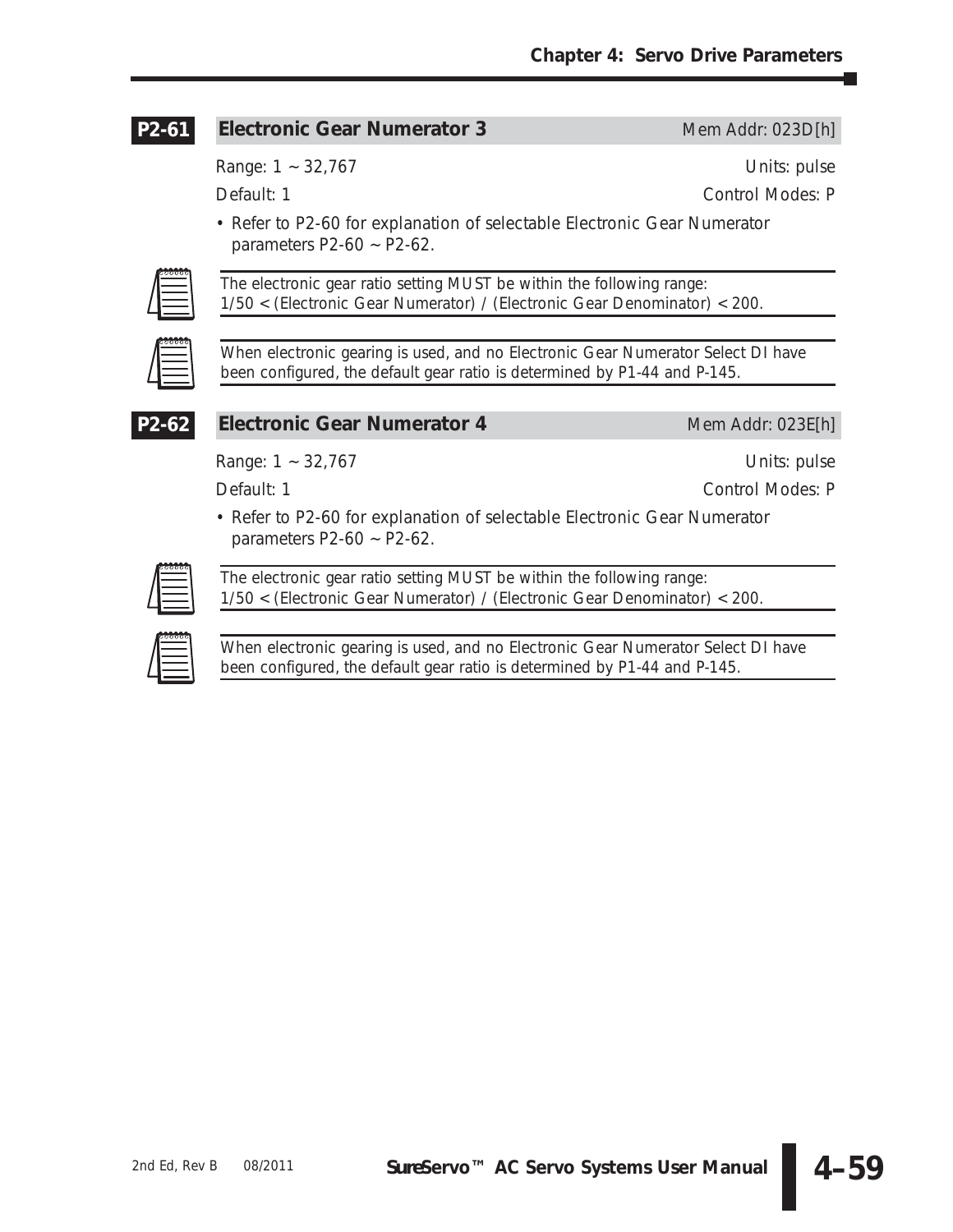## P2-61 Electronic Gear Numerator 3

Mem Addr: 023D[h]

Range: 1 ~ 32,767 | Units: pulse

Default: 1 | Control Modes: P

- Refer to P2-60 for explanation of selectable Electronic Gear Numerator parameters P2-60 ~ P2-62.

*The electronic gear ratio setting MUST be within the following range: 1/50 < (Electronic Gear Numerator) / (Electronic Gear Denominator) < 200.*

*When electronic gearing is used, and no Electronic Gear Numerator Select DI have been configured, the default gear ratio is determined by P1-44 and P-145.*

## P2-62 Electronic Gear Numerator 4

Mem Addr: 023E[h]

Range: 1 ~ 32,767 | Units: pulse

Default: 1 | Control Modes: P

- Refer to P2-60 for explanation of selectable Electronic Gear Numerator parameters P2-60 ~ P2-62.

*The electronic gear ratio setting MUST be within the following range: 1/50 < (Electronic Gear Numerator) / (Electronic Gear Denominator) < 200.*

*When electronic gearing is used, and no Electronic Gear Numerator Select DI have been configured, the default gear ratio is determined by P1-44 and P-145.*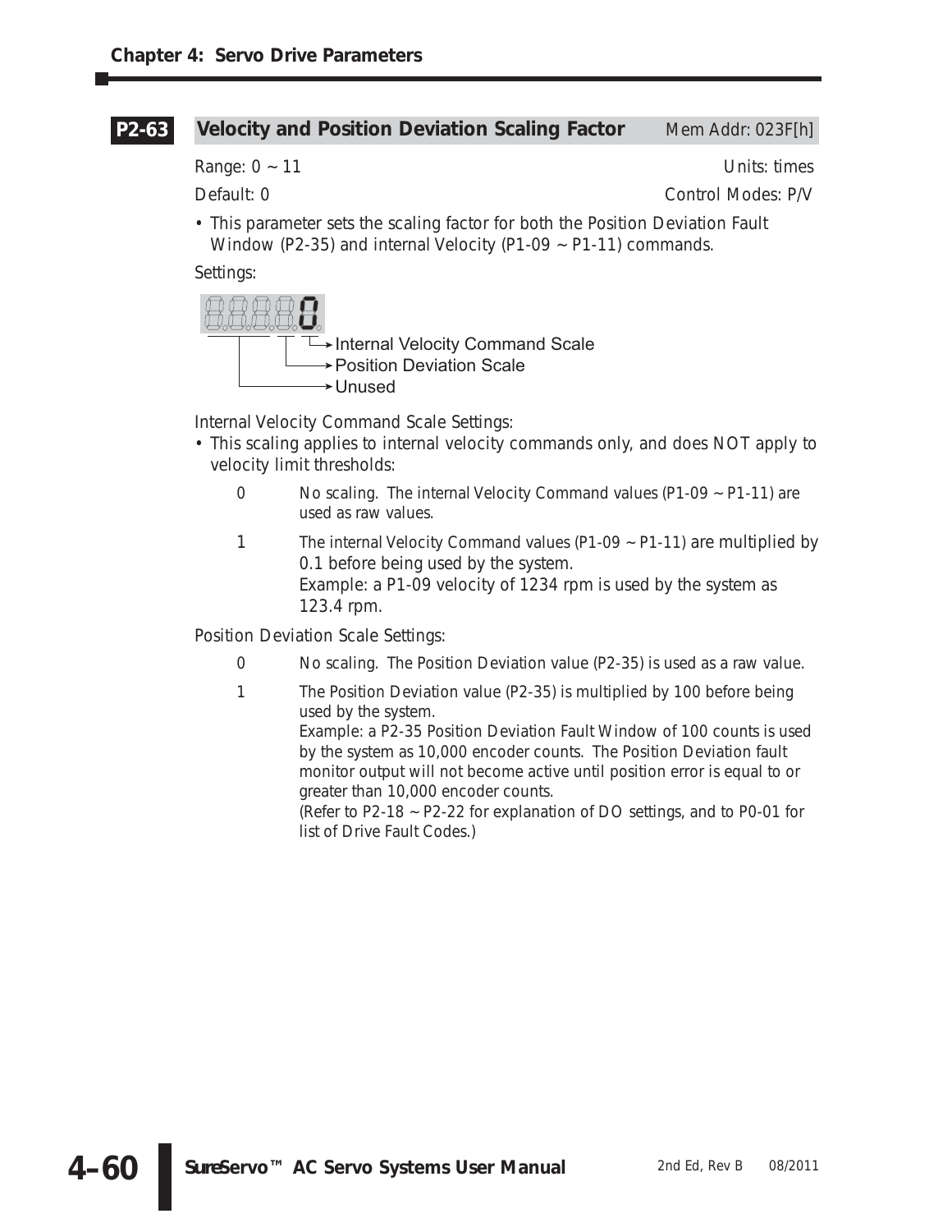## P2-63 Velocity and Position Deviation Scaling Factor

Mem Addr: 023F[h]

Range: 0 ~ 11 — Units: times

Default: 0 — Control Modes: P/V

- This parameter sets the scaling factor for both the Position Deviation Fault Window (P2-35) and internal Velocity (P1-09 ~ P1-11) commands.

Settings:

```
8.8.8.8.0
        └→ Internal Velocity Command Scale
      └──→ Position Deviation Scale
 └───────→ Unused
```

Internal Velocity Command Scale Settings:

- This scaling applies to internal velocity commands only, and does NOT apply to velocity limit thresholds:

0 — No scaling. The internal Velocity Command values (P1-09 ~ P1-11) are used as raw values.

1 — The internal Velocity Command values (P1-09 ~ P1-11) are multiplied by 0.1 before being used by the system.
Example: a P1-09 velocity of 1234 rpm is used by the system as 123.4 rpm.

Position Deviation Scale Settings:

0 — No scaling. The Position Deviation value (P2-35) is used as a raw value.

1 — The Position Deviation value (P2-35) is multiplied by 100 before being used by the system.
Example: a P2-35 Position Deviation Fault Window of 100 counts is used by the system as 10,000 encoder counts. The Position Deviation fault monitor output will not become active until position error is equal to or greater than 10,000 encoder counts.
(Refer to P2-18 ~ P2-22 for explanation of DO settings, and to P0-01 for list of Drive Fault Codes.)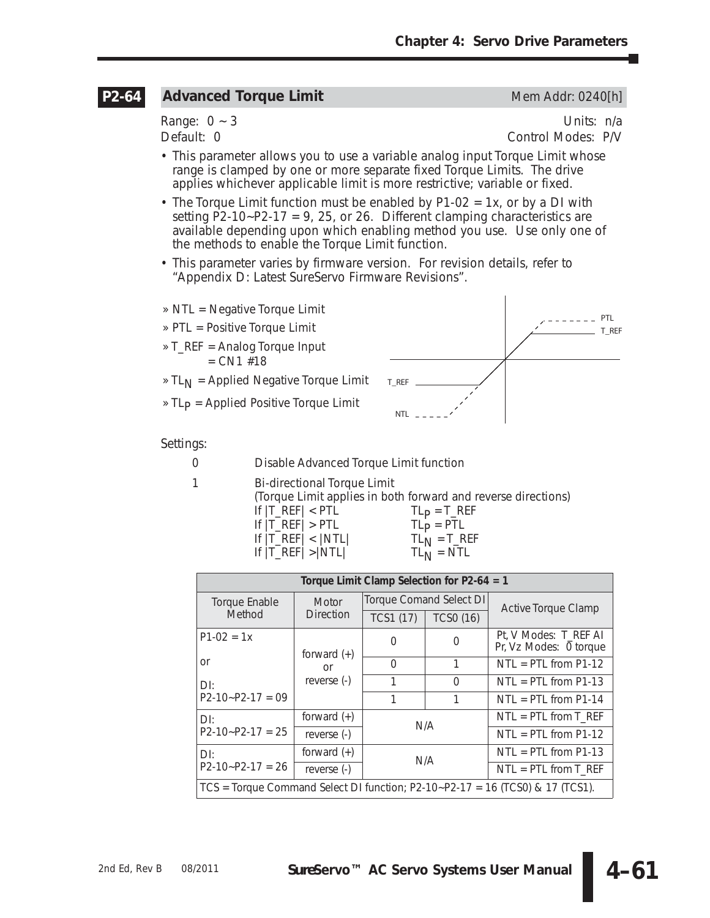## P2-64 Advanced Torque Limit

Mem Addr: 0240[h]

Range: 0 ~ 3 Units: n/a
Default: 0 Control Modes: P/V

- This parameter allows you to use a variable analog input Torque Limit whose range is clamped by one or more separate fixed Torque Limits. The drive applies whichever applicable limit is more restrictive; variable or fixed.
- The Torque Limit function must be enabled by P1-02 = 1x, or by a DI with setting P2-10~P2-17 = 9, 25, or 26. Different clamping characteristics are available depending upon which enabling method you use. Use only one of the methods to enable the Torque Limit function.
- This parameter varies by firmware version. For revision details, refer to "Appendix D: Latest SureServo Firmware Revisions".

» NTL = Negative Torque Limit
» PTL = Positive Torque Limit
» T_REF = Analog Torque Input = CN1 #18
» $TL_N$ = Applied Negative Torque Limit
» $TL_P$ = Applied Positive Torque Limit

Settings:

0 Disable Advanced Torque Limit function

1 Bi-directional Torque Limit
(Torque Limit applies in both forward and reverse directions)

If |T_REF| < PTL $TL_P$ = T_REF
If |T_REF| > PTL $TL_P$ = PTL
If |T_REF| < |NTL| $TL_N$ = T_REF
If |T_REF| >|NTL| $TL_N$ = NTL

| Torque Limit Clamp Selection for P2-64 = 1 | | | | |
|---|---|---|---|---|
| Torque Enable Method | Motor Direction | Torque Comand Select DI | | Active Torque Clamp |
| | | TCS1 (17) | TCS0 (16) | |
| P1-02 = 1x or DI: P2-10~P2-17 = 09 | forward (+) or reverse (-) | 0 | 0 | Pt, V Modes: T_REF AI Pr, Vz Modes: 0 torque |
| | | 0 | 1 | NTL = PTL from P1-12 |
| | | 1 | 0 | NTL = PTL from P1-13 |
| | | 1 | 1 | NTL = PTL from P1-14 |
| DI: P2-10~P2-17 = 25 | forward (+) | N/A | | NTL = PTL from T_REF |
| | reverse (-) | | | NTL = PTL from P1-12 |
| DI: P2-10~P2-17 = 26 | forward (+) | N/A | | NTL = PTL from P1-13 |
| | reverse (-) | | | NTL = PTL from T_REF |
| TCS = Torque Command Select DI function; P2-10~P2-17 = 16 (TCS0) & 17 (TCS1). | | | | |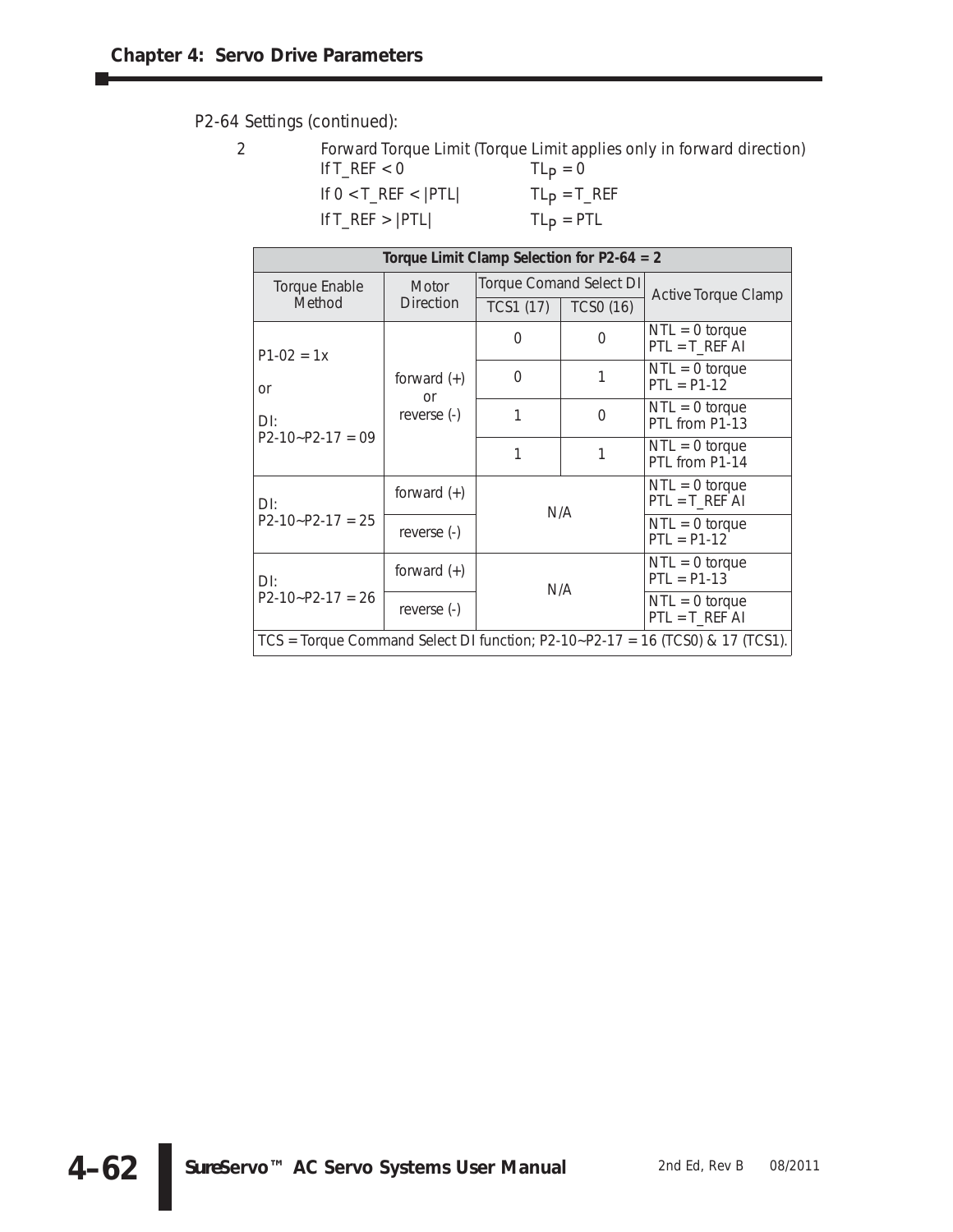P2-64 Settings (continued):

2 Forward Torque Limit (Torque Limit applies only in forward direction)

If T_REF < 0 $TL_P = 0$

If 0 < T_REF < |PTL| $TL_P$ = T_REF

If T_REF > |PTL| $TL_P$ = PTL

| Torque Limit Clamp Selection for P2-64 = 2 | | | | |
|---|---|---|---|---|
| Torque Enable Method | Motor Direction | Torque Comand Select DI | | Active Torque Clamp |
| | | TCS1 (17) | TCS0 (16) | |
| P1-02 = 1x or DI: P2-10~P2-17 = 09 | forward (+) or reverse (-) | 0 | 0 | NTL = 0 torque PTL = T_REF AI |
| | | 0 | 1 | NTL = 0 torque PTL = P1-12 |
| | | 1 | 0 | NTL = 0 torque PTL from P1-13 |
| | | 1 | 1 | NTL = 0 torque PTL from P1-14 |
| DI: P2-10~P2-17 = 25 | forward (+) | N/A | | NTL = 0 torque PTL = T_REF AI |
| | reverse (-) | | | NTL = 0 torque PTL = P1-12 |
| DI: P2-10~P2-17 = 26 | forward (+) | N/A | | NTL = 0 torque PTL = P1-13 |
| | reverse (-) | | | NTL = 0 torque PTL = T_REF AI |
| TCS = Torque Command Select DI function; P2-10~P2-17 = 16 (TCS0) & 17 (TCS1). | | | | |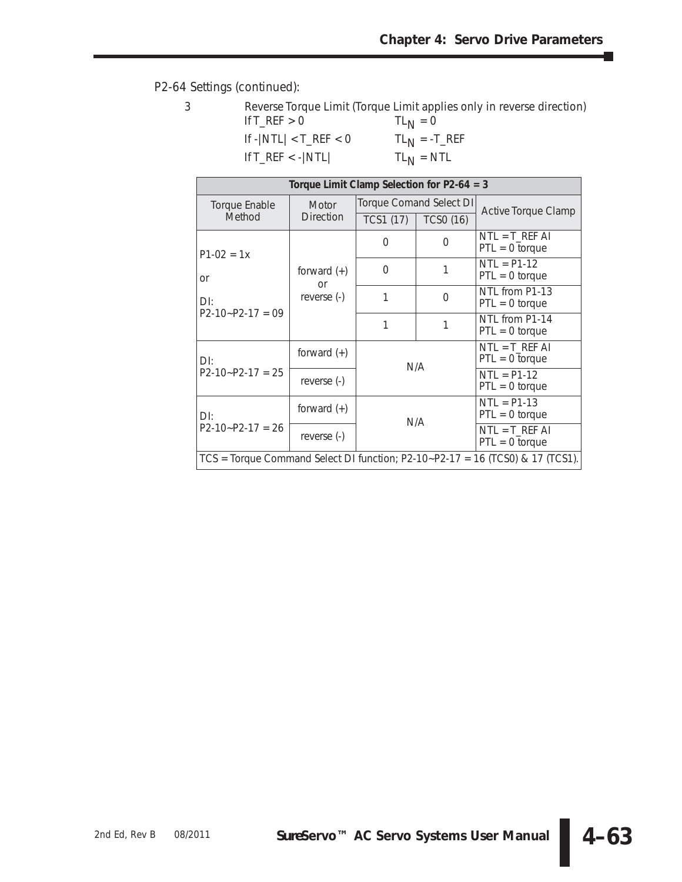P2-64 Settings (continued):

3 Reverse Torque Limit (Torque Limit applies only in reverse direction)

| | |
|---|---|
| If T_REF > 0 | $TL_N$ = 0 |
| If -\|NTL\| < T_REF < 0 | $TL_N$ = -T_REF |
| If T_REF < -\|NTL\| | $TL_N$ = NTL |

| Torque Limit Clamp Selection for P2-64 = 3 | | | | |
|---|---|---|---|---|
| Torque Enable Method | Motor Direction | Torque Comand Select DI | | Active Torque Clamp |
| | | TCS1 (17) | TCS0 (16) | |
| P1-02 = 1x or DI: P2-10~P2-17 = 09 | forward (+) or reverse (-) | 0 | 0 | NTL = T_REF AI PTL = 0 torque |
| | | 0 | 1 | NTL = P1-12 PTL = 0 torque |
| | | 1 | 0 | NTL from P1-13 PTL = 0 torque |
| | | 1 | 1 | NTL from P1-14 PTL = 0 torque |
| DI: P2-10~P2-17 = 25 | forward (+) | N/A | | NTL = T_REF AI PTL = 0 torque |
| | reverse (-) | | | NTL = P1-12 PTL = 0 torque |
| DI: P2-10~P2-17 = 26 | forward (+) | N/A | | NTL = P1-13 PTL = 0 torque |
| | reverse (-) | | | NTL = T_REF AI PTL = 0 torque |
| TCS = Torque Command Select DI function; P2-10~P2-17 = 16 (TCS0) & 17 (TCS1). | | | | |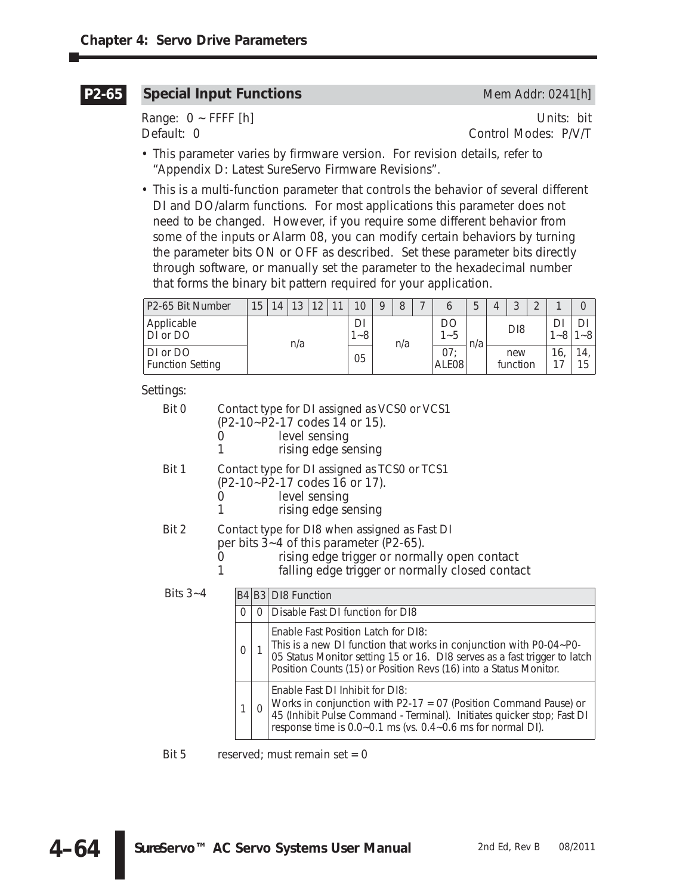## P2-65 Special Input Functions

Mem Addr: 0241[h]

Range: 0 ~ FFFF [h]　　　　Units: bit
Default: 0　　　　Control Modes: P/V/T

- This parameter varies by firmware version. For revision details, refer to "Appendix D: Latest SureServo Firmware Revisions".
- This is a multi-function parameter that controls the behavior of several different DI and DO/alarm functions. For most applications this parameter does not need to be changed. However, if you require some different behavior from some of the inputs or Alarm 08, you can modify certain behaviors by turning the parameter bits ON or OFF as described. Set these parameter bits directly through software, or manually set the parameter to the hexadecimal number that forms the binary bit pattern required for your application.

| P2-65 Bit Number | 15 | 14 | 13 | 12 | 11 | 10 | 9 | 8 | 7 | 6 | 5 | 4 | 3 | 2 | 1 | 0 |
|---|---|---|---|---|---|---|---|---|---|---|---|---|---|---|---|---|
| Applicable DI or DO | n/a | | | | | DI 1~8 | n/a | | | DO 1~5 | n/a | DI8 | | | DI 1~8 | DI 1~8 |
| DI or DO Function Setting | | | | | | 05 | | | | 07; ALE08 | | new function | | | 16, 17 | 14, 15 |

Settings:

Bit 0　Contact type for DI assigned as VCS0 or VCS1 (P2-10~P2-17 codes 14 or 15).
- 0　level sensing
- 1　rising edge sensing

Bit 1　Contact type for DI assigned as TCS0 or TCS1 (P2-10~P2-17 codes 16 or 17).
- 0　level sensing
- 1　rising edge sensing

Bit 2　Contact type for DI8 when assigned as Fast DI per bits 3~4 of this parameter (P2-65).
- 0　rising edge trigger or normally open contact
- 1　falling edge trigger or normally closed contact

Bits 3~4

| B4 | B3 | DI8 Function |
|---|---|---|
| 0 | 0 | Disable Fast DI function for DI8 |
| 0 | 1 | Enable Fast Position Latch for DI8: This is a new DI function that works in conjunction with P0-04~P0-05 Status Monitor setting 15 or 16. DI8 serves as a fast trigger to latch Position Counts (15) or Position Revs (16) into a Status Monitor. |
| 1 | 0 | Enable Fast DI Inhibit for DI8: Works in conjunction with P2-17 = 07 (Position Command Pause) or 45 (Inhibit Pulse Command - Terminal). Initiates quicker stop; Fast DI response time is 0.0~0.1 ms (vs. 0.4~0.6 ms for normal DI). |

Bit 5　reserved; must remain set = 0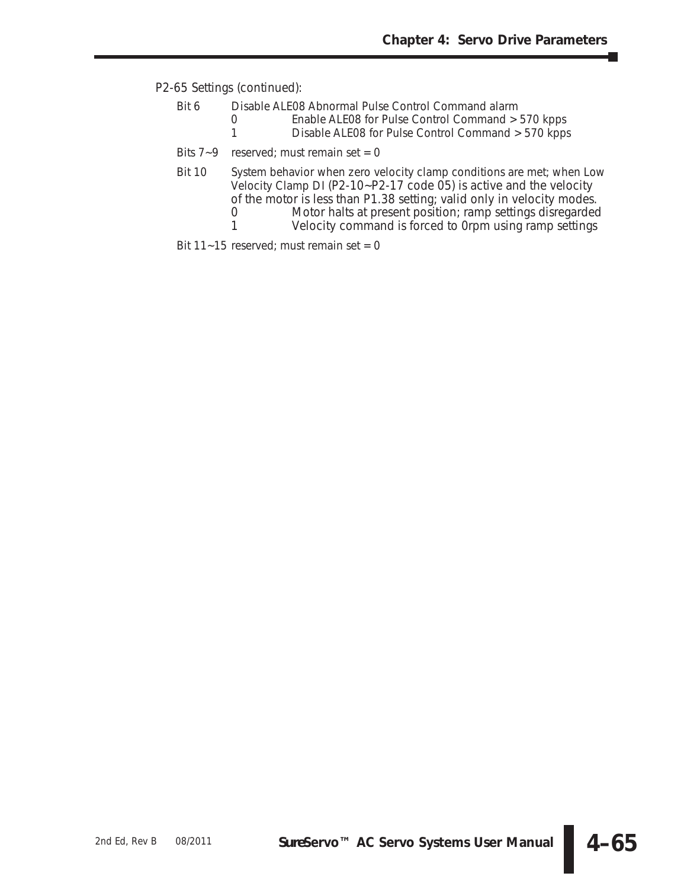P2-65 Settings (continued):

- Bit 6 — Disable ALE08 Abnormal Pulse Control Command alarm
  - 0 — Enable ALE08 for Pulse Control Command > 570 kpps
  - 1 — Disable ALE08 for Pulse Control Command > 570 kpps
- Bits 7~9 — reserved; must remain set = 0
- Bit 10 — System behavior when zero velocity clamp conditions are met; when Low Velocity Clamp DI (P2-10~P2-17 code 05) is active and the velocity of the motor is less than P1.38 setting; valid only in velocity modes.
  - 0 — Motor halts at present position; ramp settings disregarded
  - 1 — Velocity command is forced to 0rpm using ramp settings
- Bit 11~15 — reserved; must remain set = 0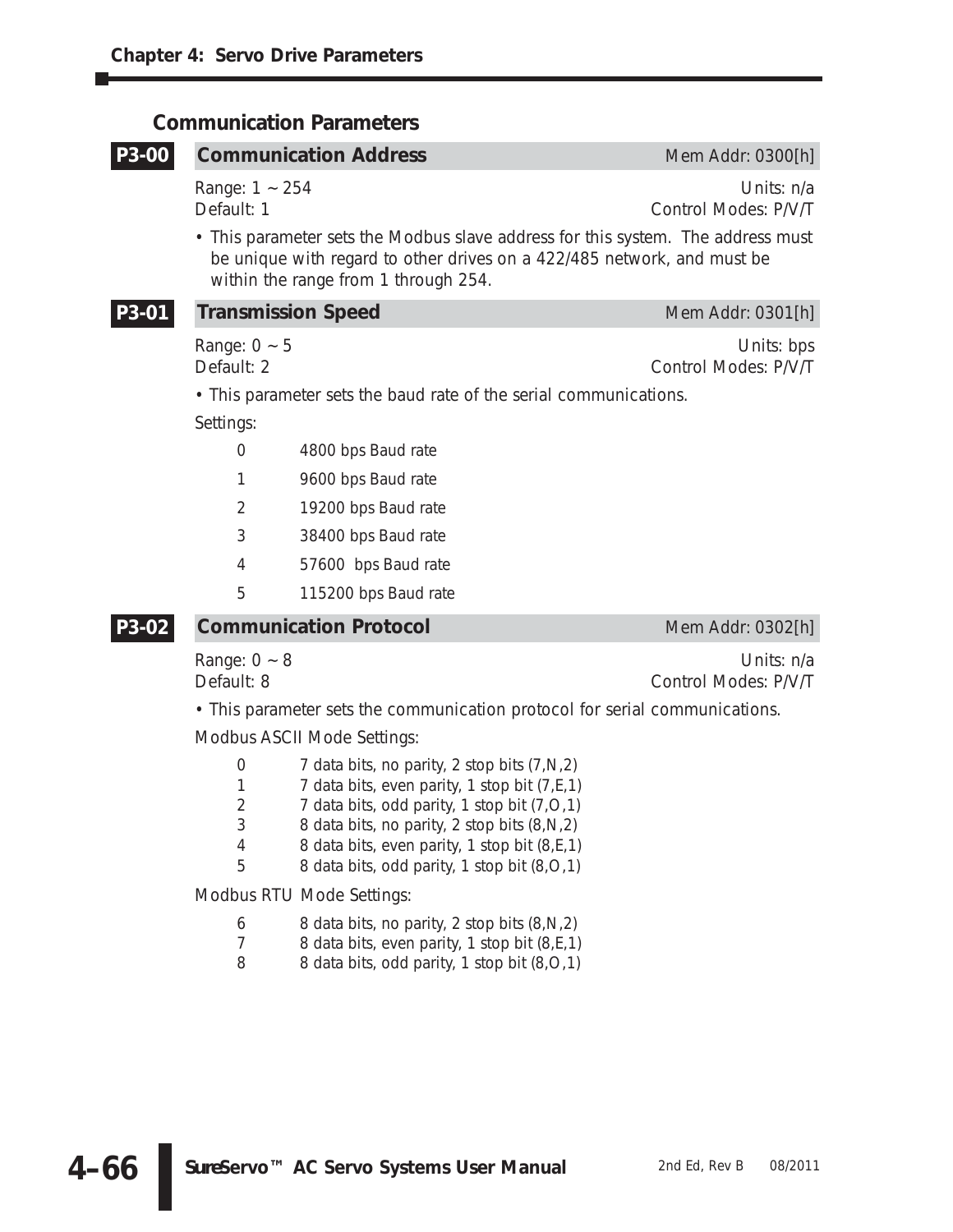## Communication Parameters

### P3-00 Communication Address

Mem Addr: 0300[h]

Range: 1 ~ 254
Default: 1

Units: n/a
Control Modes: P/V/T

- This parameter sets the Modbus slave address for this system. The address must be unique with regard to other drives on a 422/485 network, and must be within the range from 1 through 254.

### P3-01 Transmission Speed

Mem Addr: 0301[h]

Range: 0 ~ 5
Default: 2

Units: bps
Control Modes: P/V/T

- This parameter sets the baud rate of the serial communications.

Settings:

| | |
|---|---|
| 0 | 4800 bps Baud rate |
| 1 | 9600 bps Baud rate |
| 2 | 19200 bps Baud rate |
| 3 | 38400 bps Baud rate |
| 4 | 57600 bps Baud rate |
| 5 | 115200 bps Baud rate |

### P3-02 Communication Protocol

Mem Addr: 0302[h]

Range: 0 ~ 8
Default: 8

Units: n/a
Control Modes: P/V/T

- This parameter sets the communication protocol for serial communications.

Modbus ASCII Mode Settings:

| | |
|---|---|
| 0 | 7 data bits, no parity, 2 stop bits (7,N,2) |
| 1 | 7 data bits, even parity, 1 stop bit (7,E,1) |
| 2 | 7 data bits, odd parity, 1 stop bit (7,O,1) |
| 3 | 8 data bits, no parity, 2 stop bits (8,N,2) |
| 4 | 8 data bits, even parity, 1 stop bit (8,E,1) |
| 5 | 8 data bits, odd parity, 1 stop bit (8,O,1) |

Modbus RTU Mode Settings:

| | |
|---|---|
| 6 | 8 data bits, no parity, 2 stop bits (8,N,2) |
| 7 | 8 data bits, even parity, 1 stop bit (8,E,1) |
| 8 | 8 data bits, odd parity, 1 stop bit (8,O,1) |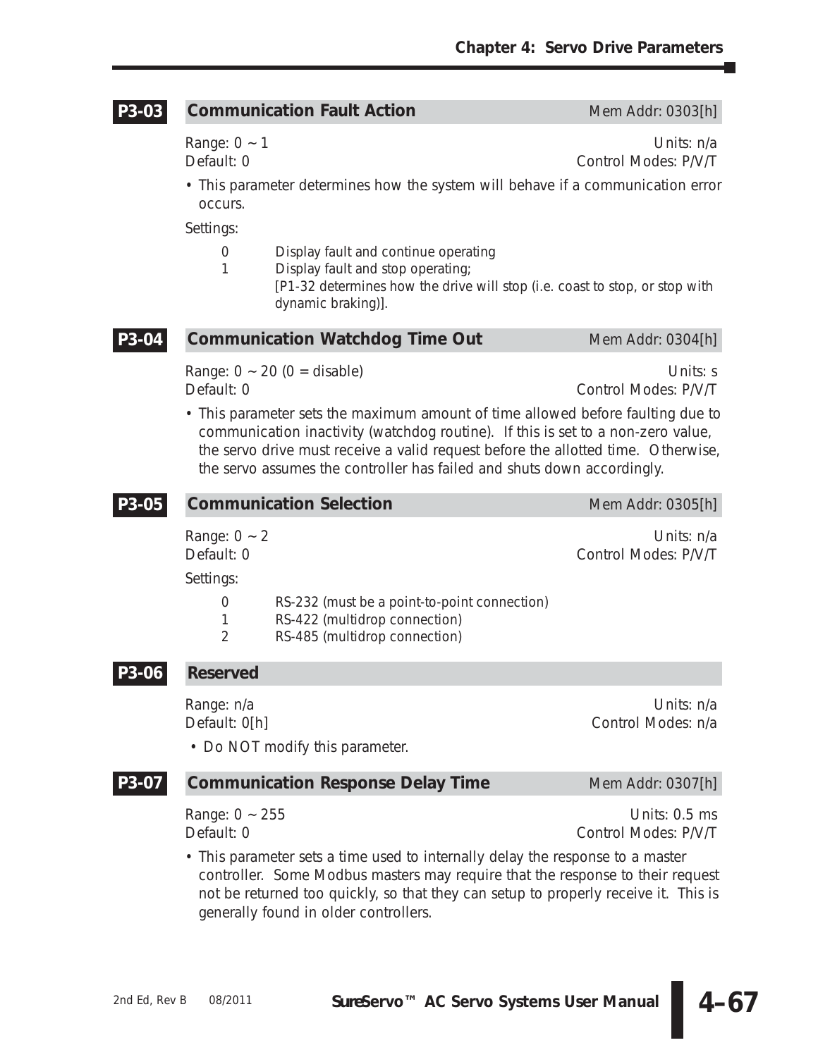### P3-03 Communication Fault Action

Mem Addr: 0303[h]

Range: 0 ~ 1  
Units: n/a  
Default: 0  
Control Modes: P/V/T

- This parameter determines how the system will behave if a communication error occurs.

Settings:

- 0 Display fault and continue operating
- 1 Display fault and stop operating;  
  [P1-32 determines how the drive will stop (i.e. coast to stop, or stop with dynamic braking)].

### P3-04 Communication Watchdog Time Out

Mem Addr: 0304[h]

Range: 0 ~ 20 (0 = disable)  
Units: s  
Default: 0  
Control Modes: P/V/T

- This parameter sets the maximum amount of time allowed before faulting due to communication inactivity (watchdog routine). If this is set to a non-zero value, the servo drive must receive a valid request before the allotted time. Otherwise, the servo assumes the controller has failed and shuts down accordingly.

### P3-05 Communication Selection

Mem Addr: 0305[h]

Range: 0 ~ 2  
Units: n/a  
Default: 0  
Control Modes: P/V/T

Settings:

- 0 RS-232 (must be a point-to-point connection)
- 1 RS-422 (multidrop connection)
- 2 RS-485 (multidrop connection)

### P3-06 Reserved

Range: n/a  
Units: n/a  
Default: 0[h]  
Control Modes: n/a

- Do NOT modify this parameter.

### P3-07 Communication Response Delay Time

Mem Addr: 0307[h]

Range: 0 ~ 255  
Units: 0.5 ms  
Default: 0  
Control Modes: P/V/T

- This parameter sets a time used to internally delay the response to a master controller. Some Modbus masters may require that the response to their request not be returned too quickly, so that they can setup to properly receive it. This is generally found in older controllers.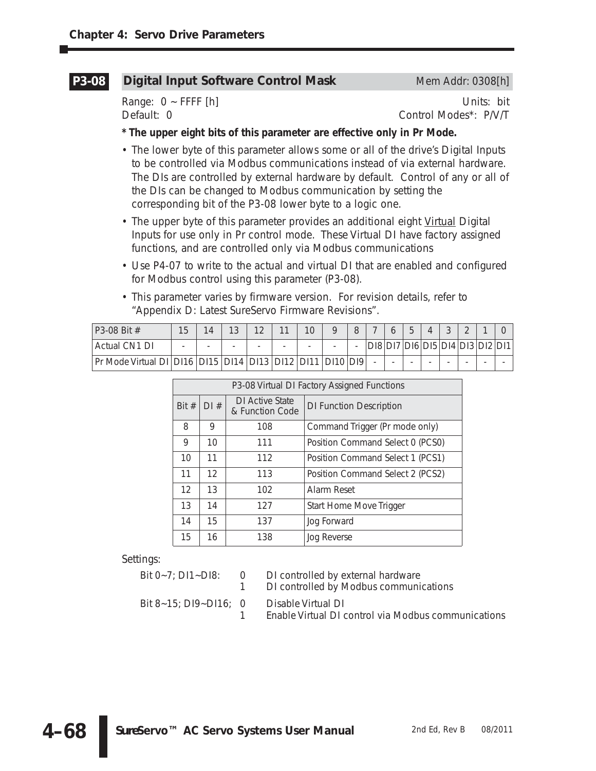## P3-08 Digital Input Software Control Mask

Mem Addr: 0308[h]

Range: 0 ~ FFFF [h] Units: bit
Default: 0 Control Modes*: P/V/T

**\* The upper eight bits of this parameter are effective only in Pr Mode.**

- The lower byte of this parameter allows some or all of the drive's Digital Inputs to be controlled via Modbus communications instead of via external hardware. The DIs are controlled by external hardware by default. Control of any or all of the DIs can be changed to Modbus communication by setting the corresponding bit of the P3-08 lower byte to a logic one.
- The upper byte of this parameter provides an additional eight Virtual Digital Inputs for use only in Pr control mode. These Virtual DI have factory assigned functions, and are controlled only via Modbus communications
- Use P4-07 to write to the actual and virtual DI that are enabled and configured for Modbus control using this parameter (P3-08).
- This parameter varies by firmware version. For revision details, refer to "Appendix D: Latest SureServo Firmware Revisions".

| P3-08 Bit # | 15 | 14 | 13 | 12 | 11 | 10 | 9 | 8 | 7 | 6 | 5 | 4 | 3 | 2 | 1 | 0 |
|---|---|---|---|---|---|---|---|---|---|---|---|---|---|---|---|---|
| Actual CN1 DI | - | - | - | - | - | - | - | - | DI8 | DI7 | DI6 | DI5 | DI4 | DI3 | DI2 | DI1 |
| Pr Mode Virtual DI | DI16 | DI15 | DI14 | DI13 | DI12 | DI11 | DI10 | DI9 | - | - | - | - | - | - | - | - |

| P3-08 Virtual DI Factory Assigned Functions | | | |
|---|---|---|---|
| Bit # | DI # | DI Active State & Function Code | DI Function Description |
| 8 | 9 | 108 | Command Trigger (Pr mode only) |
| 9 | 10 | 111 | Position Command Select 0 (PCS0) |
| 10 | 11 | 112 | Position Command Select 1 (PCS1) |
| 11 | 12 | 113 | Position Command Select 2 (PCS2) |
| 12 | 13 | 102 | Alarm Reset |
| 13 | 14 | 127 | Start Home Move Trigger |
| 14 | 15 | 137 | Jog Forward |
| 15 | 16 | 138 | Jog Reverse |

Settings:

Bit 0~7; DI1~DI8:
- 0 DI controlled by external hardware
- 1 DI controlled by Modbus communications

Bit 8~15; DI9~DI16;
- 0 Disable Virtual DI
- 1 Enable Virtual DI control via Modbus communications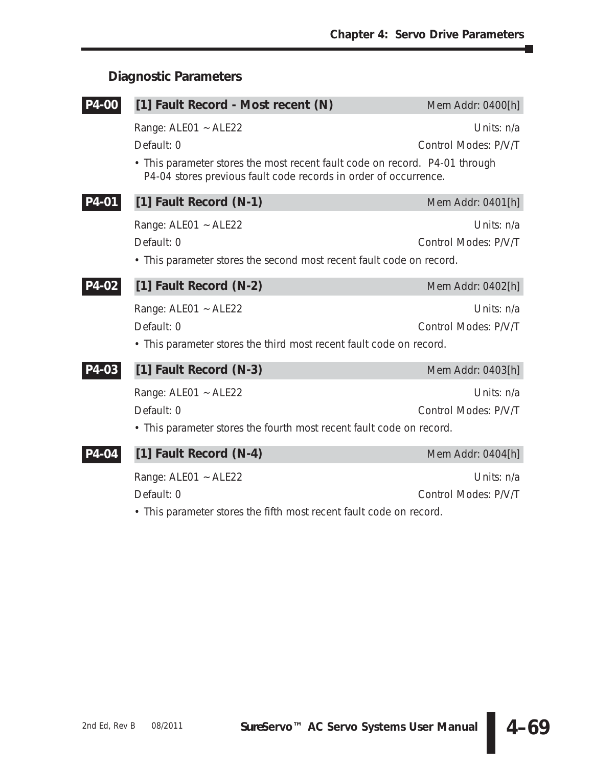## Diagnostic Parameters

### P4-00 [1] Fault Record - Most recent (N)

Mem Addr: 0400[h]

Range: ALE01 ~ ALE22 — Units: n/a

Default: 0 — Control Modes: P/V/T

- This parameter stores the most recent fault code on record. P4-01 through P4-04 stores previous fault code records in order of occurrence.

### P4-01 [1] Fault Record (N-1)

Mem Addr: 0401[h]

Range: ALE01 ~ ALE22 — Units: n/a

Default: 0 — Control Modes: P/V/T

- This parameter stores the second most recent fault code on record.

### P4-02 [1] Fault Record (N-2)

Mem Addr: 0402[h]

Range: ALE01 ~ ALE22 — Units: n/a

Default: 0 — Control Modes: P/V/T

- This parameter stores the third most recent fault code on record.

### P4-03 [1] Fault Record (N-3)

Mem Addr: 0403[h]

Range: ALE01 ~ ALE22 — Units: n/a

Default: 0 — Control Modes: P/V/T

- This parameter stores the fourth most recent fault code on record.

### P4-04 [1] Fault Record (N-4)

Mem Addr: 0404[h]

Range: ALE01 ~ ALE22 — Units: n/a

Default: 0 — Control Modes: P/V/T

- This parameter stores the fifth most recent fault code on record.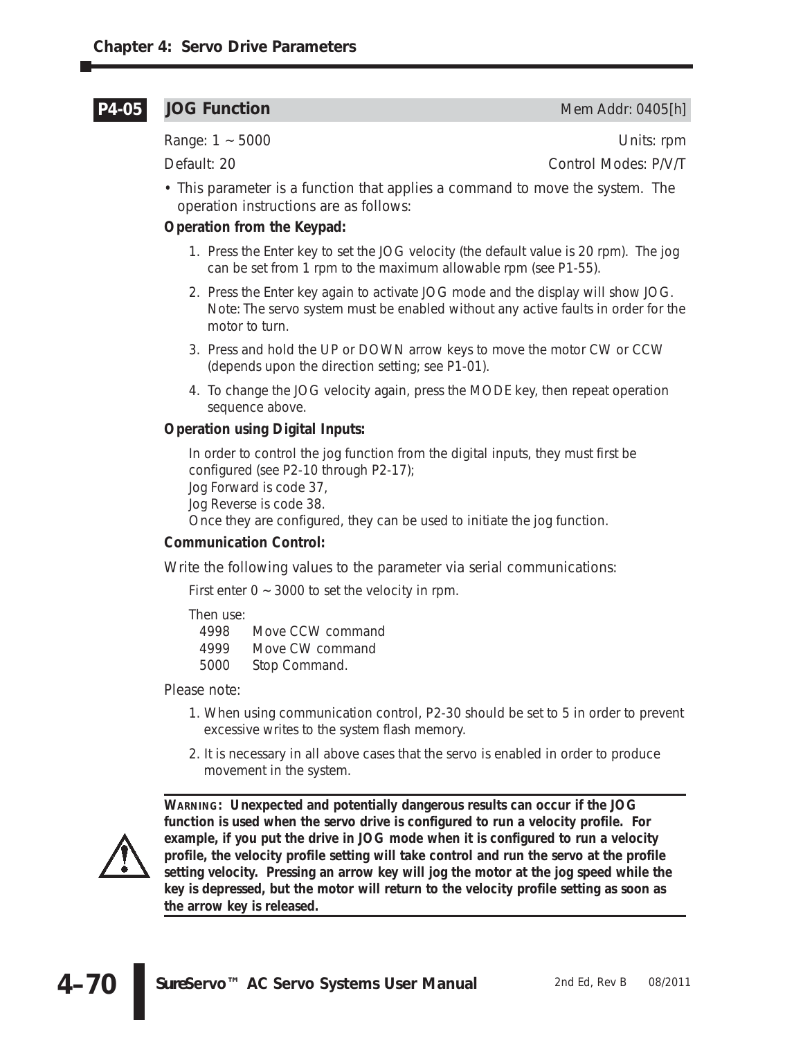## P4-05 JOG Function

Mem Addr: 0405[h]

Range: 1 ~ 5000 Units: rpm

Default: 20 Control Modes: P/V/T

- This parameter is a function that applies a command to move the system. The operation instructions are as follows:

**Operation from the Keypad:**

1. Press the Enter key to set the JOG velocity (the default value is 20 rpm). The jog can be set from 1 rpm to the maximum allowable rpm (see P1-55).
2. Press the Enter key again to activate JOG mode and the display will show JOG. Note: The servo system must be enabled without any active faults in order for the motor to turn.
3. Press and hold the UP or DOWN arrow keys to move the motor CW or CCW (depends upon the direction setting; see P1-01).
4. To change the JOG velocity again, press the MODE key, then repeat operation sequence above.

**Operation using Digital Inputs:**

In order to control the jog function from the digital inputs, they must first be configured (see P2-10 through P2-17);
Jog Forward is code 37,
Jog Reverse is code 38.
Once they are configured, they can be used to initiate the jog function.

**Communication Control:**

Write the following values to the parameter via serial communications:

First enter 0 ~ 3000 to set the velocity in rpm.

Then use:

| | |
|---|---|
| 4998 | Move CCW command |
| 4999 | Move CW command |
| 5000 | Stop Command. |

Please note:

1. When using communication control, P2-30 should be set to 5 in order to prevent excessive writes to the system flash memory.
2. It is necessary in all above cases that the servo is enabled in order to produce movement in the system.

**WARNING: Unexpected and potentially dangerous results can occur if the JOG function is used when the servo drive is configured to run a velocity profile. For example, if you put the drive in JOG mode when it is configured to run a velocity profile, the velocity profile setting will take control and run the servo at the profile setting velocity. Pressing an arrow key will jog the motor at the jog speed while the key is depressed, but the motor will return to the velocity profile setting as soon as the arrow key is released.**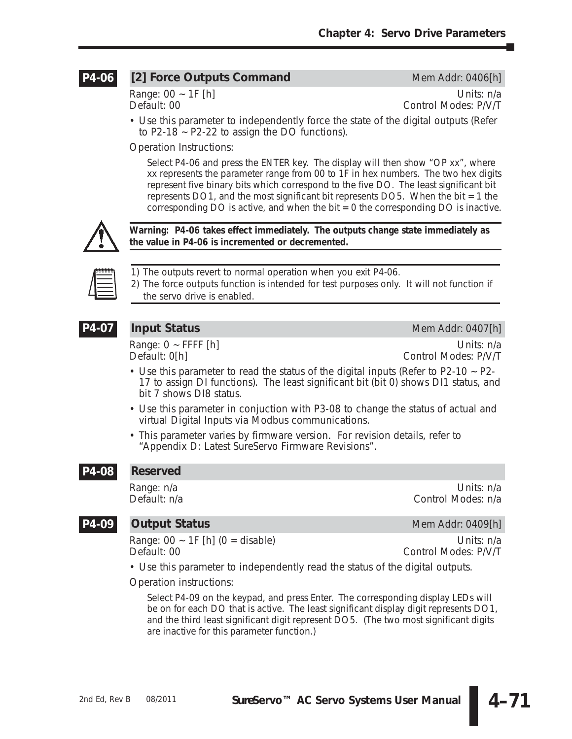## P4-06 [2] Force Outputs Command

Mem Addr: 0406[h]

Range: 00 ~ 1F [h] Units: n/a
Default: 00 Control Modes: P/V/T

- Use this parameter to independently force the state of the digital outputs (Refer to P2-18 ~ P2-22 to assign the DO functions).

Operation Instructions:

Select P4-06 and press the ENTER key. The display will then show "OP xx", where xx represents the parameter range from 00 to 1F in hex numbers. The two hex digits represent five binary bits which correspond to the five DO. The least significant bit represents DO1, and the most significant bit represents DO5. When the bit = 1 the corresponding DO is active, and when the bit = 0 the corresponding DO is inactive.

**Warning: P4-06 takes effect immediately. The outputs change state immediately as the value in P4-06 is incremented or decremented.**

1) The outputs revert to normal operation when you exit P4-06.
2) The force outputs function is intended for test purposes only. It will not function if the servo drive is enabled.

## P4-07 Input Status

Mem Addr: 0407[h]

Range: 0 ~ FFFF [h] Units: n/a
Default: 0[h] Control Modes: P/V/T

- Use this parameter to read the status of the digital inputs (Refer to P2-10 ~ P2-17 to assign DI functions). The least significant bit (bit 0) shows DI1 status, and bit 7 shows DI8 status.
- Use this parameter in conjuction with P3-08 to change the status of actual and virtual Digital Inputs via Modbus communications.
- This parameter varies by firmware version. For revision details, refer to "Appendix D: Latest SureServo Firmware Revisions".

## P4-08 Reserved

Range: n/a Units: n/a
Default: n/a Control Modes: n/a

## P4-09 Output Status

Mem Addr: 0409[h]

Range: 00 ~ 1F [h] (0 = disable) Units: n/a
Default: 00 Control Modes: P/V/T

- Use this parameter to independently read the status of the digital outputs.

Operation instructions:

Select P4-09 on the keypad, and press Enter. The corresponding display LEDs will be on for each DO that is active. The least significant display digit represents DO1, and the third least significant digit represent DO5. (The two most significant digits are inactive for this parameter function.)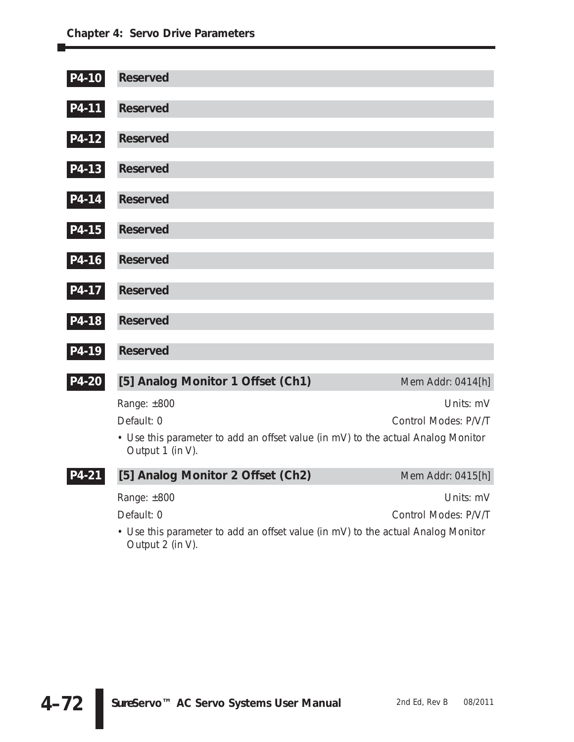### P4-10 Reserved

### P4-11 Reserved

### P4-12 Reserved

### P4-13 Reserved

### P4-14 Reserved

### P4-15 Reserved

### P4-16 Reserved

### P4-17 Reserved

### P4-18 Reserved

### P4-19 Reserved

### P4-20 [5] Analog Monitor 1 Offset (Ch1)

*Mem Addr: 0414[h]*

Range: ±800 — Units: mV

Default: 0 — Control Modes: P/V/T

- Use this parameter to add an offset value (in mV) to the actual Analog Monitor Output 1 (in V).

### P4-21 [5] Analog Monitor 2 Offset (Ch2)

*Mem Addr: 0415[h]*

Range: ±800 — Units: mV

Default: 0 — Control Modes: P/V/T

- Use this parameter to add an offset value (in mV) to the actual Analog Monitor Output 2 (in V).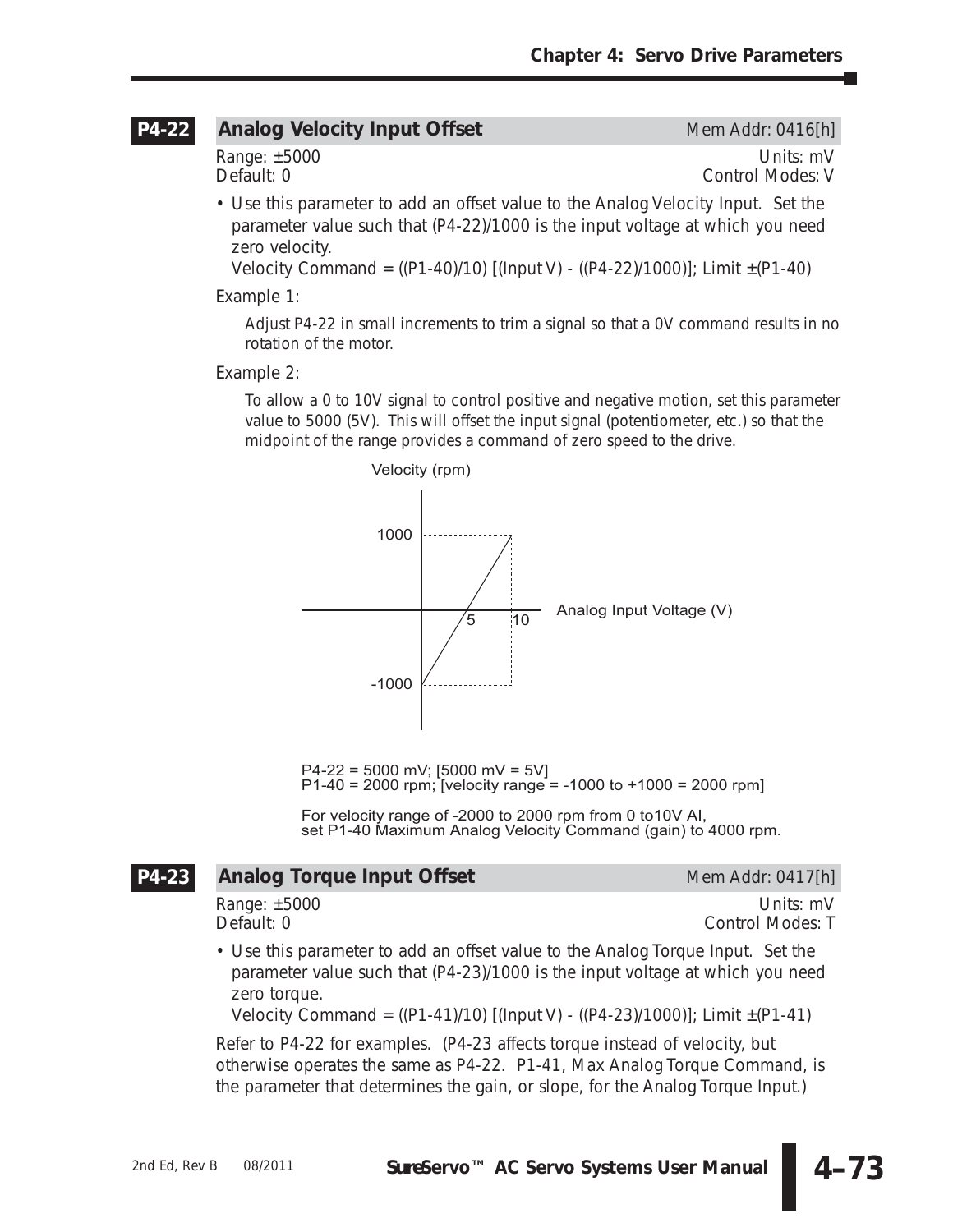## P4-22 Analog Velocity Input Offset

Mem Addr: 0416[h]

Range: ±5000 | Units: mV
Default: 0 | Control Modes: V

- Use this parameter to add an offset value to the Analog Velocity Input. Set the parameter value such that (P4-22)/1000 is the input voltage at which you need zero velocity.

  Velocity Command = ((P1-40)/10) [(Input V) - ((P4-22)/1000)]; Limit ±(P1-40)

Example 1:

Adjust P4-22 in small increments to trim a signal so that a 0V command results in no rotation of the motor.

Example 2:

To allow a 0 to 10V signal to control positive and negative motion, set this parameter value to 5000 (5V). This will offset the input signal (potentiometer, etc.) so that the midpoint of the range provides a command of zero speed to the drive.

Velocity (rpm)

1000

-1000

5 10 Analog Input Voltage (V)

P4-22 = 5000 mV; [5000 mV = 5V]
P1-40 = 2000 rpm; [velocity range = -1000 to +1000 = 2000 rpm]

For velocity range of -2000 to 2000 rpm from 0 to10V AI,
set P1-40 Maximum Analog Velocity Command (gain) to 4000 rpm.

## P4-23 Analog Torque Input Offset

Mem Addr: 0417[h]

Range: ±5000 | Units: mV
Default: 0 | Control Modes: T

- Use this parameter to add an offset value to the Analog Torque Input. Set the parameter value such that (P4-23)/1000 is the input voltage at which you need zero torque.

  Velocity Command = ((P1-41)/10) [(Input V) - ((P4-23)/1000)]; Limit ±(P1-41)

Refer to P4-22 for examples. (P4-23 affects torque instead of velocity, but otherwise operates the same as P4-22. P1-41, Max Analog Torque Command, is the parameter that determines the gain, or slope, for the Analog Torque Input.)